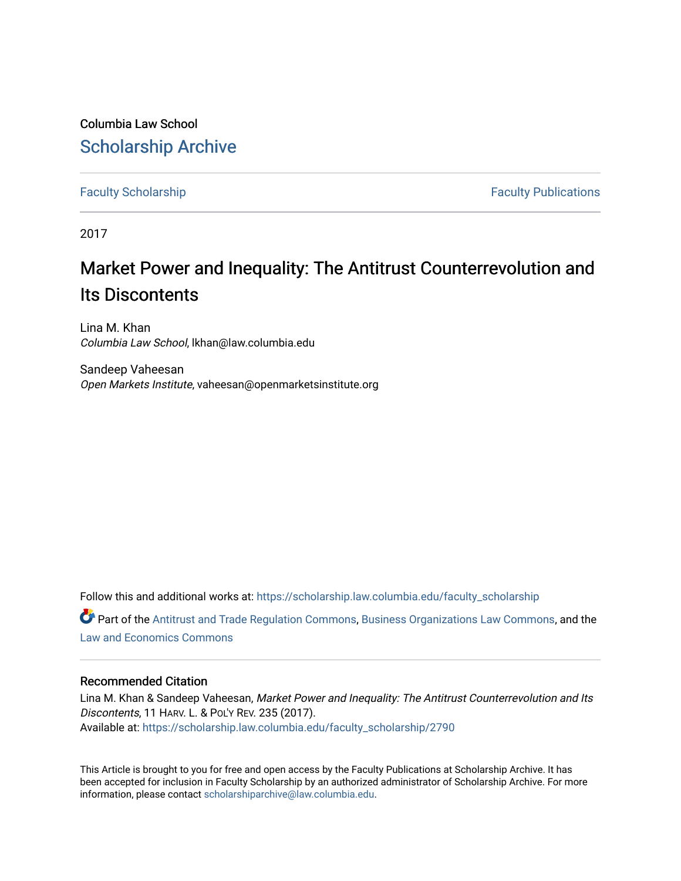Columbia Law School

## Scholarship Archive

Faculty Scholarship | Faculty Publications

2017

# Market Power and Inequality: The Antitrust Counterrevolution and Its Discontents

Lina M. Khan
*Columbia Law School*, lkhan@law.columbia.edu

Sandeep Vaheesan
*Open Markets Institute*, vaheesan@openmarketsinstitute.org

Follow this and additional works at: https://scholarship.law.columbia.edu/faculty_scholarship

Part of the Antitrust and Trade Regulation Commons, Business Organizations Law Commons, and the Law and Economics Commons

### Recommended Citation

Lina M. Khan & Sandeep Vaheesan, *Market Power and Inequality: The Antitrust Counterrevolution and Its Discontents*, 11 HARV. L. & POL'Y REV. 235 (2017).
Available at: https://scholarship.law.columbia.edu/faculty_scholarship/2790

This Article is brought to you for free and open access by the Faculty Publications at Scholarship Archive. It has been accepted for inclusion in Faculty Scholarship by an authorized administrator of Scholarship Archive. For more information, please contact scholarshiparchive@law.columbia.edu.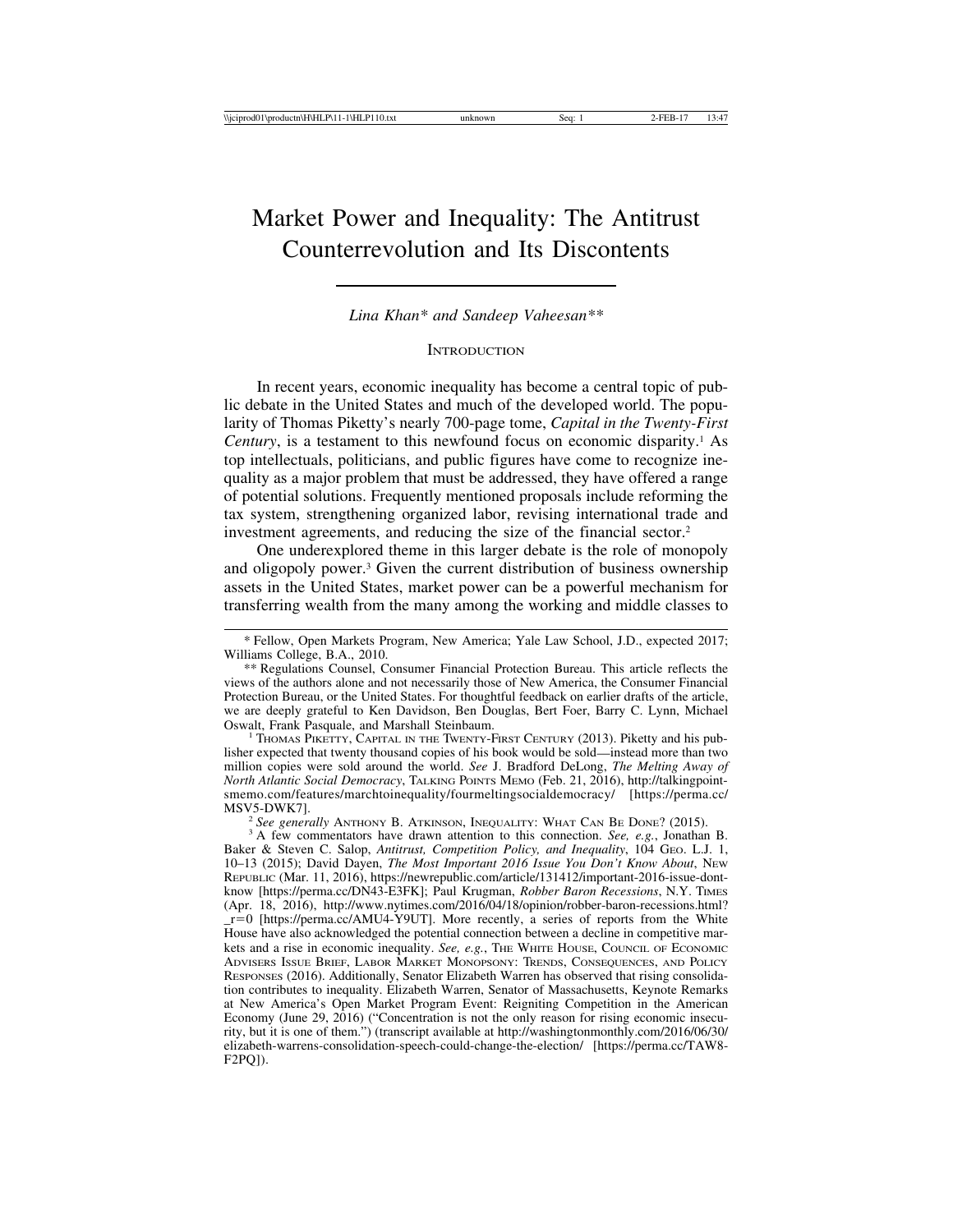# Market Power and Inequality: The Antitrust Counterrevolution and Its Discontents

*Lina Khan\* and Sandeep Vaheesan\*\**

## Introduction

In recent years, economic inequality has become a central topic of public debate in the United States and much of the developed world. The popularity of Thomas Piketty's nearly 700-page tome, *Capital in the Twenty-First Century*, is a testament to this newfound focus on economic disparity.[1] As top intellectuals, politicians, and public figures have come to recognize inequality as a major problem that must be addressed, they have offered a range of potential solutions. Frequently mentioned proposals include reforming the tax system, strengthening organized labor, revising international trade and investment agreements, and reducing the size of the financial sector.[2]

One underexplored theme in this larger debate is the role of monopoly and oligopoly power.[3] Given the current distribution of business ownership assets in the United States, market power can be a powerful mechanism for transferring wealth from the many among the working and middle classes to

---

\* Fellow, Open Markets Program, New America; Yale Law School, J.D., expected 2017; Williams College, B.A., 2010.

\*\* Regulations Counsel, Consumer Financial Protection Bureau. This article reflects the views of the authors alone and not necessarily those of New America, the Consumer Financial Protection Bureau, or the United States. For thoughtful feedback on earlier drafts of the article, we are deeply grateful to Ken Davidson, Ben Douglas, Bert Foer, Barry C. Lynn, Michael Oswalt, Frank Pasquale, and Marshall Steinbaum.

[1] Thomas Piketty, Capital in the Twenty-First Century (2013). Piketty and his publisher expected that twenty thousand copies of his book would be sold—instead more than two million copies were sold around the world. *See* J. Bradford DeLong, *The Melting Away of North Atlantic Social Democracy*, Talking Points Memo (Feb. 21, 2016), http://talkingpointsmemo.com/features/marchtoinequality/fourmeltingsocialdemocracy/ [https://perma.cc/MSV5-DWK7].

[2] *See generally* Anthony B. Atkinson, Inequality: What Can Be Done? (2015).

[3] A few commentators have drawn attention to this connection. *See, e.g.*, Jonathan B. Baker & Steven C. Salop, *Antitrust, Competition Policy, and Inequality*, 104 Geo. L.J. 1, 10–13 (2015); David Dayen, *The Most Important 2016 Issue You Don't Know About*, New Republic (Mar. 11, 2016), https://newrepublic.com/article/131412/important-2016-issue-dont-know [https://perma.cc/DN43-E3FK]; Paul Krugman, *Robber Baron Recessions*, N.Y. Times (Apr. 18, 2016), http://www.nytimes.com/2016/04/18/opinion/robber-baron-recessions.html?_r=0 [https://perma.cc/AMU4-Y9UT]. More recently, a series of reports from the White House have also acknowledged the potential connection between a decline in competitive markets and a rise in economic inequality. *See, e.g.*, The White House, Council of Economic Advisers Issue Brief, Labor Market Monopsony: Trends, Consequences, and Policy Responses (2016). Additionally, Senator Elizabeth Warren has observed that rising consolidation contributes to inequality. Elizabeth Warren, Senator of Massachusetts, Keynote Remarks at New America's Open Market Program Event: Reigniting Competition in the American Economy (June 29, 2016) ("Concentration is not the only reason for rising economic insecurity, but it is one of them.") (transcript available at http://washingtonmonthly.com/2016/06/30/elizabeth-warrens-consolidation-speech-could-change-the-election/ [https://perma.cc/TAW8-F2PQ]).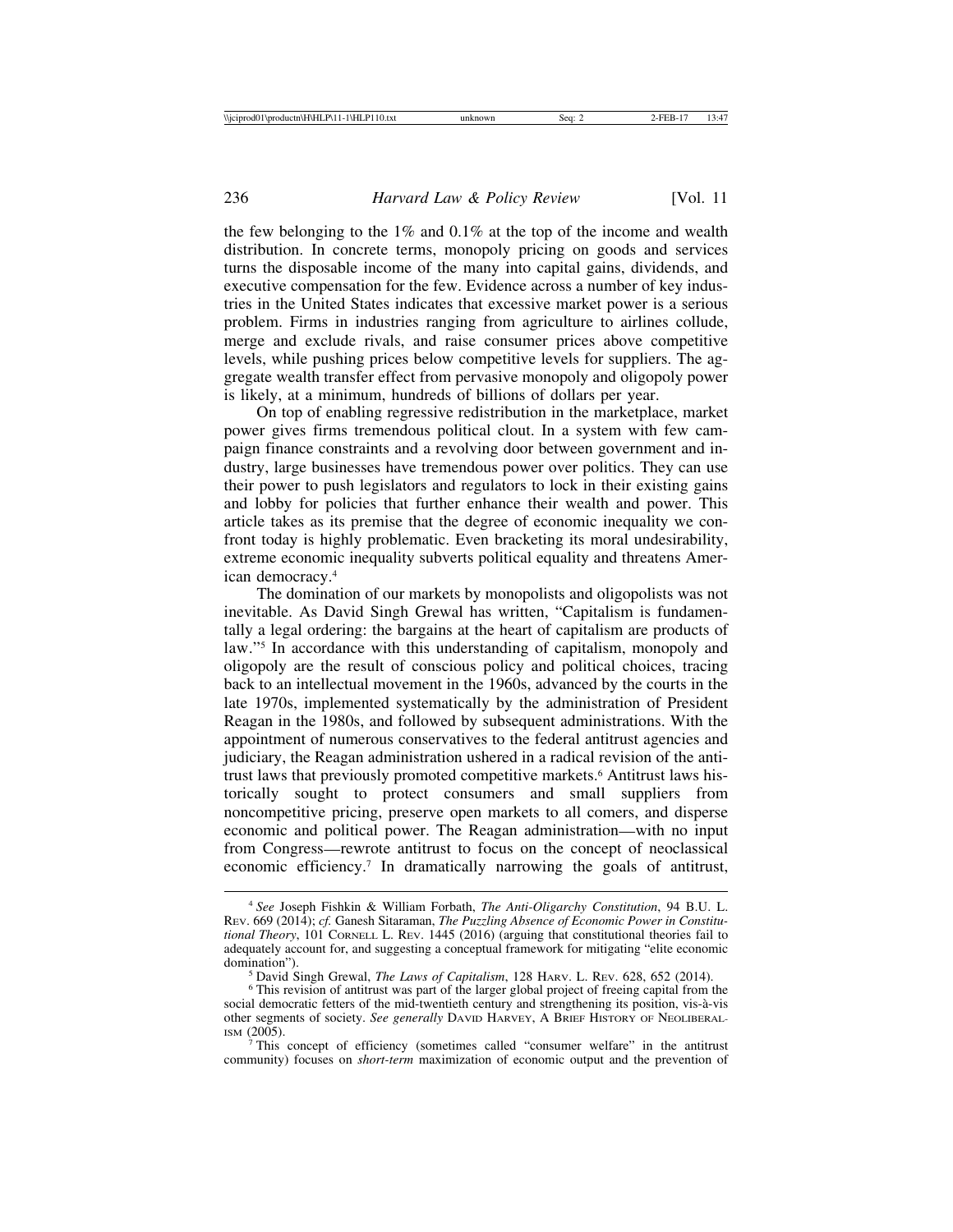the few belonging to the 1% and 0.1% at the top of the income and wealth distribution. In concrete terms, monopoly pricing on goods and services turns the disposable income of the many into capital gains, dividends, and executive compensation for the few. Evidence across a number of key industries in the United States indicates that excessive market power is a serious problem. Firms in industries ranging from agriculture to airlines collude, merge and exclude rivals, and raise consumer prices above competitive levels, while pushing prices below competitive levels for suppliers. The aggregate wealth transfer effect from pervasive monopoly and oligopoly power is likely, at a minimum, hundreds of billions of dollars per year.

On top of enabling regressive redistribution in the marketplace, market power gives firms tremendous political clout. In a system with few campaign finance constraints and a revolving door between government and industry, large businesses have tremendous power over politics. They can use their power to push legislators and regulators to lock in their existing gains and lobby for policies that further enhance their wealth and power. This article takes as its premise that the degree of economic inequality we confront today is highly problematic. Even bracketing its moral undesirability, extreme economic inequality subverts political equality and threatens American democracy.[4]

The domination of our markets by monopolists and oligopolists was not inevitable. As David Singh Grewal has written, "Capitalism is fundamentally a legal ordering: the bargains at the heart of capitalism are products of law."[5] In accordance with this understanding of capitalism, monopoly and oligopoly are the result of conscious policy and political choices, tracing back to an intellectual movement in the 1960s, advanced by the courts in the late 1970s, implemented systematically by the administration of President Reagan in the 1980s, and followed by subsequent administrations. With the appointment of numerous conservatives to the federal antitrust agencies and judiciary, the Reagan administration ushered in a radical revision of the antitrust laws that previously promoted competitive markets.[6] Antitrust laws historically sought to protect consumers and small suppliers from noncompetitive pricing, preserve open markets to all comers, and disperse economic and political power. The Reagan administration—with no input from Congress—rewrote antitrust to focus on the concept of neoclassical economic efficiency.[7] In dramatically narrowing the goals of antitrust,

---

[4] *See* Joseph Fishkin & William Forbath, *The Anti-Oligarchy Constitution*, 94 B.U. L. Rev. 669 (2014); *cf.* Ganesh Sitaraman, *The Puzzling Absence of Economic Power in Constitutional Theory*, 101 Cornell L. Rev. 1445 (2016) (arguing that constitutional theories fail to adequately account for, and suggesting a conceptual framework for mitigating "elite economic domination").

[5] David Singh Grewal, *The Laws of Capitalism*, 128 Harv. L. Rev. 628, 652 (2014).

[6] This revision of antitrust was part of the larger global project of freeing capital from the social democratic fetters of the mid-twentieth century and strengthening its position, vis-à-vis other segments of society. *See generally* David Harvey, A Brief History of Neoliberalism (2005).

[7] This concept of efficiency (sometimes called "consumer welfare" in the antitrust community) focuses on *short-term* maximization of economic output and the prevention of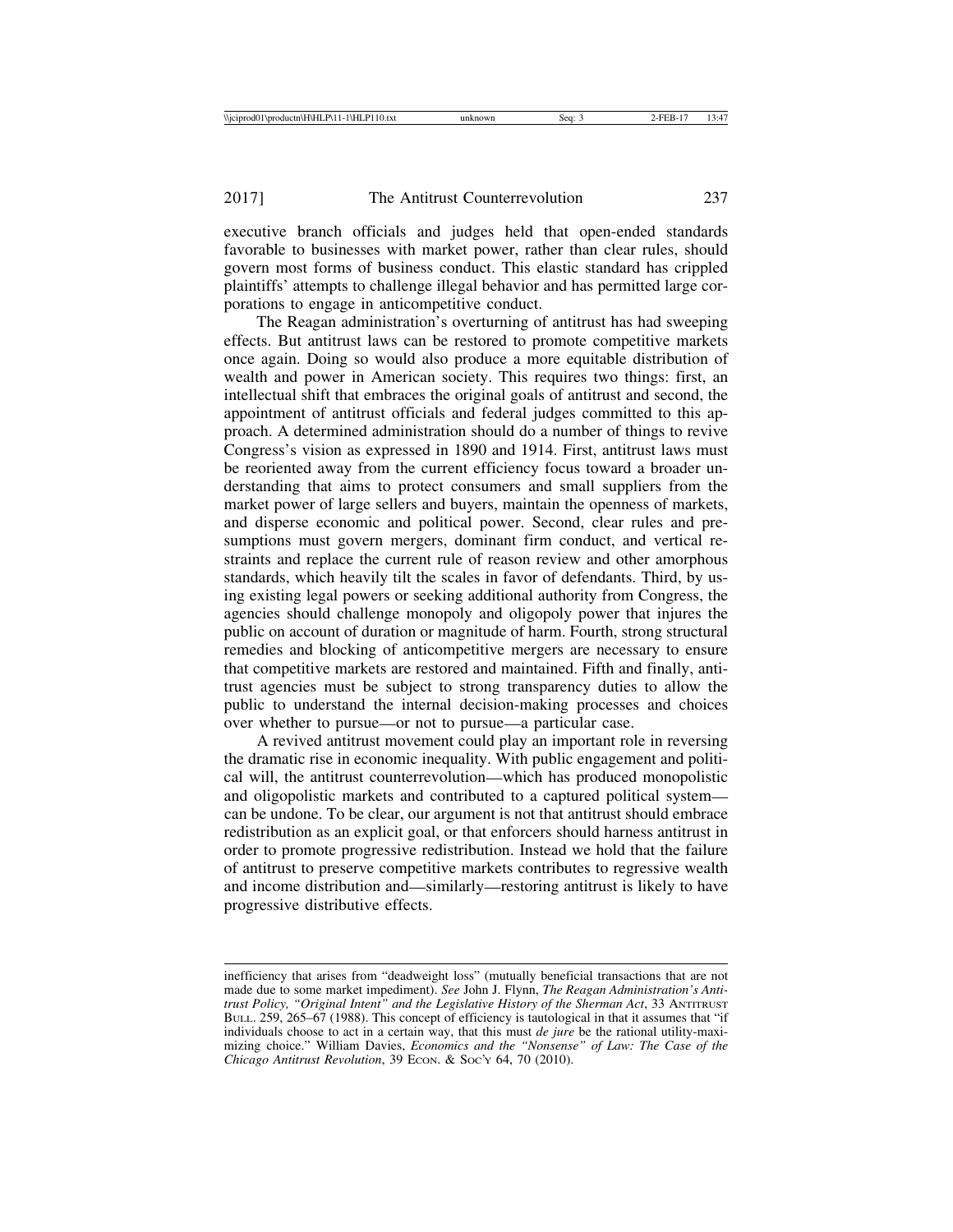executive branch officials and judges held that open-ended standards favorable to businesses with market power, rather than clear rules, should govern most forms of business conduct. This elastic standard has crippled plaintiffs' attempts to challenge illegal behavior and has permitted large corporations to engage in anticompetitive conduct.

The Reagan administration's overturning of antitrust has had sweeping effects. But antitrust laws can be restored to promote competitive markets once again. Doing so would also produce a more equitable distribution of wealth and power in American society. This requires two things: first, an intellectual shift that embraces the original goals of antitrust and second, the appointment of antitrust officials and federal judges committed to this approach. A determined administration should do a number of things to revive Congress's vision as expressed in 1890 and 1914. First, antitrust laws must be reoriented away from the current efficiency focus toward a broader understanding that aims to protect consumers and small suppliers from the market power of large sellers and buyers, maintain the openness of markets, and disperse economic and political power. Second, clear rules and presumptions must govern mergers, dominant firm conduct, and vertical restraints and replace the current rule of reason review and other amorphous standards, which heavily tilt the scales in favor of defendants. Third, by using existing legal powers or seeking additional authority from Congress, the agencies should challenge monopoly and oligopoly power that injures the public on account of duration or magnitude of harm. Fourth, strong structural remedies and blocking of anticompetitive mergers are necessary to ensure that competitive markets are restored and maintained. Fifth and finally, antitrust agencies must be subject to strong transparency duties to allow the public to understand the internal decision-making processes and choices over whether to pursue—or not to pursue—a particular case.

A revived antitrust movement could play an important role in reversing the dramatic rise in economic inequality. With public engagement and political will, the antitrust counterrevolution—which has produced monopolistic and oligopolistic markets and contributed to a captured political system—can be undone. To be clear, our argument is not that antitrust should embrace redistribution as an explicit goal, or that enforcers should harness antitrust in order to promote progressive redistribution. Instead we hold that the failure of antitrust to preserve competitive markets contributes to regressive wealth and income distribution and—similarly—restoring antitrust is likely to have progressive distributive effects.

---

inefficiency that arises from "deadweight loss" (mutually beneficial transactions that are not made due to some market impediment). *See* John J. Flynn, *The Reagan Administration's Antitrust Policy, "Original Intent" and the Legislative History of the Sherman Act*, 33 ANTITRUST BULL. 259, 265–67 (1988). This concept of efficiency is tautological in that it assumes that "if individuals choose to act in a certain way, that this must *de jure* be the rational utility-maximizing choice." William Davies, *Economics and the "Nonsense" of Law: The Case of the Chicago Antitrust Revolution*, 39 ECON. & SOC'Y 64, 70 (2010).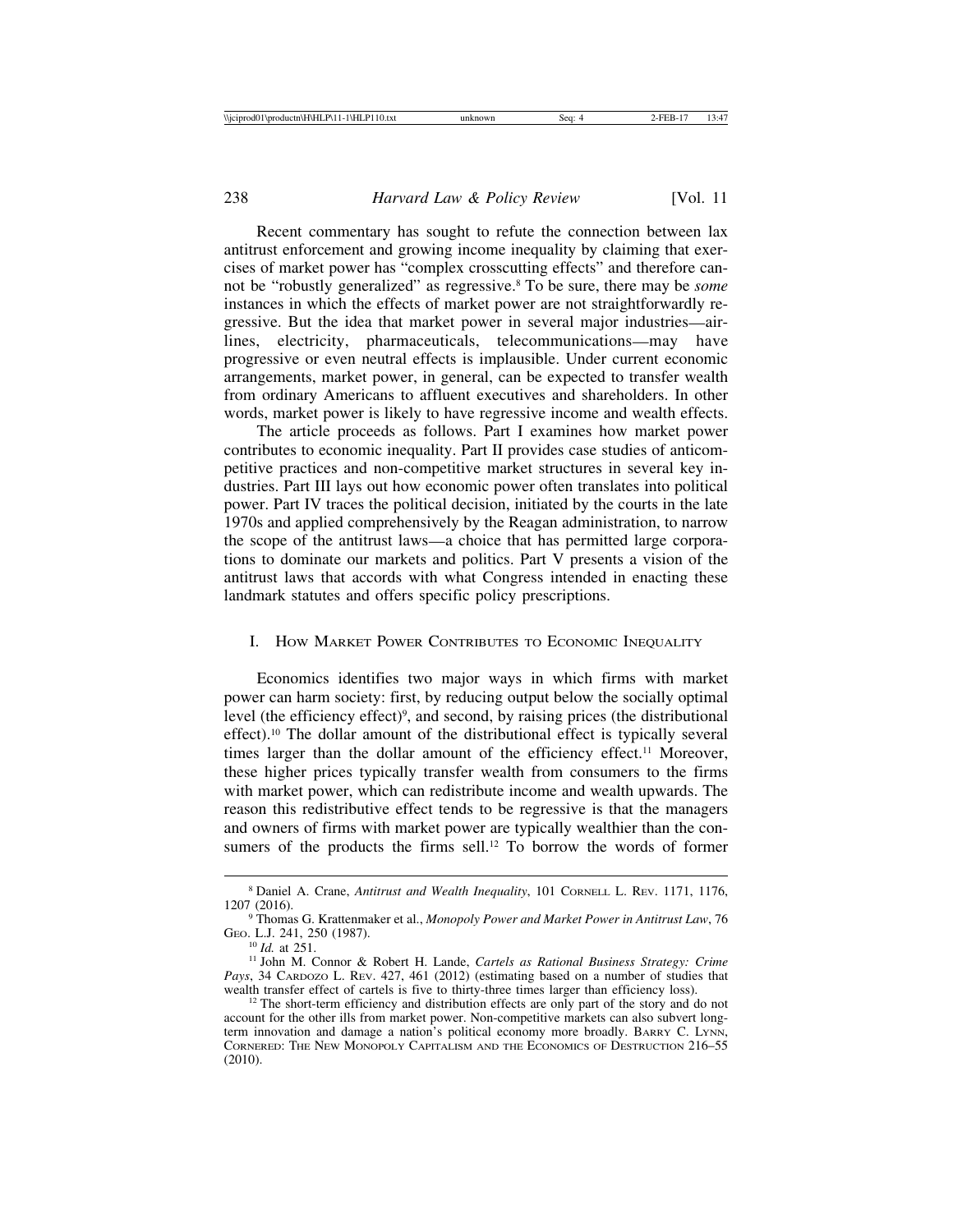Recent commentary has sought to refute the connection between lax antitrust enforcement and growing income inequality by claiming that exercises of market power has "complex crosscutting effects" and therefore cannot be "robustly generalized" as regressive.[8] To be sure, there may be *some* instances in which the effects of market power are not straightforwardly regressive. But the idea that market power in several major industries—airlines, electricity, pharmaceuticals, telecommunications—may have progressive or even neutral effects is implausible. Under current economic arrangements, market power, in general, can be expected to transfer wealth from ordinary Americans to affluent executives and shareholders. In other words, market power is likely to have regressive income and wealth effects.

The article proceeds as follows. Part I examines how market power contributes to economic inequality. Part II provides case studies of anticompetitive practices and non-competitive market structures in several key industries. Part III lays out how economic power often translates into political power. Part IV traces the political decision, initiated by the courts in the late 1970s and applied comprehensively by the Reagan administration, to narrow the scope of the antitrust laws—a choice that has permitted large corporations to dominate our markets and politics. Part V presents a vision of the antitrust laws that accords with what Congress intended in enacting these landmark statutes and offers specific policy prescriptions.

## I. How Market Power Contributes to Economic Inequality

Economics identifies two major ways in which firms with market power can harm society: first, by reducing output below the socially optimal level (the efficiency effect)[9], and second, by raising prices (the distributional effect).[10] The dollar amount of the distributional effect is typically several times larger than the dollar amount of the efficiency effect.[11] Moreover, these higher prices typically transfer wealth from consumers to the firms with market power, which can redistribute income and wealth upwards. The reason this redistributive effect tends to be regressive is that the managers and owners of firms with market power are typically wealthier than the consumers of the products the firms sell.[12] To borrow the words of former

[8] Daniel A. Crane, *Antitrust and Wealth Inequality*, 101 Cornell L. Rev. 1171, 1176, 1207 (2016).

[9] Thomas G. Krattenmaker et al., *Monopoly Power and Market Power in Antitrust Law*, 76 Geo. L.J. 241, 250 (1987).

[10] *Id.* at 251.

[11] John M. Connor & Robert H. Lande, *Cartels as Rational Business Strategy: Crime Pays*, 34 Cardozo L. Rev. 427, 461 (2012) (estimating based on a number of studies that wealth transfer effect of cartels is five to thirty-three times larger than efficiency loss).

[12] The short-term efficiency and distribution effects are only part of the story and do not account for the other ills from market power. Non-competitive markets can also subvert long-term innovation and damage a nation's political economy more broadly. Barry C. Lynn, Cornered: The New Monopoly Capitalism and the Economics of Destruction 216–55 (2010).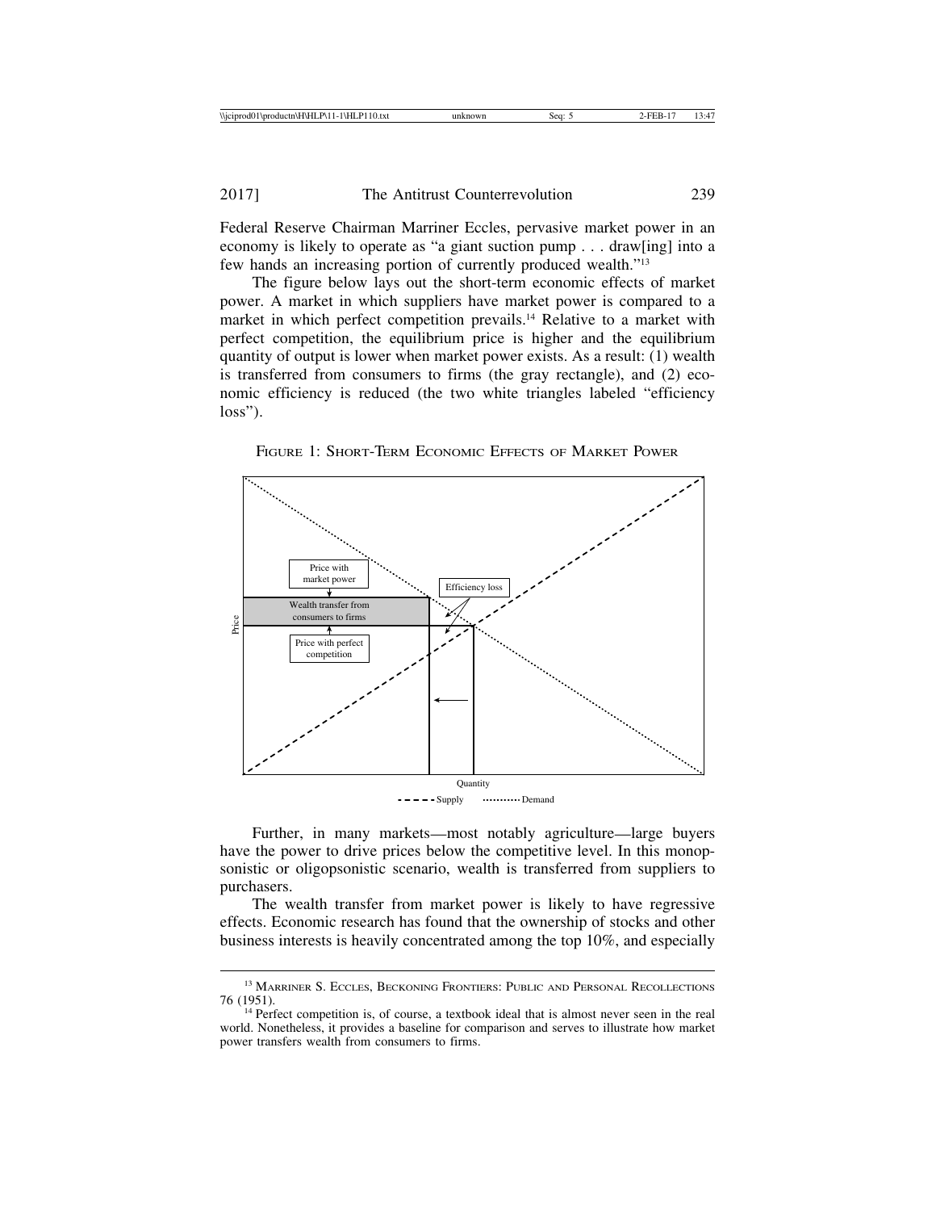Federal Reserve Chairman Marriner Eccles, pervasive market power in an economy is likely to operate as "a giant suction pump . . . draw[ing] into a few hands an increasing portion of currently produced wealth."[13]

The figure below lays out the short-term economic effects of market power. A market in which suppliers have market power is compared to a market in which perfect competition prevails.[14] Relative to a market with perfect competition, the equilibrium price is higher and the equilibrium quantity of output is lower when market power exists. As a result: (1) wealth is transferred from consumers to firms (the gray rectangle), and (2) economic efficiency is reduced (the two white triangles labeled "efficiency loss").

FIGURE 1: SHORT-TERM ECONOMIC EFFECTS OF MARKET POWER

Price with market power

Efficiency loss

Wealth transfer from consumers to firms

Price

Price with perfect competition

Quantity

Supply

Demand

Further, in many markets—most notably agriculture—large buyers have the power to drive prices below the competitive level. In this monopsonistic or oligopsonistic scenario, wealth is transferred from suppliers to purchasers.

The wealth transfer from market power is likely to have regressive effects. Economic research has found that the ownership of stocks and other business interests is heavily concentrated among the top 10%, and especially

[13] MARRINER S. ECCLES, BECKONING FRONTIERS: PUBLIC AND PERSONAL RECOLLECTIONS 76 (1951).

[14] Perfect competition is, of course, a textbook ideal that is almost never seen in the real world. Nonetheless, it provides a baseline for comparison and serves to illustrate how market power transfers wealth from consumers to firms.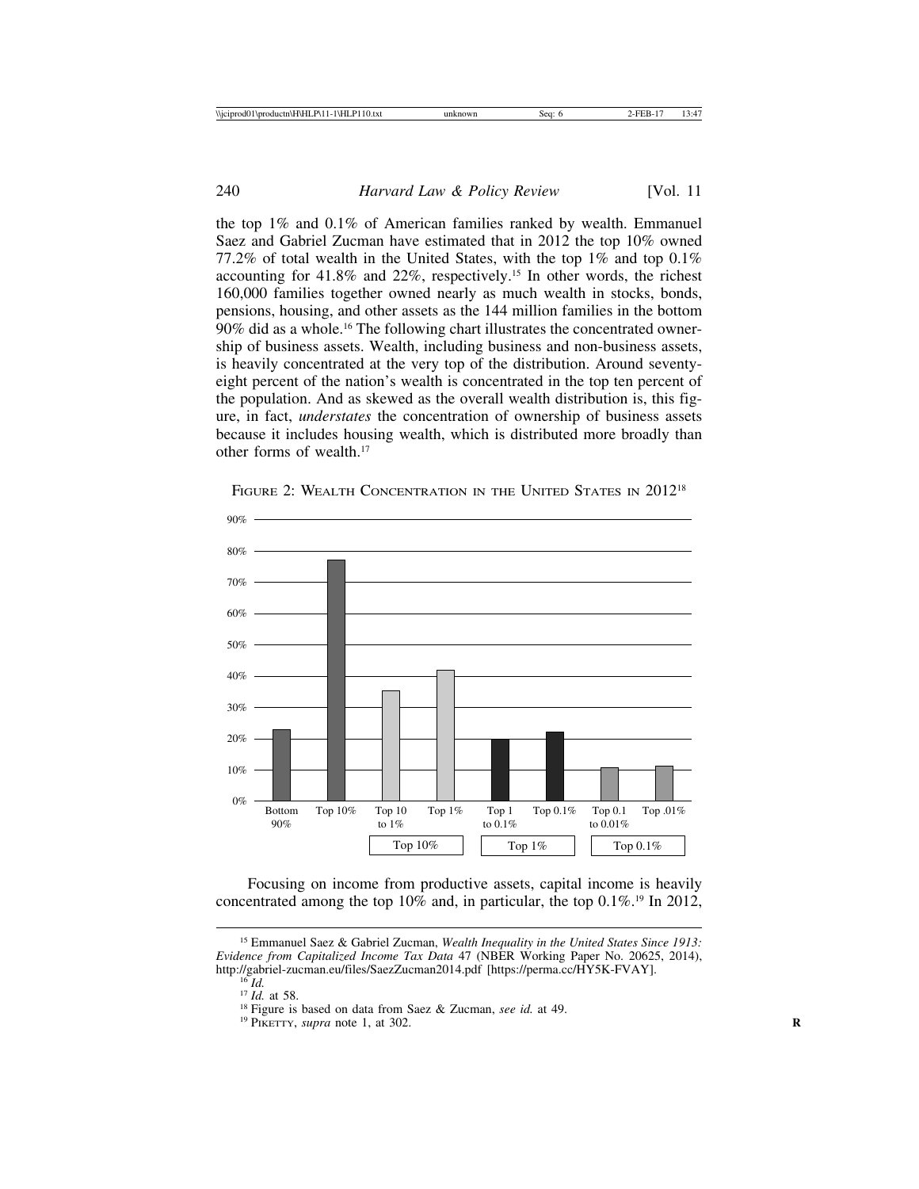the top 1% and 0.1% of American families ranked by wealth. Emmanuel Saez and Gabriel Zucman have estimated that in 2012 the top 10% owned 77.2% of total wealth in the United States, with the top 1% and top 0.1% accounting for 41.8% and 22%, respectively.[15] In other words, the richest 160,000 families together owned nearly as much wealth in stocks, bonds, pensions, housing, and other assets as the 144 million families in the bottom 90% did as a whole.[16] The following chart illustrates the concentrated ownership of business assets. Wealth, including business and non-business assets, is heavily concentrated at the very top of the distribution. Around seventy-eight percent of the nation's wealth is concentrated in the top ten percent of the population. And as skewed as the overall wealth distribution is, this figure, in fact, *understates* the concentration of ownership of business assets because it includes housing wealth, which is distributed more broadly than other forms of wealth.[17]

FIGURE 2: WEALTH CONCENTRATION IN THE UNITED STATES IN 2012[18]

90%
80%
70%
60%
50%
40%
30%
20%
10%
0%

Bottom 90%
Top 10%
Top 10 to 1%
Top 1%
Top 1 to 0.1%
Top 0.1%
Top 0.1 to 0.01%
Top .01%

Top 10%
Top 1%
Top 0.1%

Focusing on income from productive assets, capital income is heavily concentrated among the top 10% and, in particular, the top 0.1%.[19] In 2012,

---

[15] Emmanuel Saez & Gabriel Zucman, *Wealth Inequality in the United States Since 1913: Evidence from Capitalized Income Tax Data* 47 (NBER Working Paper No. 20625, 2014), http://gabriel-zucman.eu/files/SaezZucman2014.pdf [https://perma.cc/HY5K-FVAY].

[16] *Id.*

[17] *Id.* at 58.

[18] Figure is based on data from Saez & Zucman, *see id.* at 49.

[19] PIKETTY, *supra* note 1, at 302.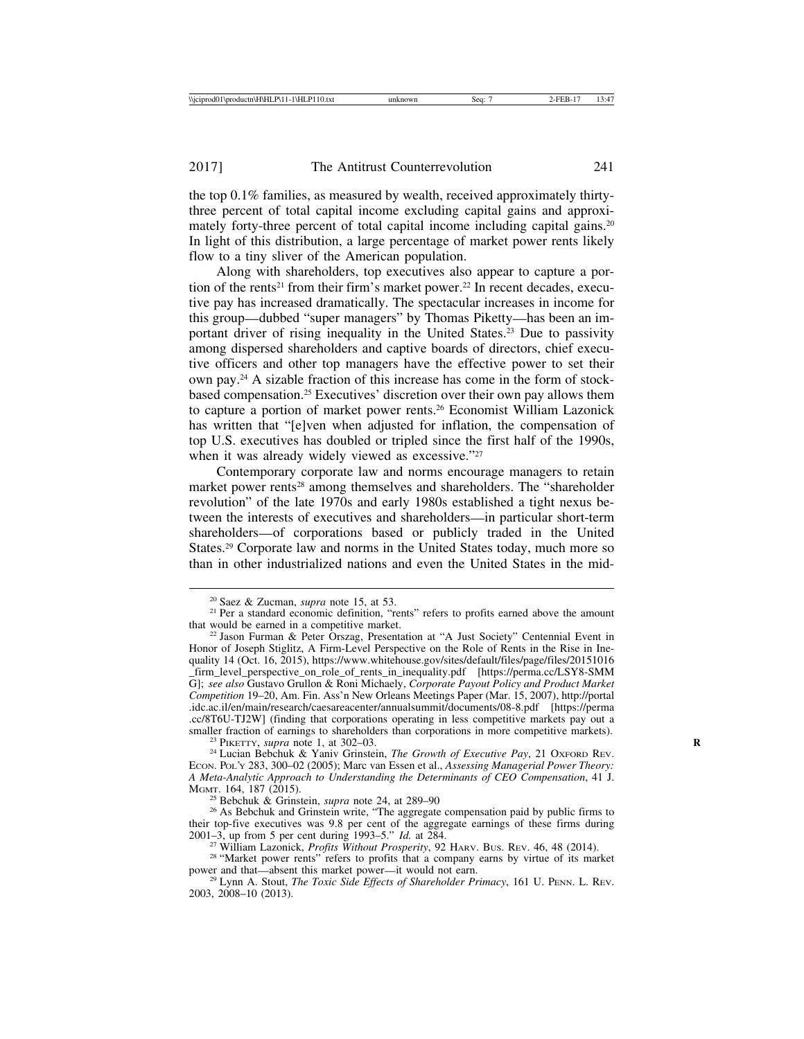the top 0.1% families, as measured by wealth, received approximately thirty-three percent of total capital income excluding capital gains and approximately forty-three percent of total capital income including capital gains.[20] In light of this distribution, a large percentage of market power rents likely flow to a tiny sliver of the American population.

Along with shareholders, top executives also appear to capture a portion of the rents[21] from their firm's market power.[22] In recent decades, executive pay has increased dramatically. The spectacular increases in income for this group—dubbed "super managers" by Thomas Piketty—has been an important driver of rising inequality in the United States.[23] Due to passivity among dispersed shareholders and captive boards of directors, chief executive officers and other top managers have the effective power to set their own pay.[24] A sizable fraction of this increase has come in the form of stock-based compensation.[25] Executives' discretion over their own pay allows them to capture a portion of market power rents.[26] Economist William Lazonick has written that "[e]ven when adjusted for inflation, the compensation of top U.S. executives has doubled or tripled since the first half of the 1990s, when it was already widely viewed as excessive."[27]

Contemporary corporate law and norms encourage managers to retain market power rents[28] among themselves and shareholders. The "shareholder revolution" of the late 1970s and early 1980s established a tight nexus between the interests of executives and shareholders—in particular short-term shareholders—of corporations based or publicly traded in the United States.[29] Corporate law and norms in the United States today, much more so than in other industrialized nations and even the United States in the mid-

---

[20] Saez & Zucman, *supra* note 15, at 53.

[21] Per a standard economic definition, "rents" refers to profits earned above the amount that would be earned in a competitive market.

[22] Jason Furman & Peter Orszag, Presentation at "A Just Society" Centennial Event in Honor of Joseph Stiglitz, A Firm-Level Perspective on the Role of Rents in the Rise in Inequality 14 (Oct. 16, 2015), https://www.whitehouse.gov/sites/default/files/page/files/20151016_firm_level_perspective_on_role_of_rents_in_inequality.pdf [https://perma.cc/LSY8-SMMG]; *see also* Gustavo Grullon & Roni Michaely, *Corporate Payout Policy and Product Market Competition* 19–20, Am. Fin. Ass'n New Orleans Meetings Paper (Mar. 15, 2007), http://portal.idc.ac.il/en/main/research/caesareacenter/annualsummit/documents/08-8.pdf [https://perma.cc/8T6U-TJ2W] (finding that corporations operating in less competitive markets pay out a smaller fraction of earnings to shareholders than corporations in more competitive markets).

[23] PIKETTY, *supra* note 1, at 302–03.

[24] Lucian Bebchuk & Yaniv Grinstein, *The Growth of Executive Pay*, 21 OXFORD REV. ECON. POL'Y 283, 300–02 (2005); Marc van Essen et al., *Assessing Managerial Power Theory: A Meta-Analytic Approach to Understanding the Determinants of CEO Compensation*, 41 J. MGMT. 164, 187 (2015).

[25] Bebchuk & Grinstein, *supra* note 24, at 289–90

[26] As Bebchuk and Grinstein write, "The aggregate compensation paid by public firms to their top-five executives was 9.8 per cent of the aggregate earnings of these firms during 2001–3, up from 5 per cent during 1993–5." *Id.* at 284.

[27] William Lazonick, *Profits Without Prosperity*, 92 HARV. BUS. REV. 46, 48 (2014).

[28] "Market power rents" refers to profits that a company earns by virtue of its market power and that—absent this market power—it would not earn.

[29] Lynn A. Stout, *The Toxic Side Effects of Shareholder Primacy*, 161 U. PENN. L. REV. 2003, 2008–10 (2013).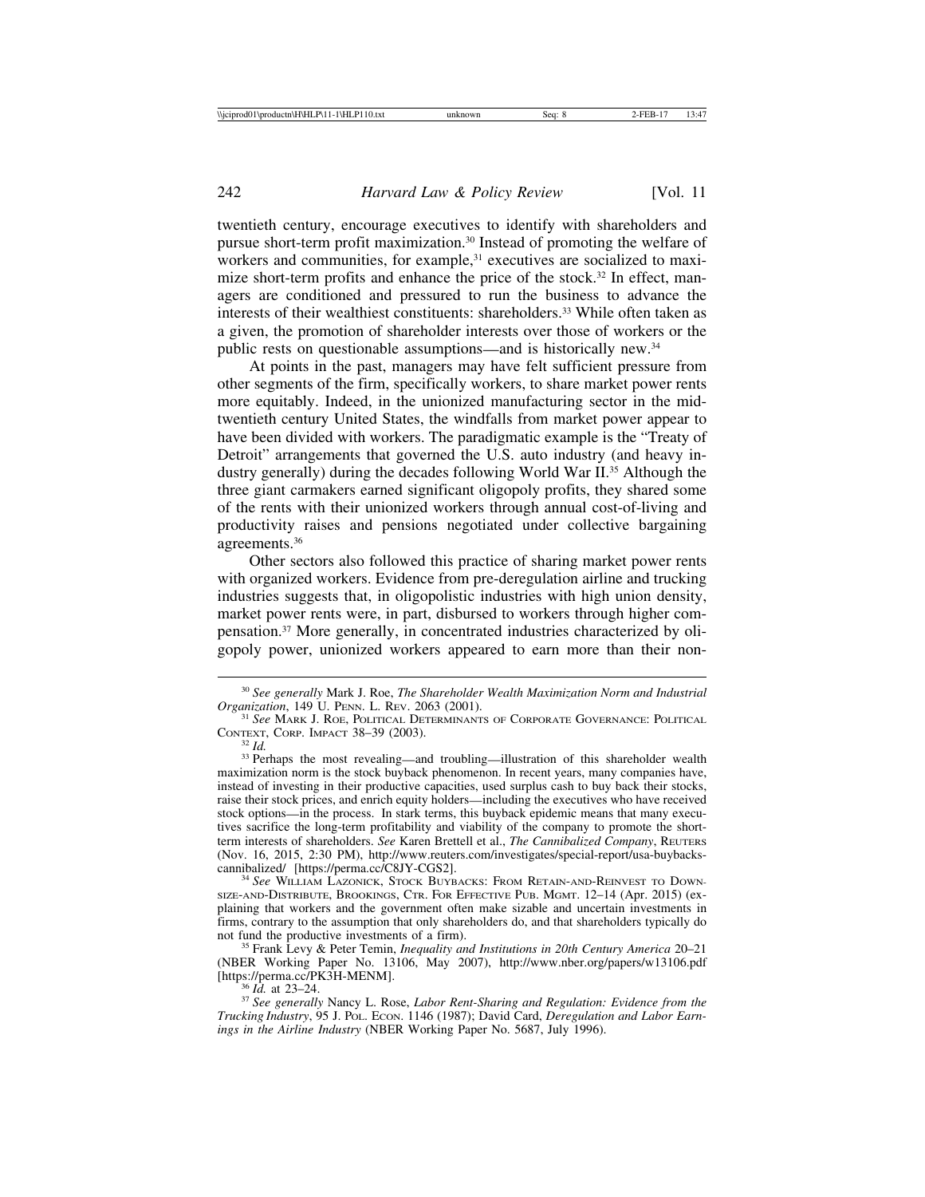twentieth century, encourage executives to identify with shareholders and pursue short-term profit maximization.[30] Instead of promoting the welfare of workers and communities, for example,[31] executives are socialized to maximize short-term profits and enhance the price of the stock.[32] In effect, managers are conditioned and pressured to run the business to advance the interests of their wealthiest constituents: shareholders.[33] While often taken as a given, the promotion of shareholder interests over those of workers or the public rests on questionable assumptions—and is historically new.[34]

At points in the past, managers may have felt sufficient pressure from other segments of the firm, specifically workers, to share market power rents more equitably. Indeed, in the unionized manufacturing sector in the mid-twentieth century United States, the windfalls from market power appear to have been divided with workers. The paradigmatic example is the "Treaty of Detroit" arrangements that governed the U.S. auto industry (and heavy industry generally) during the decades following World War II.[35] Although the three giant carmakers earned significant oligopoly profits, they shared some of the rents with their unionized workers through annual cost-of-living and productivity raises and pensions negotiated under collective bargaining agreements.[36]

Other sectors also followed this practice of sharing market power rents with organized workers. Evidence from pre-deregulation airline and trucking industries suggests that, in oligopolistic industries with high union density, market power rents were, in part, disbursed to workers through higher compensation.[37] More generally, in concentrated industries characterized by oligopoly power, unionized workers appeared to earn more than their non-

---

[30] *See generally* Mark J. Roe, *The Shareholder Wealth Maximization Norm and Industrial Organization*, 149 U. PENN. L. REV. 2063 (2001).

[31] *See* MARK J. ROE, POLITICAL DETERMINANTS OF CORPORATE GOVERNANCE: POLITICAL CONTEXT, CORP. IMPACT 38–39 (2003).

[32] *Id.*

[33] Perhaps the most revealing—and troubling—illustration of this shareholder wealth maximization norm is the stock buyback phenomenon. In recent years, many companies have, instead of investing in their productive capacities, used surplus cash to buy back their stocks, raise their stock prices, and enrich equity holders—including the executives who have received stock options—in the process. In stark terms, this buyback epidemic means that many executives sacrifice the long-term profitability and viability of the company to promote the short-term interests of shareholders. *See* Karen Brettell et al., *The Cannibalized Company*, REUTERS (Nov. 16, 2015, 2:30 PM), http://www.reuters.com/investigates/special-report/usa-buybacks-cannibalized/ [https://perma.cc/C8JY-CGS2].

[34] *See* WILLIAM LAZONICK, STOCK BUYBACKS: FROM RETAIN-AND-REINVEST TO DOWNSIZE-AND-DISTRIBUTE, BROOKINGS, CTR. FOR EFFECTIVE PUB. MGMT. 12–14 (Apr. 2015) (explaining that workers and the government often make sizable and uncertain investments in firms, contrary to the assumption that only shareholders do, and that shareholders typically do not fund the productive investments of a firm).

[35] Frank Levy & Peter Temin, *Inequality and Institutions in 20th Century America* 20–21 (NBER Working Paper No. 13106, May 2007), http://www.nber.org/papers/w13106.pdf [https://perma.cc/PK3H-MENM].

[36] *Id.* at 23–24.

[37] *See generally* Nancy L. Rose, *Labor Rent-Sharing and Regulation: Evidence from the Trucking Industry*, 95 J. POL. ECON. 1146 (1987); David Card, *Deregulation and Labor Earnings in the Airline Industry* (NBER Working Paper No. 5687, July 1996).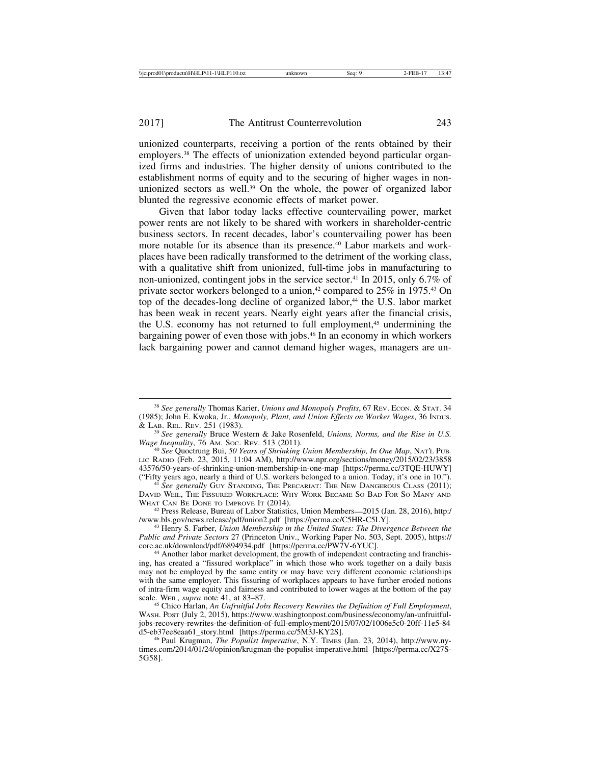unionized counterparts, receiving a portion of the rents obtained by their employers.[38] The effects of unionization extended beyond particular organized firms and industries. The higher density of unions contributed to the establishment norms of equity and to the securing of higher wages in non-unionized sectors as well.[39] On the whole, the power of organized labor blunted the regressive economic effects of market power.

Given that labor today lacks effective countervailing power, market power rents are not likely to be shared with workers in shareholder-centric business sectors. In recent decades, labor's countervailing power has been more notable for its absence than its presence.[40] Labor markets and workplaces have been radically transformed to the detriment of the working class, with a qualitative shift from unionized, full-time jobs in manufacturing to non-unionized, contingent jobs in the service sector.[41] In 2015, only 6.7% of private sector workers belonged to a union,[42] compared to 25% in 1975.[43] On top of the decades-long decline of organized labor,[44] the U.S. labor market has been weak in recent years. Nearly eight years after the financial crisis, the U.S. economy has not returned to full employment,[45] undermining the bargaining power of even those with jobs.[46] In an economy in which workers lack bargaining power and cannot demand higher wages, managers are un-

---

[38] *See generally* Thomas Karier, *Unions and Monopoly Profits*, 67 REV. ECON. & STAT. 34 (1985); John E. Kwoka, Jr., *Monopoly, Plant, and Union Effects on Worker Wages*, 36 INDUS. & LAB. REL. REV. 251 (1983).

[39] *See generally* Bruce Western & Jake Rosenfeld, *Unions, Norms, and the Rise in U.S. Wage Inequality*, 76 AM. SOC. REV. 513 (2011).

[40] *See* Quoctrung Bui, *50 Years of Shrinking Union Membership, In One Map*, NAT'L PUBLIC RADIO (Feb. 23, 2015, 11:04 AM), http://www.npr.org/sections/money/2015/02/23/385843576/50-years-of-shrinking-union-membership-in-one-map [https://perma.cc/3TQE-HUWY] ("Fifty years ago, nearly a third of U.S. workers belonged to a union. Today, it's one in 10.").

[41] *See generally* GUY STANDING, THE PRECARIAT: THE NEW DANGEROUS CLASS (2011); DAVID WEIL, THE FISSURED WORKPLACE: WHY WORK BECAME SO BAD FOR SO MANY AND WHAT CAN BE DONE TO IMPROVE IT (2014).

[42] Press Release, Bureau of Labor Statistics, Union Members—2015 (Jan. 28, 2016), http://www.bls.gov/news.release/pdf/union2.pdf [https://perma.cc/C5HR-C5LY].

[43] Henry S. Farber, *Union Membership in the United States: The Divergence Between the Public and Private Sectors* 27 (Princeton Univ., Working Paper No. 503, Sept. 2005), https://core.ac.uk/download/pdf/6894934.pdf [https://perma.cc/PW7V-6YUC].

[44] Another labor market development, the growth of independent contracting and franchising, has created a "fissured workplace" in which those who work together on a daily basis may not be employed by the same entity or may have very different economic relationships with the same employer. This fissuring of workplaces appears to have further eroded notions of intra-firm wage equity and fairness and contributed to lower wages at the bottom of the pay scale. WEIL, *supra* note 41, at 83–87.

[45] Chico Harlan, *An Unfruitful Jobs Recovery Rewrites the Definition of Full Employment*, WASH. POST (July 2, 2015), https://www.washingtonpost.com/business/economy/an-unfruitful-jobs-recovery-rewrites-the-definition-of-full-employment/2015/07/02/1006e5c0-20ff-11e5-84d5-eb37ee8eaa61_story.html [https://perma.cc/5M3J-KY2S].

[46] Paul Krugman, *The Populist Imperative*, N.Y. TIMES (Jan. 23, 2014), http://www.nytimes.com/2014/01/24/opinion/krugman-the-populist-imperative.html [https://perma.cc/X27S-5G58].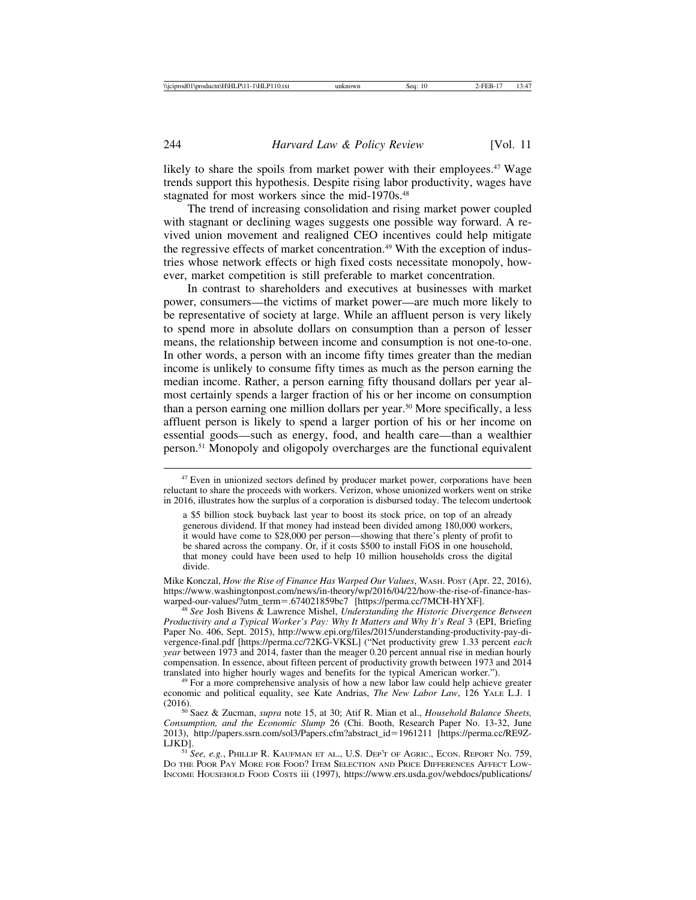likely to share the spoils from market power with their employees.[47] Wage trends support this hypothesis. Despite rising labor productivity, wages have stagnated for most workers since the mid-1970s.[48]

The trend of increasing consolidation and rising market power coupled with stagnant or declining wages suggests one possible way forward. A revived union movement and realigned CEO incentives could help mitigate the regressive effects of market concentration.[49] With the exception of industries whose network effects or high fixed costs necessitate monopoly, however, market competition is still preferable to market concentration.

In contrast to shareholders and executives at businesses with market power, consumers—the victims of market power—are much more likely to be representative of society at large. While an affluent person is very likely to spend more in absolute dollars on consumption than a person of lesser means, the relationship between income and consumption is not one-to-one. In other words, a person with an income fifty times greater than the median income is unlikely to consume fifty times as much as the person earning the median income. Rather, a person earning fifty thousand dollars per year almost certainly spends a larger fraction of his or her income on consumption than a person earning one million dollars per year.[50] More specifically, a less affluent person is likely to spend a larger portion of his or her income on essential goods—such as energy, food, and health care—than a wealthier person.[51] Monopoly and oligopoly overcharges are the functional equivalent

---

[47] Even in unionized sectors defined by producer market power, corporations have been reluctant to share the proceeds with workers. Verizon, whose unionized workers went on strike in 2016, illustrates how the surplus of a corporation is disbursed today. The telecom undertook

> a $5 billion stock buyback last year to boost its stock price, on top of an already generous dividend. If that money had instead been divided among 180,000 workers, it would have come to $28,000 per person—showing that there's plenty of profit to be shared across the company. Or, if it costs $500 to install FiOS in one household, that money could have been used to help 10 million households cross the digital divide.

Mike Konczal, *How the Rise of Finance Has Warped Our Values*, WASH. POST (Apr. 22, 2016), https://www.washingtonpost.com/news/in-theory/wp/2016/04/22/how-the-rise-of-finance-has-warped-our-values/?utm_term=.674021859bc7 [https://perma.cc/7MCH-HYXF].

[48] *See* Josh Bivens & Lawrence Mishel, *Understanding the Historic Divergence Between Productivity and a Typical Worker's Pay: Why It Matters and Why It's Real* 3 (EPI, Briefing Paper No. 406, Sept. 2015), http://www.epi.org/files/2015/understanding-productivity-pay-divergence-final.pdf [https://perma.cc/72KG-VKSL] ("Net productivity grew 1.33 percent *each year* between 1973 and 2014, faster than the meager 0.20 percent annual rise in median hourly compensation. In essence, about fifteen percent of productivity growth between 1973 and 2014 translated into higher hourly wages and benefits for the typical American worker.").

[49] For a more comprehensive analysis of how a new labor law could help achieve greater economic and political equality, see Kate Andrias, *The New Labor Law*, 126 YALE L.J. 1 (2016).

[50] Saez & Zucman, *supra* note 15, at 30; Atif R. Mian et al., *Household Balance Sheets, Consumption, and the Economic Slump* 26 (Chi. Booth, Research Paper No. 13-32, June 2013), http://papers.ssrn.com/sol3/Papers.cfm?abstract_id=1961211 [https://perma.cc/RE9Z-LJKD].

[51] *See, e.g.*, PHILLIP R. KAUFMAN ET AL., U.S. DEP'T OF AGRIC., ECON. REPORT NO. 759, DO THE POOR PAY MORE FOR FOOD? ITEM SELECTION AND PRICE DIFFERENCES AFFECT LOW-INCOME HOUSEHOLD FOOD COSTS iii (1997), https://www.ers.usda.gov/webdocs/publications/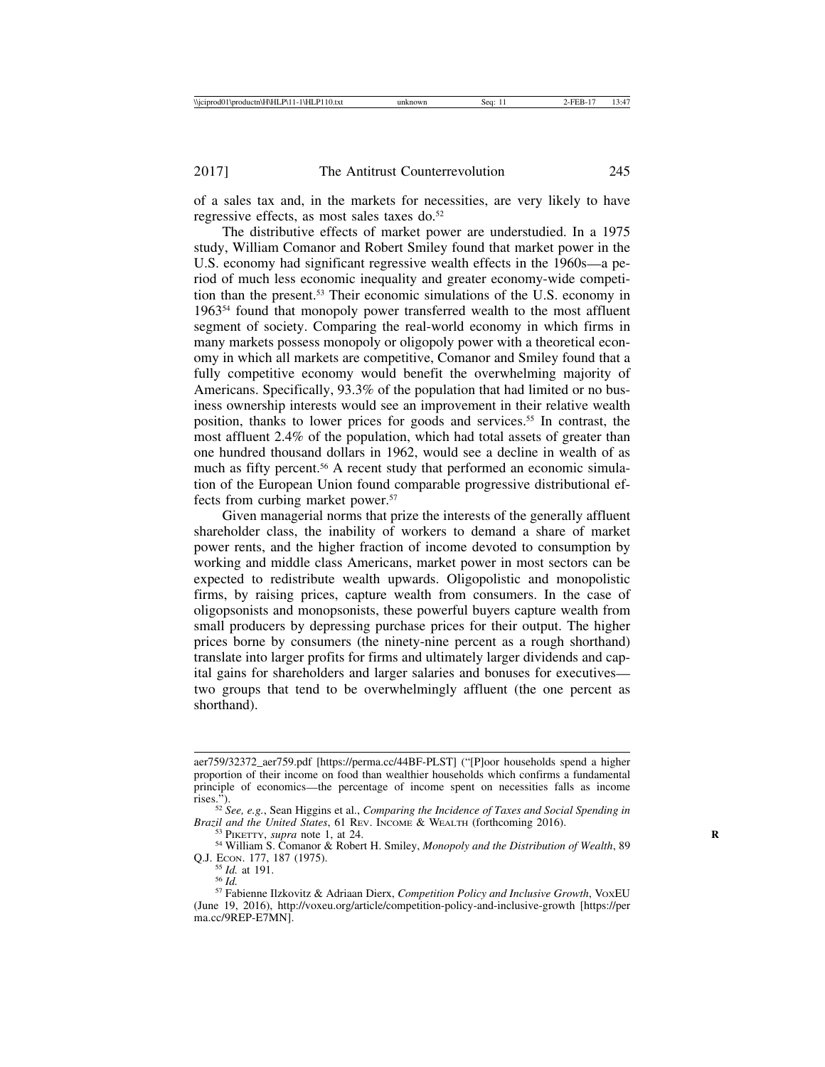of a sales tax and, in the markets for necessities, are very likely to have regressive effects, as most sales taxes do.[52]

The distributive effects of market power are understudied. In a 1975 study, William Comanor and Robert Smiley found that market power in the U.S. economy had significant regressive wealth effects in the 1960s—a period of much less economic inequality and greater economy-wide competition than the present.[53] Their economic simulations of the U.S. economy in 1963[54] found that monopoly power transferred wealth to the most affluent segment of society. Comparing the real-world economy in which firms in many markets possess monopoly or oligopoly power with a theoretical economy in which all markets are competitive, Comanor and Smiley found that a fully competitive economy would benefit the overwhelming majority of Americans. Specifically, 93.3% of the population that had limited or no business ownership interests would see an improvement in their relative wealth position, thanks to lower prices for goods and services.[55] In contrast, the most affluent 2.4% of the population, which had total assets of greater than one hundred thousand dollars in 1962, would see a decline in wealth of as much as fifty percent.[56] A recent study that performed an economic simulation of the European Union found comparable progressive distributional effects from curbing market power.[57]

Given managerial norms that prize the interests of the generally affluent shareholder class, the inability of workers to demand a share of market power rents, and the higher fraction of income devoted to consumption by working and middle class Americans, market power in most sectors can be expected to redistribute wealth upwards. Oligopolistic and monopolistic firms, by raising prices, capture wealth from consumers. In the case of oligopsonists and monopsonists, these powerful buyers capture wealth from small producers by depressing purchase prices for their output. The higher prices borne by consumers (the ninety-nine percent as a rough shorthand) translate into larger profits for firms and ultimately larger dividends and capital gains for shareholders and larger salaries and bonuses for executives—two groups that tend to be overwhelmingly affluent (the one percent as shorthand).

---

aer759/32372_aer759.pdf [https://perma.cc/44BF-PLST] ("[P]oor households spend a higher proportion of their income on food than wealthier households which confirms a fundamental principle of economics—the percentage of income spent on necessities falls as income rises.").

[52] *See, e.g.*, Sean Higgins et al., *Comparing the Incidence of Taxes and Social Spending in Brazil and the United States*, 61 REV. INCOME & WEALTH (forthcoming 2016).

[53] PIKETTY, *supra* note 1, at 24.

[54] William S. Comanor & Robert H. Smiley, *Monopoly and the Distribution of Wealth*, 89 Q.J. ECON. 177, 187 (1975).

[55] *Id.* at 191.

[56] *Id.*

[57] Fabienne Ilzkovitz & Adriaan Dierx, *Competition Policy and Inclusive Growth*, VOXEU (June 19, 2016), http://voxeu.org/article/competition-policy-and-inclusive-growth [https://perma.cc/9REP-E7MN].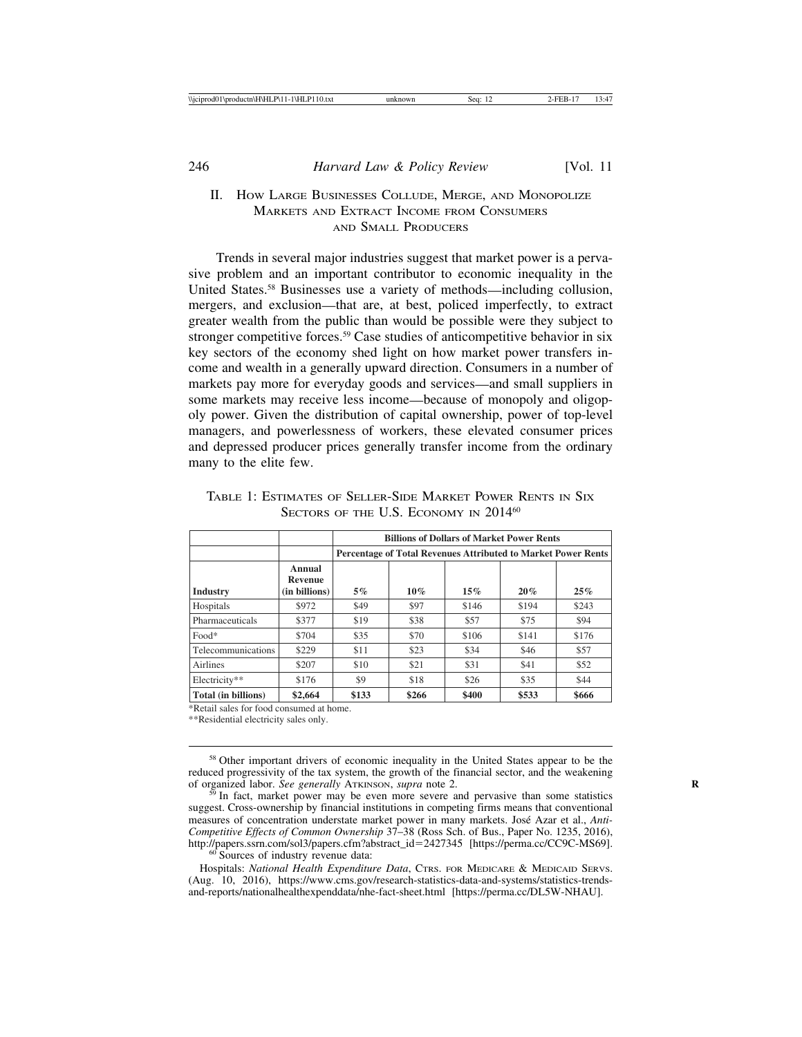## II. How Large Businesses Collude, Merge, and Monopolize Markets and Extract Income from Consumers and Small Producers

Trends in several major industries suggest that market power is a pervasive problem and an important contributor to economic inequality in the United States.[58] Businesses use a variety of methods—including collusion, mergers, and exclusion—that are, at best, policed imperfectly, to extract greater wealth from the public than would be possible were they subject to stronger competitive forces.[59] Case studies of anticompetitive behavior in six key sectors of the economy shed light on how market power transfers income and wealth in a generally upward direction. Consumers in a number of markets pay more for everyday goods and services—and small suppliers in some markets may receive less income—because of monopoly and oligopoly power. Given the distribution of capital ownership, power of top-level managers, and powerlessness of workers, these elevated consumer prices and depressed producer prices generally transfer income from the ordinary many to the elite few.

Table 1: Estimates of Seller-Side Market Power Rents in Six Sectors of the U.S. Economy in 2014[60]

| | | **Billions of Dollars of Market Power Rents** | | | | |
|---|---|---|---|---|---|---|
| | | **Percentage of Total Revenues Attributed to Market Power Rents** | | | | |
| **Industry** | **Annual Revenue (in billions)** | **5%** | **10%** | **15%** | **20%** | **25%** |
| Hospitals | $972 | $49 | $97 | $146 | $194 | $243 |
| Pharmaceuticals | $377 | $19 | $38 | $57 | $75 | $94 |
| Food* | $704 | $35 | $70 | $106 | $141 | $176 |
| Telecommunications | $229 | $11 | $23 | $34 | $46 | $57 |
| Airlines | $207 | $10 | $21 | $31 | $41 | $52 |
| Electricity** | $176 | $9 | $18 | $26 | $35 | $44 |
| **Total (in billions)** | **$2,664** | **$133** | **$266** | **$400** | **$533** | **$666** |

*Retail sales for food consumed at home.

**Residential electricity sales only.

---

[58] Other important drivers of economic inequality in the United States appear to be the reduced progressivity of the tax system, the growth of the financial sector, and the weakening of organized labor. *See generally* Atkinson, *supra* note 2.

[59] In fact, market power may be even more severe and pervasive than some statistics suggest. Cross-ownership by financial institutions in competing firms means that conventional measures of concentration understate market power in many markets. José Azar et al., *Anti-Competitive Effects of Common Ownership* 37–38 (Ross Sch. of Bus., Paper No. 1235, 2016), http://papers.ssrn.com/sol3/papers.cfm?abstract_id=2427345 [https://perma.cc/CC9C-MS69].

[60] Sources of industry revenue data:

Hospitals: *National Health Expenditure Data*, Ctrs. for Medicare & Medicaid Servs. (Aug. 10, 2016), https://www.cms.gov/research-statistics-data-and-systems/statistics-trends-and-reports/nationalhealthexpenddata/nhe-fact-sheet.html [https://perma.cc/DL5W-NHAU].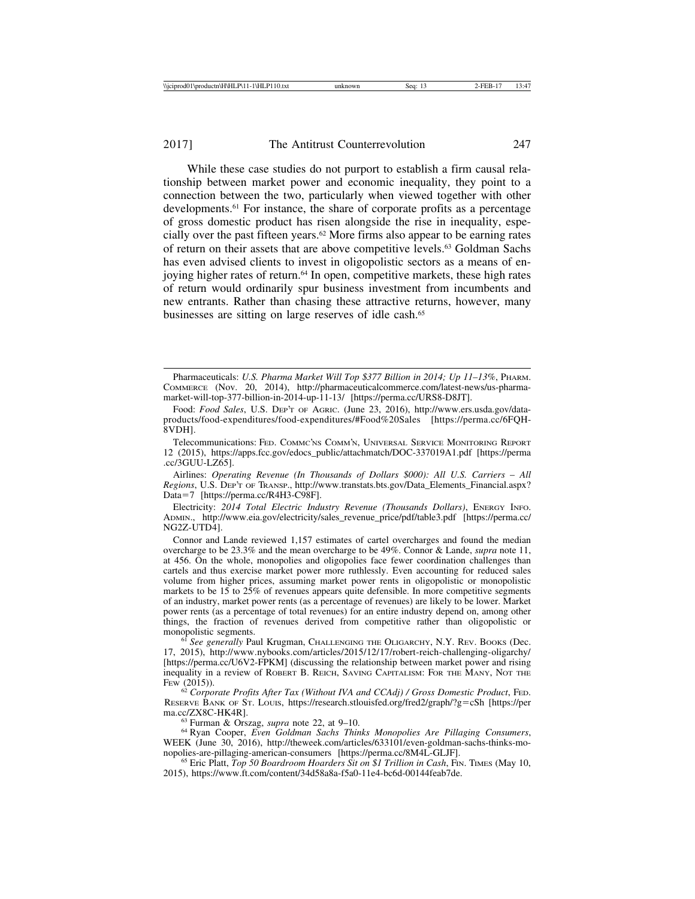While these case studies do not purport to establish a firm causal relationship between market power and economic inequality, they point to a connection between the two, particularly when viewed together with other developments.[61] For instance, the share of corporate profits as a percentage of gross domestic product has risen alongside the rise in inequality, especially over the past fifteen years.[62] More firms also appear to be earning rates of return on their assets that are above competitive levels.[63] Goldman Sachs has even advised clients to invest in oligopolistic sectors as a means of enjoying higher rates of return.[64] In open, competitive markets, these high rates of return would ordinarily spur business investment from incumbents and new entrants. Rather than chasing these attractive returns, however, many businesses are sitting on large reserves of idle cash.[65]

---

Pharmaceuticals: *U.S. Pharma Market Will Top $377 Billion in 2014; Up 11–13%*, PHARM. COMMERCE (Nov. 20, 2014), http://pharmaceuticalcommerce.com/latest-news/us-pharma-market-will-top-377-billion-in-2014-up-11-13/ [https://perma.cc/URS8-D8JT].

Food: *Food Sales*, U.S. DEP'T OF AGRIC. (June 23, 2016), http://www.ers.usda.gov/data-products/food-expenditures/food-expenditures/#Food%20Sales [https://perma.cc/6FQH-8VDH].

Telecommunications: FED. COMMC'NS COMM'N, UNIVERSAL SERVICE MONITORING REPORT 12 (2015), https://apps.fcc.gov/edocs_public/attachmatch/DOC-337019A1.pdf [https://perma.cc/3GUU-LZ65].

Airlines: *Operating Revenue (In Thousands of Dollars $000): All U.S. Carriers – All Regions*, U.S. DEP'T OF TRANSP., http://www.transtats.bts.gov/Data_Elements_Financial.aspx?Data=7 [https://perma.cc/R4H3-C98F].

Electricity: *2014 Total Electric Industry Revenue (Thousands Dollars)*, ENERGY INFO. ADMIN., http://www.eia.gov/electricity/sales_revenue_price/pdf/table3.pdf [https://perma.cc/NG2Z-UTD4].

Connor and Lande reviewed 1,157 estimates of cartel overcharges and found the median overcharge to be 23.3% and the mean overcharge to be 49%. Connor & Lande, *supra* note 11, at 456. On the whole, monopolies and oligopolies face fewer coordination challenges than cartels and thus exercise market power more ruthlessly. Even accounting for reduced sales volume from higher prices, assuming market power rents in oligopolistic or monopolistic markets to be 15 to 25% of revenues appears quite defensible. In more competitive segments of an industry, market power rents (as a percentage of revenues) are likely to be lower. Market power rents (as a percentage of total revenues) for an entire industry depend on, among other things, the fraction of revenues derived from competitive rather than oligopolistic or monopolistic segments.

[61] *See generally* Paul Krugman, CHALLENGING THE OLIGARCHY, N.Y. REV. BOOKS (Dec. 17, 2015), http://www.nybooks.com/articles/2015/12/17/robert-reich-challenging-oligarchy/ [https://perma.cc/U6V2-FPKM] (discussing the relationship between market power and rising inequality in a review of ROBERT B. REICH, SAVING CAPITALISM: FOR THE MANY, NOT THE FEW (2015)).

[62] *Corporate Profits After Tax (Without IVA and CCAdj) / Gross Domestic Product*, FED. RESERVE BANK OF ST. LOUIS, https://research.stlouisfed.org/fred2/graph/?g=cSh [https://perma.cc/ZX8C-HK4R].

[63] Furman & Orszag, *supra* note 22, at 9–10.

[64] Ryan Cooper, *Even Goldman Sachs Thinks Monopolies Are Pillaging Consumers*, WEEK (June 30, 2016), http://theweek.com/articles/633101/even-goldman-sachs-thinks-monopolies-are-pillaging-american-consumers [https://perma.cc/8M4L-GLJF].

[65] Eric Platt, *Top 50 Boardroom Hoarders Sit on $1 Trillion in Cash*, FIN. TIMES (May 10, 2015), https://www.ft.com/content/34d58a8a-f5a0-11e4-bc6d-00144feab7de.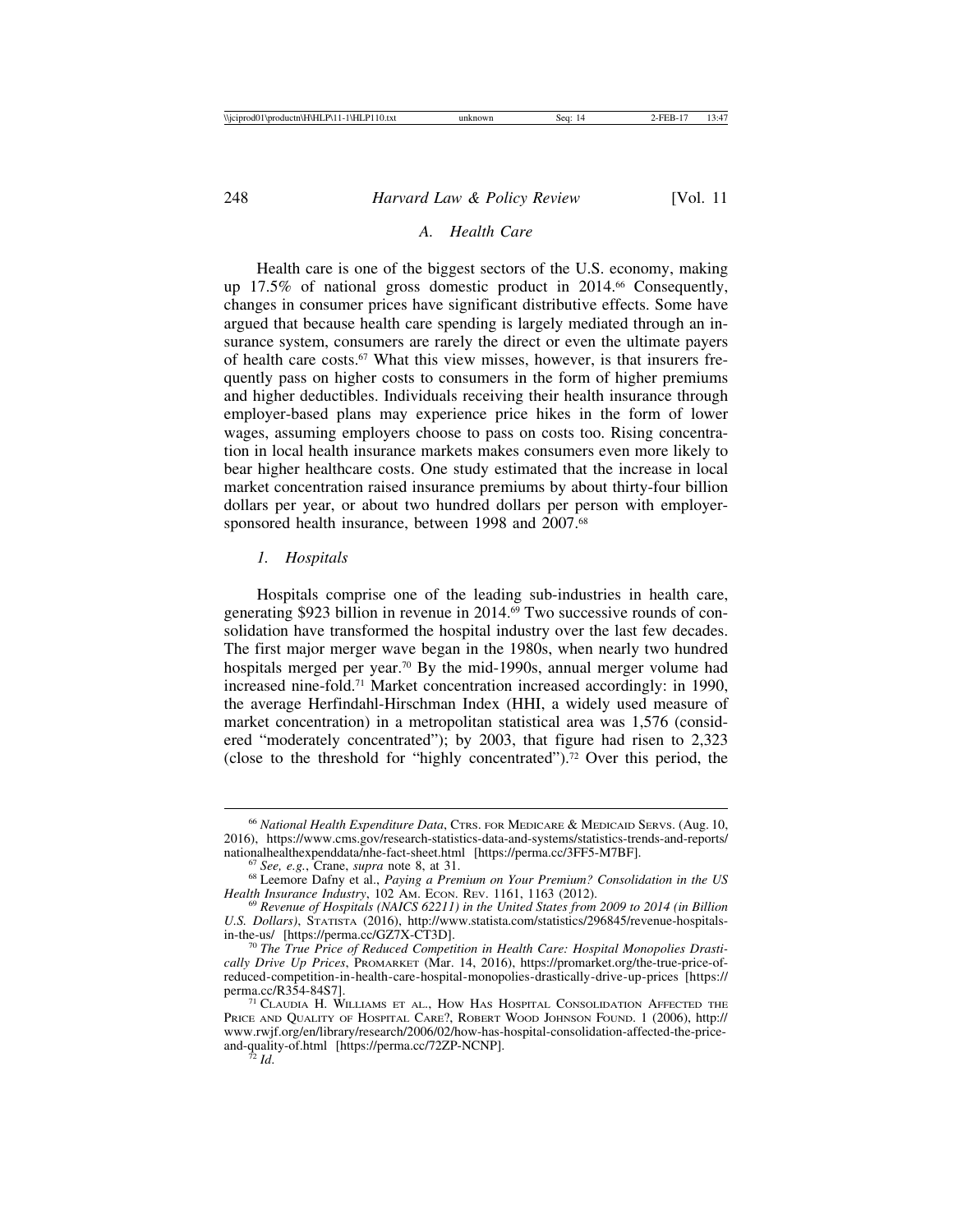### A. Health Care

Health care is one of the biggest sectors of the U.S. economy, making up 17.5% of national gross domestic product in 2014.[66] Consequently, changes in consumer prices have significant distributive effects. Some have argued that because health care spending is largely mediated through an insurance system, consumers are rarely the direct or even the ultimate payers of health care costs.[67] What this view misses, however, is that insurers frequently pass on higher costs to consumers in the form of higher premiums and higher deductibles. Individuals receiving their health insurance through employer-based plans may experience price hikes in the form of lower wages, assuming employers choose to pass on costs too. Rising concentration in local health insurance markets makes consumers even more likely to bear higher healthcare costs. One study estimated that the increase in local market concentration raised insurance premiums by about thirty-four billion dollars per year, or about two hundred dollars per person with employer-sponsored health insurance, between 1998 and 2007.[68]

#### 1. Hospitals

Hospitals comprise one of the leading sub-industries in health care, generating $923 billion in revenue in 2014.[69] Two successive rounds of consolidation have transformed the hospital industry over the last few decades. The first major merger wave began in the 1980s, when nearly two hundred hospitals merged per year.[70] By the mid-1990s, annual merger volume had increased nine-fold.[71] Market concentration increased accordingly: in 1990, the average Herfindahl-Hirschman Index (HHI, a widely used measure of market concentration) in a metropolitan statistical area was 1,576 (considered "moderately concentrated"); by 2003, that figure had risen to 2,323 (close to the threshold for "highly concentrated").[72] Over this period, the

---

[66] *National Health Expenditure Data*, Ctrs. for Medicare & Medicaid Servs. (Aug. 10, 2016), https://www.cms.gov/research-statistics-data-and-systems/statistics-trends-and-reports/nationalhealthexpenddata/nhe-fact-sheet.html [https://perma.cc/3FF5-M7BF].

[67] *See, e.g.*, Crane, *supra* note 8, at 31.

[68] Leemore Dafny et al., *Paying a Premium on Your Premium? Consolidation in the US Health Insurance Industry*, 102 Am. Econ. Rev. 1161, 1163 (2012).

[69] *Revenue of Hospitals (NAICS 62211) in the United States from 2009 to 2014 (in Billion U.S. Dollars)*, Statista (2016), http://www.statista.com/statistics/296845/revenue-hospitals-in-the-us/ [https://perma.cc/GZ7X-CT3D].

[70] *The True Price of Reduced Competition in Health Care: Hospital Monopolies Drastically Drive Up Prices*, ProMarket (Mar. 14, 2016), https://promarket.org/the-true-price-of-reduced-competition-in-health-care-hospital-monopolies-drastically-drive-up-prices [https://perma.cc/R354-84S7].

[71] Claudia H. Williams et al., How Has Hospital Consolidation Affected the Price and Quality of Hospital Care?, Robert Wood Johnson Found. 1 (2006), http://www.rwjf.org/en/library/research/2006/02/how-has-hospital-consolidation-affected-the-price-and-quality-of.html [https://perma.cc/72ZP-NCNP].

[72] *Id.*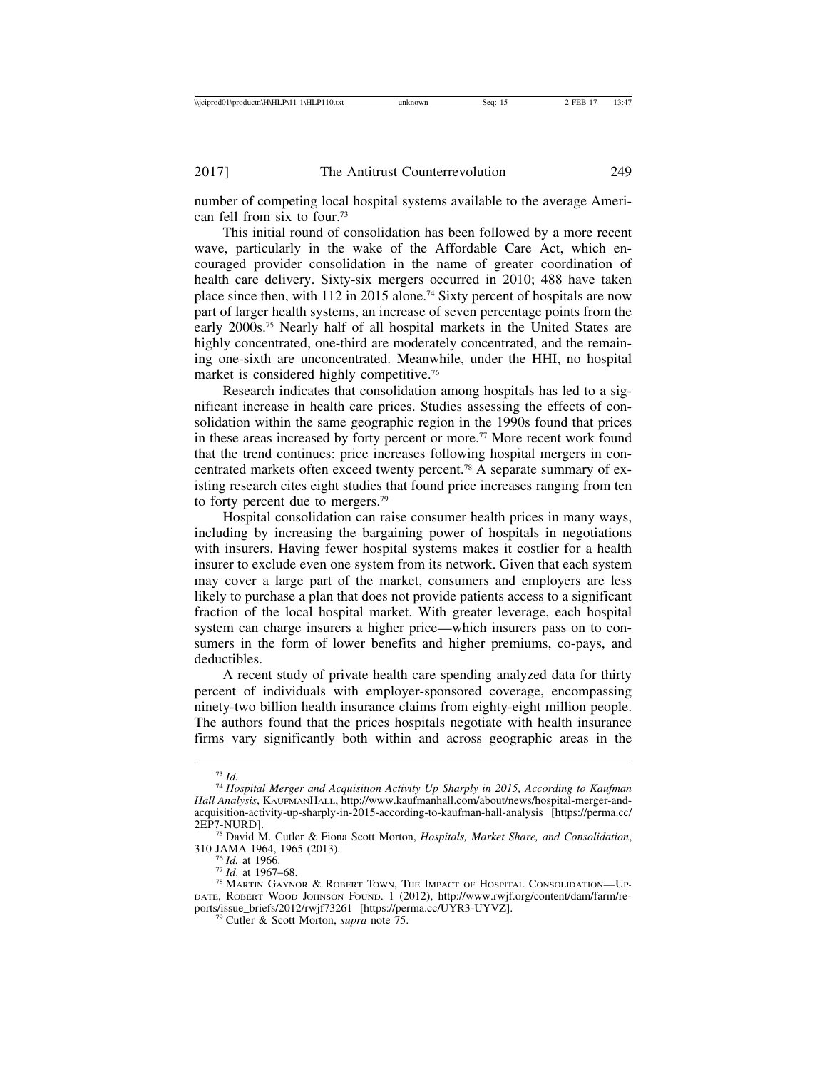number of competing local hospital systems available to the average American fell from six to four.[73]

This initial round of consolidation has been followed by a more recent wave, particularly in the wake of the Affordable Care Act, which encouraged provider consolidation in the name of greater coordination of health care delivery. Sixty-six mergers occurred in 2010; 488 have taken place since then, with 112 in 2015 alone.[74] Sixty percent of hospitals are now part of larger health systems, an increase of seven percentage points from the early 2000s.[75] Nearly half of all hospital markets in the United States are highly concentrated, one-third are moderately concentrated, and the remaining one-sixth are unconcentrated. Meanwhile, under the HHI, no hospital market is considered highly competitive.[76]

Research indicates that consolidation among hospitals has led to a significant increase in health care prices. Studies assessing the effects of consolidation within the same geographic region in the 1990s found that prices in these areas increased by forty percent or more.[77] More recent work found that the trend continues: price increases following hospital mergers in concentrated markets often exceed twenty percent.[78] A separate summary of existing research cites eight studies that found price increases ranging from ten to forty percent due to mergers.[79]

Hospital consolidation can raise consumer health prices in many ways, including by increasing the bargaining power of hospitals in negotiations with insurers. Having fewer hospital systems makes it costlier for a health insurer to exclude even one system from its network. Given that each system may cover a large part of the market, consumers and employers are less likely to purchase a plan that does not provide patients access to a significant fraction of the local hospital market. With greater leverage, each hospital system can charge insurers a higher price—which insurers pass on to consumers in the form of lower benefits and higher premiums, co-pays, and deductibles.

A recent study of private health care spending analyzed data for thirty percent of individuals with employer-sponsored coverage, encompassing ninety-two billion health insurance claims from eighty-eight million people. The authors found that the prices hospitals negotiate with health insurance firms vary significantly both within and across geographic areas in the

---

[73] *Id.*

[74] *Hospital Merger and Acquisition Activity Up Sharply in 2015, According to Kaufman Hall Analysis*, KAUFMANHALL, http://www.kaufmanhall.com/about/news/hospital-merger-and-acquisition-activity-up-sharply-in-2015-according-to-kaufman-hall-analysis [https://perma.cc/2EP7-NURD].

[75] David M. Cutler & Fiona Scott Morton, *Hospitals, Market Share, and Consolidation*, 310 JAMA 1964, 1965 (2013).

[76] *Id.* at 1966.

[77] *Id.* at 1967–68.

[78] MARTIN GAYNOR & ROBERT TOWN, THE IMPACT OF HOSPITAL CONSOLIDATION—UPDATE, ROBERT WOOD JOHNSON FOUND. 1 (2012), http://www.rwjf.org/content/dam/farm/reports/issue_briefs/2012/rwjf73261 [https://perma.cc/UYR3-UYVZ].

[79] Cutler & Scott Morton, *supra* note 75.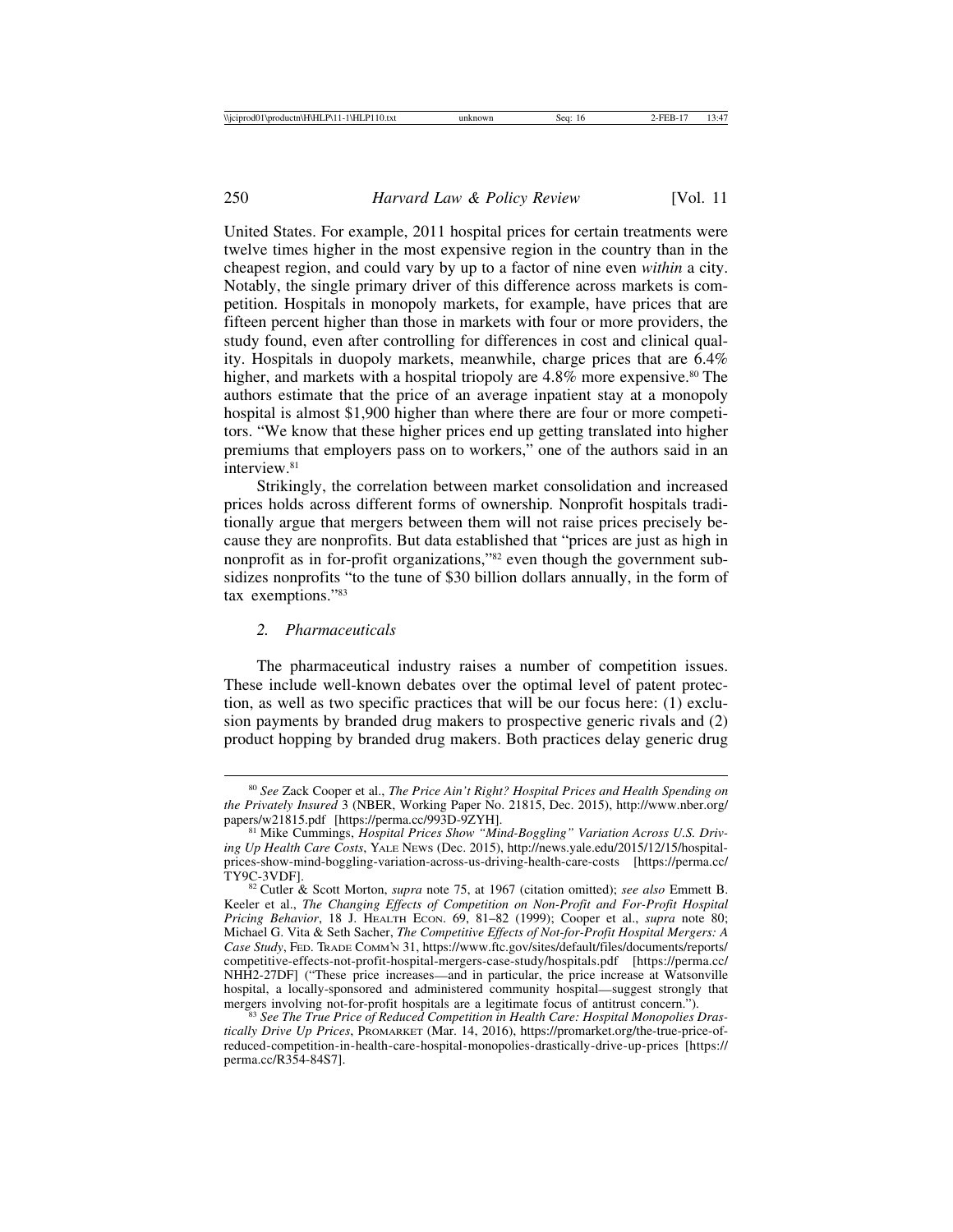United States. For example, 2011 hospital prices for certain treatments were twelve times higher in the most expensive region in the country than in the cheapest region, and could vary by up to a factor of nine even *within* a city. Notably, the single primary driver of this difference across markets is competition. Hospitals in monopoly markets, for example, have prices that are fifteen percent higher than those in markets with four or more providers, the study found, even after controlling for differences in cost and clinical quality. Hospitals in duopoly markets, meanwhile, charge prices that are 6.4% higher, and markets with a hospital triopoly are 4.8% more expensive.[80] The authors estimate that the price of an average inpatient stay at a monopoly hospital is almost $1,900 higher than where there are four or more competitors. "We know that these higher prices end up getting translated into higher premiums that employers pass on to workers," one of the authors said in an interview.[81]

Strikingly, the correlation between market consolidation and increased prices holds across different forms of ownership. Nonprofit hospitals traditionally argue that mergers between them will not raise prices precisely because they are nonprofits. But data established that "prices are just as high in nonprofit as in for-profit organizations,"[82] even though the government subsidizes nonprofits "to the tune of $30 billion dollars annually, in the form of tax exemptions."[83]

### *2. Pharmaceuticals*

The pharmaceutical industry raises a number of competition issues. These include well-known debates over the optimal level of patent protection, as well as two specific practices that will be our focus here: (1) exclusion payments by branded drug makers to prospective generic rivals and (2) product hopping by branded drug makers. Both practices delay generic drug

---

[80] *See* Zack Cooper et al., *The Price Ain't Right? Hospital Prices and Health Spending on the Privately Insured* 3 (NBER, Working Paper No. 21815, Dec. 2015), http://www.nber.org/papers/w21815.pdf [https://perma.cc/993D-9ZYH].

[81] Mike Cummings, *Hospital Prices Show "Mind-Boggling" Variation Across U.S. Driving Up Health Care Costs*, YALE NEWS (Dec. 2015), http://news.yale.edu/2015/12/15/hospital-prices-show-mind-boggling-variation-across-us-driving-health-care-costs [https://perma.cc/TY9C-3VDF].

[82] Cutler & Scott Morton, *supra* note 75, at 1967 (citation omitted); *see also* Emmett B. Keeler et al., *The Changing Effects of Competition on Non-Profit and For-Profit Hospital Pricing Behavior*, 18 J. HEALTH ECON. 69, 81–82 (1999); Cooper et al., *supra* note 80; Michael G. Vita & Seth Sacher, *The Competitive Effects of Not-for-Profit Hospital Mergers: A Case Study*, FED. TRADE COMM'N 31, https://www.ftc.gov/sites/default/files/documents/reports/competitive-effects-not-profit-hospital-mergers-case-study/hospitals.pdf [https://perma.cc/NHH2-27DF] ("These price increases—and in particular, the price increase at Watsonville hospital, a locally-sponsored and administered community hospital—suggest strongly that mergers involving not-for-profit hospitals are a legitimate focus of antitrust concern.").

[83] *See The True Price of Reduced Competition in Health Care: Hospital Monopolies Drastically Drive Up Prices*, PROMARKET (Mar. 14, 2016), https://promarket.org/the-true-price-of-reduced-competition-in-health-care-hospital-monopolies-drastically-drive-up-prices [https://perma.cc/R354-84S7].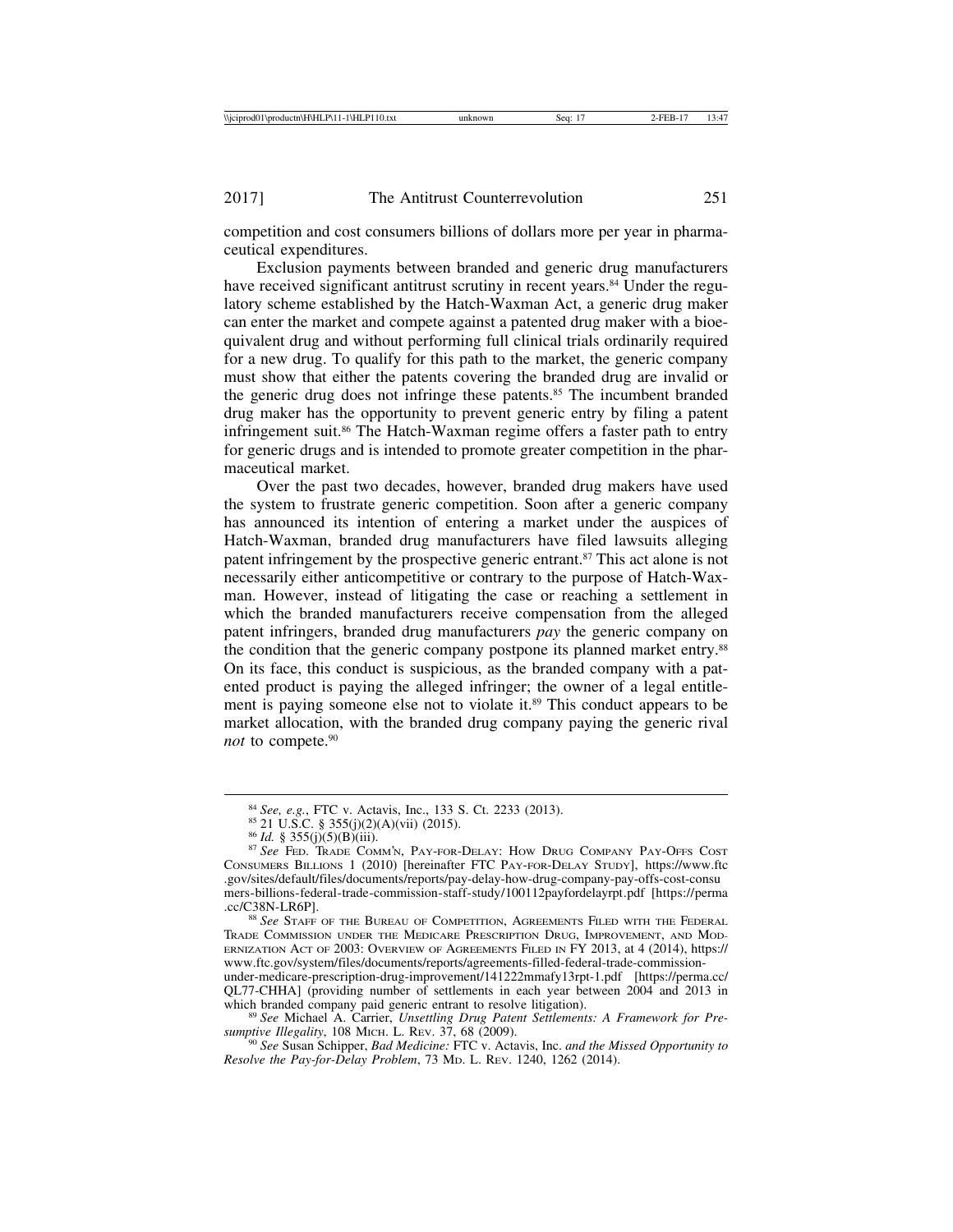competition and cost consumers billions of dollars more per year in pharmaceutical expenditures.

Exclusion payments between branded and generic drug manufacturers have received significant antitrust scrutiny in recent years.[84] Under the regulatory scheme established by the Hatch-Waxman Act, a generic drug maker can enter the market and compete against a patented drug maker with a bioequivalent drug and without performing full clinical trials ordinarily required for a new drug. To qualify for this path to the market, the generic company must show that either the patents covering the branded drug are invalid or the generic drug does not infringe these patents.[85] The incumbent branded drug maker has the opportunity to prevent generic entry by filing a patent infringement suit.[86] The Hatch-Waxman regime offers a faster path to entry for generic drugs and is intended to promote greater competition in the pharmaceutical market.

Over the past two decades, however, branded drug makers have used the system to frustrate generic competition. Soon after a generic company has announced its intention of entering a market under the auspices of Hatch-Waxman, branded drug manufacturers have filed lawsuits alleging patent infringement by the prospective generic entrant.[87] This act alone is not necessarily either anticompetitive or contrary to the purpose of Hatch-Waxman. However, instead of litigating the case or reaching a settlement in which the branded manufacturers receive compensation from the alleged patent infringers, branded drug manufacturers *pay* the generic company on the condition that the generic company postpone its planned market entry.[88] On its face, this conduct is suspicious, as the branded company with a patented product is paying the alleged infringer; the owner of a legal entitlement is paying someone else not to violate it.[89] This conduct appears to be market allocation, with the branded drug company paying the generic rival *not* to compete.[90]

---

[84] *See, e.g.*, FTC v. Actavis, Inc., 133 S. Ct. 2233 (2013).

[85] 21 U.S.C. § 355(j)(2)(A)(vii) (2015).

[86] *Id.* § 355(j)(5)(B)(iii).

[87] *See* Fed. Trade Comm'n, Pay-for-Delay: How Drug Company Pay-Offs Cost Consumers Billions 1 (2010) [hereinafter FTC Pay-for-Delay Study], https://www.ftc.gov/sites/default/files/documents/reports/pay-delay-how-drug-company-pay-offs-cost-consumers-billions-federal-trade-commission-staff-study/100112payfordelayrpt.pdf [https://perma.cc/C38N-LR6P].

[88] *See* Staff of the Bureau of Competition, Agreements Filed with the Federal Trade Commission under the Medicare Prescription Drug, Improvement, and Modernization Act of 2003: Overview of Agreements Filed in FY 2013, at 4 (2014), https://www.ftc.gov/system/files/documents/reports/agreements-filled-federal-trade-commission-under-medicare-prescription-drug-improvement/141222mmafy13rpt-1.pdf [https://perma.cc/QL77-CHHA] (providing number of settlements in each year between 2004 and 2013 in which branded company paid generic entrant to resolve litigation).

[89] *See* Michael A. Carrier, *Unsettling Drug Patent Settlements: A Framework for Presumptive Illegality*, 108 Mich. L. Rev. 37, 68 (2009).

[90] *See* Susan Schipper, *Bad Medicine:* FTC v. Actavis, Inc. *and the Missed Opportunity to Resolve the Pay-for-Delay Problem*, 73 Md. L. Rev. 1240, 1262 (2014).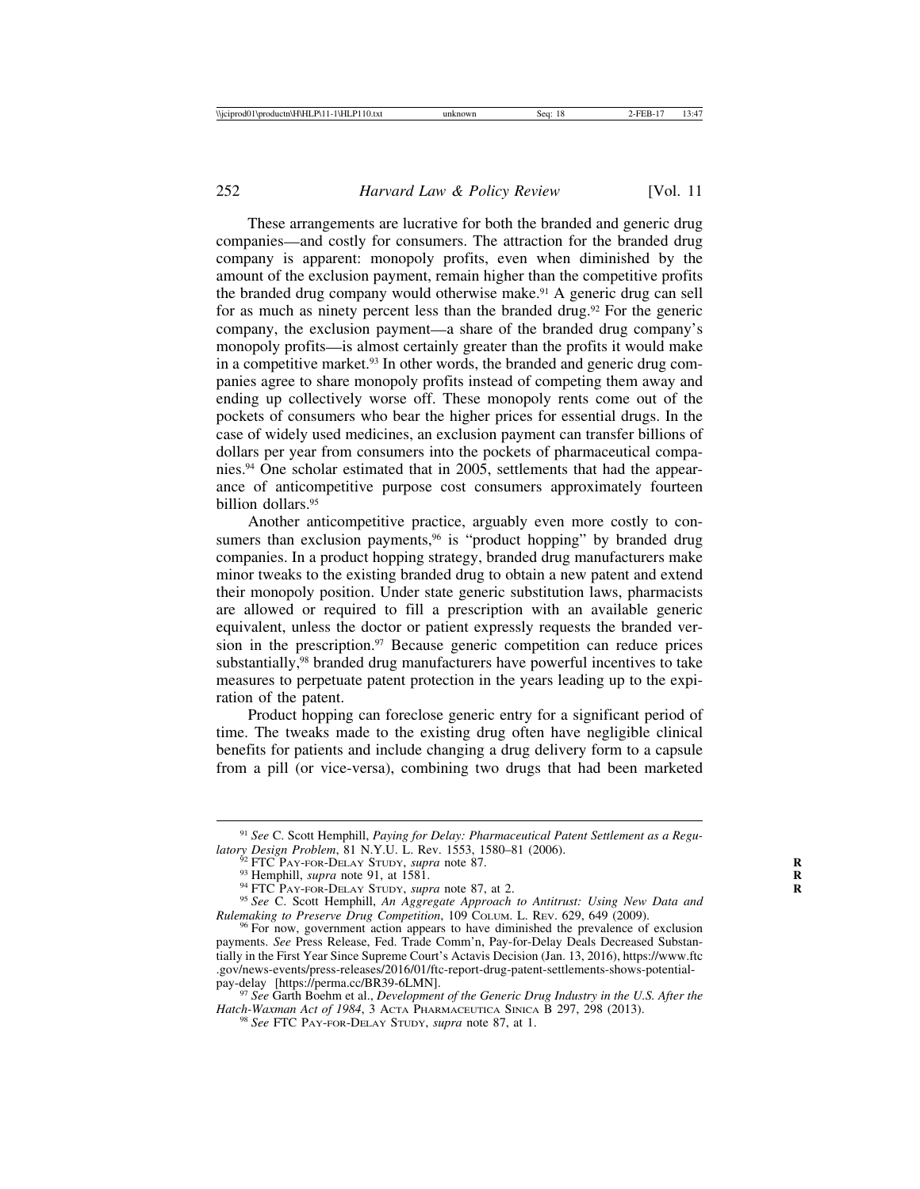These arrangements are lucrative for both the branded and generic drug companies—and costly for consumers. The attraction for the branded drug company is apparent: monopoly profits, even when diminished by the amount of the exclusion payment, remain higher than the competitive profits the branded drug company would otherwise make.[91] A generic drug can sell for as much as ninety percent less than the branded drug.[92] For the generic company, the exclusion payment—a share of the branded drug company's monopoly profits—is almost certainly greater than the profits it would make in a competitive market.[93] In other words, the branded and generic drug companies agree to share monopoly profits instead of competing them away and ending up collectively worse off. These monopoly rents come out of the pockets of consumers who bear the higher prices for essential drugs. In the case of widely used medicines, an exclusion payment can transfer billions of dollars per year from consumers into the pockets of pharmaceutical companies.[94] One scholar estimated that in 2005, settlements that had the appearance of anticompetitive purpose cost consumers approximately fourteen billion dollars.[95]

Another anticompetitive practice, arguably even more costly to consumers than exclusion payments,[96] is "product hopping" by branded drug companies. In a product hopping strategy, branded drug manufacturers make minor tweaks to the existing branded drug to obtain a new patent and extend their monopoly position. Under state generic substitution laws, pharmacists are allowed or required to fill a prescription with an available generic equivalent, unless the doctor or patient expressly requests the branded version in the prescription.[97] Because generic competition can reduce prices substantially,[98] branded drug manufacturers have powerful incentives to take measures to perpetuate patent protection in the years leading up to the expiration of the patent.

Product hopping can foreclose generic entry for a significant period of time. The tweaks made to the existing drug often have negligible clinical benefits for patients and include changing a drug delivery form to a capsule from a pill (or vice-versa), combining two drugs that had been marketed

---

[91] *See* C. Scott Hemphill, *Paying for Delay: Pharmaceutical Patent Settlement as a Regulatory Design Problem*, 81 N.Y.U. L. Rev. 1553, 1580–81 (2006).

[92] FTC Pay-for-Delay Study, *supra* note 87.

[93] Hemphill, *supra* note 91, at 1581.

[94] FTC Pay-for-Delay Study, *supra* note 87, at 2.

[95] *See* C. Scott Hemphill, *An Aggregate Approach to Antitrust: Using New Data and Rulemaking to Preserve Drug Competition*, 109 Colum. L. Rev. 629, 649 (2009).

[96] For now, government action appears to have diminished the prevalence of exclusion payments. *See* Press Release, Fed. Trade Comm'n, Pay-for-Delay Deals Decreased Substantially in the First Year Since Supreme Court's Actavis Decision (Jan. 13, 2016), https://www.ftc.gov/news-events/press-releases/2016/01/ftc-report-drug-patent-settlements-shows-potential-pay-delay [https://perma.cc/BR39-6LMN].

[97] *See* Garth Boehm et al., *Development of the Generic Drug Industry in the U.S. After the Hatch-Waxman Act of 1984*, 3 Acta Pharmaceutica Sinica B 297, 298 (2013).

[98] *See* FTC Pay-for-Delay Study, *supra* note 87, at 1.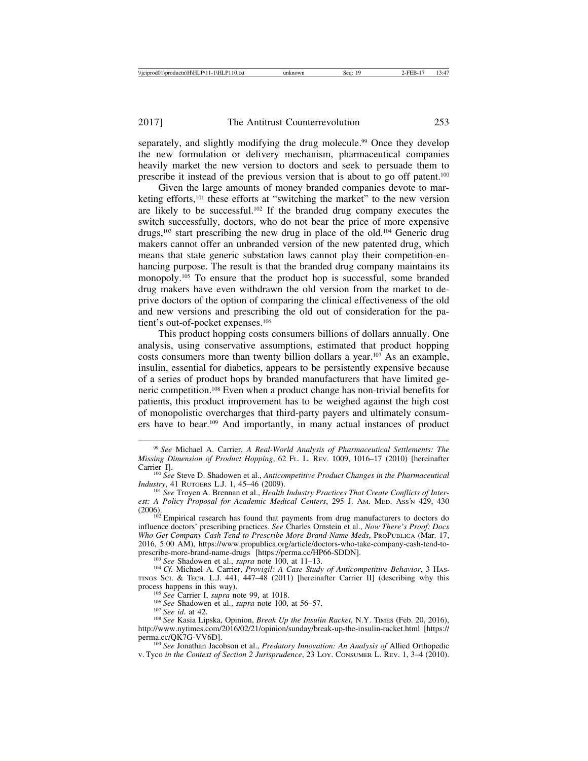separately, and slightly modifying the drug molecule.[99] Once they develop the new formulation or delivery mechanism, pharmaceutical companies heavily market the new version to doctors and seek to persuade them to prescribe it instead of the previous version that is about to go off patent.[100]

Given the large amounts of money branded companies devote to marketing efforts,[101] these efforts at "switching the market" to the new version are likely to be successful.[102] If the branded drug company executes the switch successfully, doctors, who do not bear the price of more expensive drugs,[103] start prescribing the new drug in place of the old.[104] Generic drug makers cannot offer an unbranded version of the new patented drug, which means that state generic substation laws cannot play their competition-enhancing purpose. The result is that the branded drug company maintains its monopoly.[105] To ensure that the product hop is successful, some branded drug makers have even withdrawn the old version from the market to deprive doctors of the option of comparing the clinical effectiveness of the old and new versions and prescribing the old out of consideration for the patient's out-of-pocket expenses.[106]

This product hopping costs consumers billions of dollars annually. One analysis, using conservative assumptions, estimated that product hopping costs consumers more than twenty billion dollars a year.[107] As an example, insulin, essential for diabetics, appears to be persistently expensive because of a series of product hops by branded manufacturers that have limited generic competition.[108] Even when a product change has non-trivial benefits for patients, this product improvement has to be weighed against the high cost of monopolistic overcharges that third-party payers and ultimately consumers have to bear.[109] And importantly, in many actual instances of product

---

[99] *See* Michael A. Carrier, *A Real-World Analysis of Pharmaceutical Settlements: The Missing Dimension of Product Hopping*, 62 FL. L. REV. 1009, 1016–17 (2010) [hereinafter Carrier I].

[100] *See* Steve D. Shadowen et al., *Anticompetitive Product Changes in the Pharmaceutical Industry*, 41 RUTGERS L.J. 1, 45–46 (2009).

[101] *See* Troyen A. Brennan et al., *Health Industry Practices That Create Conflicts of Interest: A Policy Proposal for Academic Medical Centers*, 295 J. AM. MED. ASS'N 429, 430 (2006).

[102] Empirical research has found that payments from drug manufacturers to doctors do influence doctors' prescribing practices. *See* Charles Ornstein et al., *Now There's Proof: Docs Who Get Company Cash Tend to Prescribe More Brand-Name Meds*, PROPUBLICA (Mar. 17, 2016, 5:00 AM), https://www.propublica.org/article/doctors-who-take-company-cash-tend-to-prescribe-more-brand-name-drugs [https://perma.cc/HP66-SDDN].

[103] *See* Shadowen et al., *supra* note 100, at 11–13.

[104] *Cf.* Michael A. Carrier, *Provigil: A Case Study of Anticompetitive Behavior*, 3 HASTINGS SCI. & TECH. L.J. 441, 447–48 (2011) [hereinafter Carrier II] (describing why this process happens in this way).

[105] *See* Carrier I, *supra* note 99, at 1018.

[106] *See* Shadowen et al., *supra* note 100, at 56–57.

[107] *See id.* at 42.

[108] *See* Kasia Lipska, Opinion, *Break Up the Insulin Racket*, N.Y. TIMES (Feb. 20, 2016), http://www.nytimes.com/2016/02/21/opinion/sunday/break-up-the-insulin-racket.html [https://perma.cc/QK7G-VV6D].

[109] *See* Jonathan Jacobson et al., *Predatory Innovation: An Analysis of* Allied Orthopedic v. Tyco *in the Context of Section 2 Jurisprudence*, 23 LOY. CONSUMER L. REV. 1, 3–4 (2010).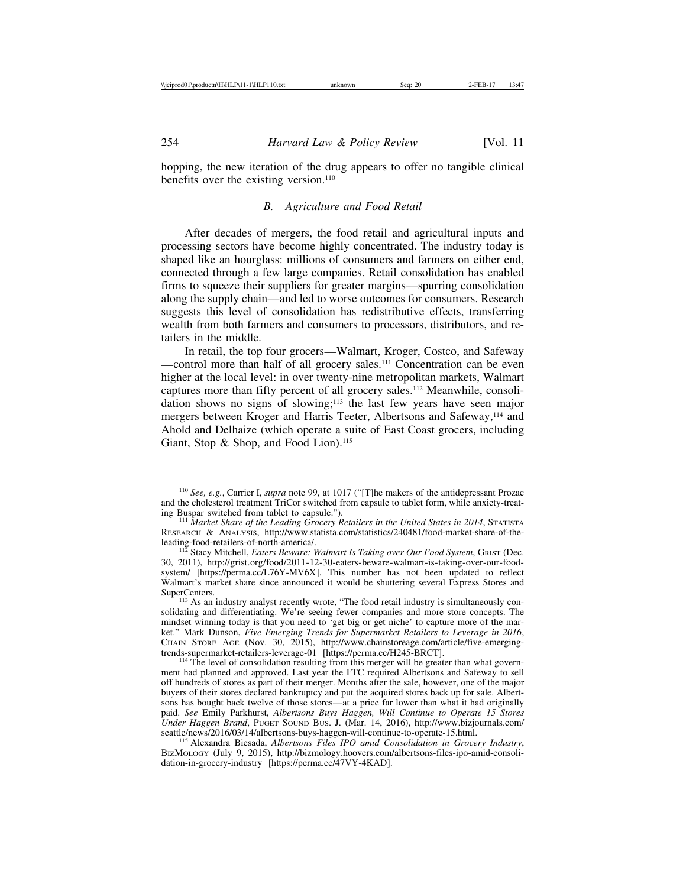hopping, the new iteration of the drug appears to offer no tangible clinical benefits over the existing version.[110]

### *B. Agriculture and Food Retail*

After decades of mergers, the food retail and agricultural inputs and processing sectors have become highly concentrated. The industry today is shaped like an hourglass: millions of consumers and farmers on either end, connected through a few large companies. Retail consolidation has enabled firms to squeeze their suppliers for greater margins—spurring consolidation along the supply chain—and led to worse outcomes for consumers. Research suggests this level of consolidation has redistributive effects, transferring wealth from both farmers and consumers to processors, distributors, and retailers in the middle.

In retail, the top four grocers—Walmart, Kroger, Costco, and Safeway—control more than half of all grocery sales.[111] Concentration can be even higher at the local level: in over twenty-nine metropolitan markets, Walmart captures more than fifty percent of all grocery sales.[112] Meanwhile, consolidation shows no signs of slowing;[113] the last few years have seen major mergers between Kroger and Harris Teeter, Albertsons and Safeway,[114] and Ahold and Delhaize (which operate a suite of East Coast grocers, including Giant, Stop & Shop, and Food Lion).[115]

---

[110] *See, e.g.*, Carrier I, *supra* note 99, at 1017 ("[T]he makers of the antidepressant Prozac and the cholesterol treatment TriCor switched from capsule to tablet form, while anxiety-treating Buspar switched from tablet to capsule.").

[111] *Market Share of the Leading Grocery Retailers in the United States in 2014*, Statista Research & Analysis, http://www.statista.com/statistics/240481/food-market-share-of-the-leading-food-retailers-of-north-america/.

[112] Stacy Mitchell, *Eaters Beware: Walmart Is Taking over Our Food System*, Grist (Dec. 30, 2011), http://grist.org/food/2011-12-30-eaters-beware-walmart-is-taking-over-our-food-system/ [https://perma.cc/L76Y-MV6X]. This number has not been updated to reflect Walmart's market share since announced it would be shuttering several Express Stores and SuperCenters.

[113] As an industry analyst recently wrote, "The food retail industry is simultaneously consolidating and differentiating. We're seeing fewer companies and more store concepts. The mindset winning today is that you need to 'get big or get niche' to capture more of the market." Mark Dunson, *Five Emerging Trends for Supermarket Retailers to Leverage in 2016*, Chain Store Age (Nov. 30, 2015), http://www.chainstoreage.com/article/five-emerging-trends-supermarket-retailers-leverage-01 [https://perma.cc/H245-BRCT].

[114] The level of consolidation resulting from this merger will be greater than what government had planned and approved. Last year the FTC required Albertsons and Safeway to sell off hundreds of stores as part of their merger. Months after the sale, however, one of the major buyers of their stores declared bankruptcy and put the acquired stores back up for sale. Albertsons has bought back twelve of those stores—at a price far lower than what it had originally paid. *See* Emily Parkhurst, *Albertsons Buys Haggen, Will Continue to Operate 15 Stores Under Haggen Brand*, Puget Sound Bus. J. (Mar. 14, 2016), http://www.bizjournals.com/seattle/news/2016/03/14/albertsons-buys-haggen-will-continue-to-operate-15.html.

[115] Alexandra Biesada, *Albertsons Files IPO amid Consolidation in Grocery Industry*, BizMology (July 9, 2015), http://bizmology.hoovers.com/albertsons-files-ipo-amid-consolidation-in-grocery-industry [https://perma.cc/47VY-4KAD].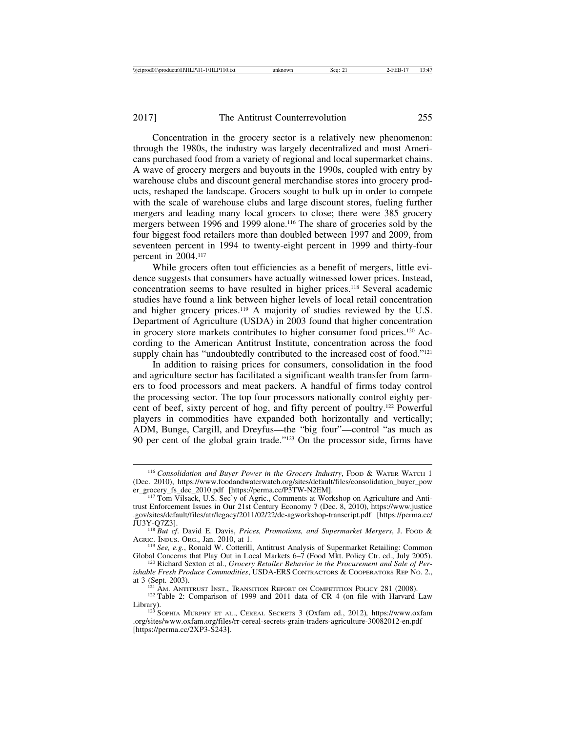Concentration in the grocery sector is a relatively new phenomenon: through the 1980s, the industry was largely decentralized and most Americans purchased food from a variety of regional and local supermarket chains. A wave of grocery mergers and buyouts in the 1990s, coupled with entry by warehouse clubs and discount general merchandise stores into grocery products, reshaped the landscape. Grocers sought to bulk up in order to compete with the scale of warehouse clubs and large discount stores, fueling further mergers and leading many local grocers to close; there were 385 grocery mergers between 1996 and 1999 alone.[116] The share of groceries sold by the four biggest food retailers more than doubled between 1997 and 2009, from seventeen percent in 1994 to twenty-eight percent in 1999 and thirty-four percent in 2004.[117]

While grocers often tout efficiencies as a benefit of mergers, little evidence suggests that consumers have actually witnessed lower prices. Instead, concentration seems to have resulted in higher prices.[118] Several academic studies have found a link between higher levels of local retail concentration and higher grocery prices.[119] A majority of studies reviewed by the U.S. Department of Agriculture (USDA) in 2003 found that higher concentration in grocery store markets contributes to higher consumer food prices.[120] According to the American Antitrust Institute, concentration across the food supply chain has "undoubtedly contributed to the increased cost of food."[121]

In addition to raising prices for consumers, consolidation in the food and agriculture sector has facilitated a significant wealth transfer from farmers to food processors and meat packers. A handful of firms today control the processing sector. The top four processors nationally control eighty percent of beef, sixty percent of hog, and fifty percent of poultry.[122] Powerful players in commodities have expanded both horizontally and vertically; ADM, Bunge, Cargill, and Dreyfus—the "big four"—control "as much as 90 per cent of the global grain trade."[123] On the processor side, firms have

---

[116] *Consolidation and Buyer Power in the Grocery Industry*, Food & Water Watch 1 (Dec. 2010), https://www.foodandwaterwatch.org/sites/default/files/consolidation_buyer_power_grocery_fs_dec_2010.pdf [https://perma.cc/P3TW-N2EM].

[117] Tom Vilsack, U.S. Sec'y of Agric., Comments at Workshop on Agriculture and Antitrust Enforcement Issues in Our 21st Century Economy 7 (Dec. 8, 2010), https://www.justice.gov/sites/default/files/atr/legacy/2011/02/22/dc-agworkshop-transcript.pdf [https://perma.cc/JU3Y-Q7Z3].

[118] *But cf.* David E. Davis, *Prices, Promotions, and Supermarket Mergers*, J. Food & Agric. Indus. Org., Jan. 2010, at 1.

[119] *See, e.g.*, Ronald W. Cotterill, Antitrust Analysis of Supermarket Retailing: Common Global Concerns that Play Out in Local Markets 6–7 (Food Mkt. Policy Ctr. ed., July 2005).

[120] Richard Sexton et al., *Grocery Retailer Behavior in the Procurement and Sale of Perishable Fresh Produce Commodities*, USDA-ERS Contractors & Cooperators Rep No. 2., at 3 (Sept. 2003).

[121] Am. Antitrust Inst., Transition Report on Competition Policy 281 (2008).

[122] Table 2: Comparison of 1999 and 2011 data of CR 4 (on file with Harvard Law Library).

[123] Sophia Murphy et al., Cereal Secrets 3 (Oxfam ed., 2012), https://www.oxfam.org/sites/www.oxfam.org/files/rr-cereal-secrets-grain-traders-agriculture-30082012-en.pdf [https://perma.cc/2XP3-S243].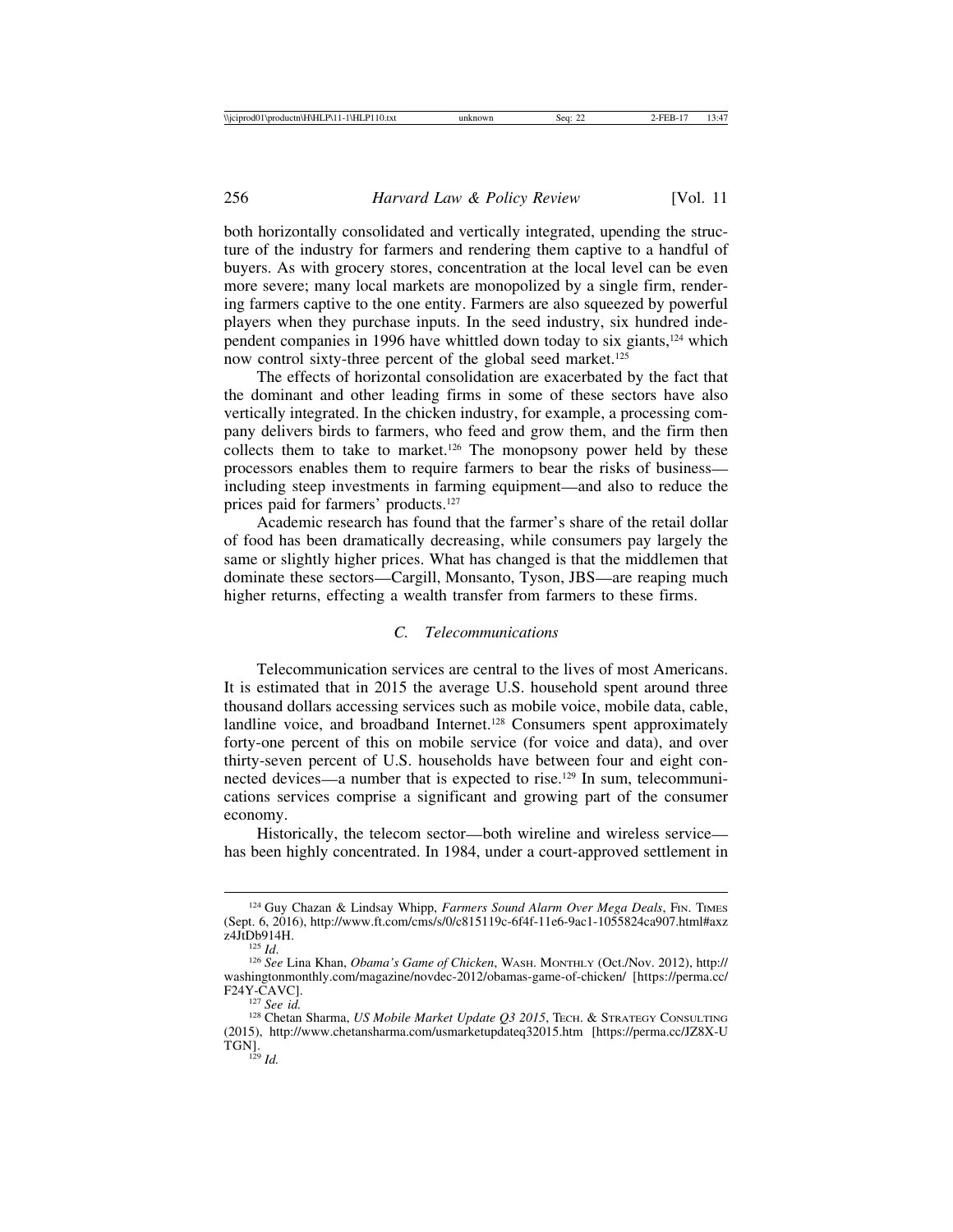both horizontally consolidated and vertically integrated, upending the structure of the industry for farmers and rendering them captive to a handful of buyers. As with grocery stores, concentration at the local level can be even more severe; many local markets are monopolized by a single firm, rendering farmers captive to the one entity. Farmers are also squeezed by powerful players when they purchase inputs. In the seed industry, six hundred independent companies in 1996 have whittled down today to six giants,[124] which now control sixty-three percent of the global seed market.[125]

The effects of horizontal consolidation are exacerbated by the fact that the dominant and other leading firms in some of these sectors have also vertically integrated. In the chicken industry, for example, a processing company delivers birds to farmers, who feed and grow them, and the firm then collects them to take to market.[126] The monopsony power held by these processors enables them to require farmers to bear the risks of business—including steep investments in farming equipment—and also to reduce the prices paid for farmers' products.[127]

Academic research has found that the farmer's share of the retail dollar of food has been dramatically decreasing, while consumers pay largely the same or slightly higher prices. What has changed is that the middlemen that dominate these sectors—Cargill, Monsanto, Tyson, JBS—are reaping much higher returns, effecting a wealth transfer from farmers to these firms.

### *C. Telecommunications*

Telecommunication services are central to the lives of most Americans. It is estimated that in 2015 the average U.S. household spent around three thousand dollars accessing services such as mobile voice, mobile data, cable, landline voice, and broadband Internet.[128] Consumers spent approximately forty-one percent of this on mobile service (for voice and data), and over thirty-seven percent of U.S. households have between four and eight connected devices—a number that is expected to rise.[129] In sum, telecommunications services comprise a significant and growing part of the consumer economy.

Historically, the telecom sector—both wireline and wireless service—has been highly concentrated. In 1984, under a court-approved settlement in

---

[124] Guy Chazan & Lindsay Whipp, *Farmers Sound Alarm Over Mega Deals*, FIN. TIMES (Sept. 6, 2016), http://www.ft.com/cms/s/0/c815119c-6f4f-11e6-9ac1-1055824ca907.html#axzz4JtDb914H.

[125] *Id.*

[126] *See* Lina Khan, *Obama's Game of Chicken*, WASH. MONTHLY (Oct./Nov. 2012), http://washingtonmonthly.com/magazine/novdec-2012/obamas-game-of-chicken/ [https://perma.cc/F24Y-CAVC].

[127] *See id.*

[128] Chetan Sharma, *US Mobile Market Update Q3 2015*, TECH. & STRATEGY CONSULTING (2015), http://www.chetansharma.com/usmarketupdateq32015.htm [https://perma.cc/JZ8X-UTGN].

[129] *Id.*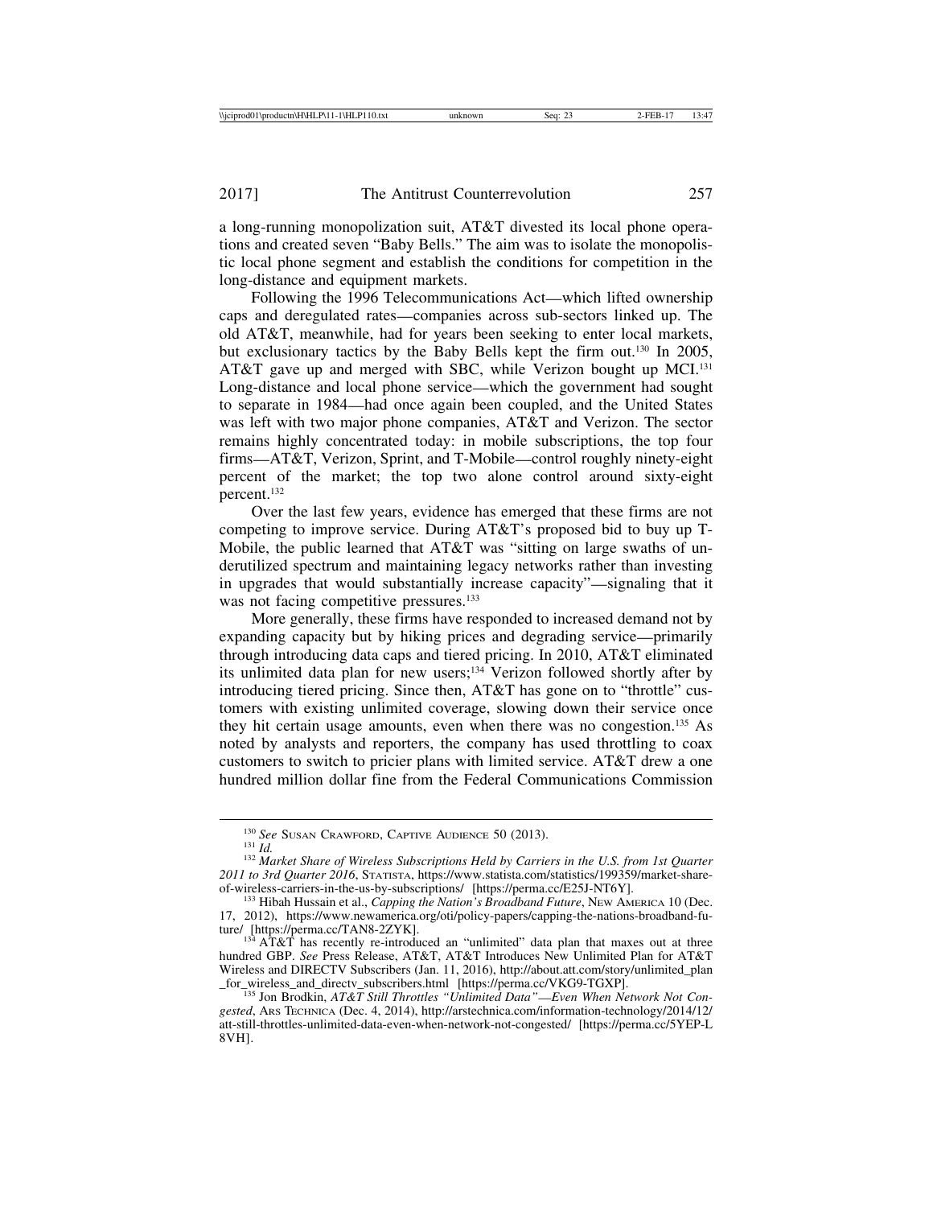a long-running monopolization suit, AT&T divested its local phone operations and created seven "Baby Bells." The aim was to isolate the monopolistic local phone segment and establish the conditions for competition in the long-distance and equipment markets.

Following the 1996 Telecommunications Act—which lifted ownership caps and deregulated rates—companies across sub-sectors linked up. The old AT&T, meanwhile, had for years been seeking to enter local markets, but exclusionary tactics by the Baby Bells kept the firm out.[130] In 2005, AT&T gave up and merged with SBC, while Verizon bought up MCI.[131] Long-distance and local phone service—which the government had sought to separate in 1984—had once again been coupled, and the United States was left with two major phone companies, AT&T and Verizon. The sector remains highly concentrated today: in mobile subscriptions, the top four firms—AT&T, Verizon, Sprint, and T-Mobile—control roughly ninety-eight percent of the market; the top two alone control around sixty-eight percent.[132]

Over the last few years, evidence has emerged that these firms are not competing to improve service. During AT&T's proposed bid to buy up T-Mobile, the public learned that AT&T was "sitting on large swaths of underutilized spectrum and maintaining legacy networks rather than investing in upgrades that would substantially increase capacity"—signaling that it was not facing competitive pressures.[133]

More generally, these firms have responded to increased demand not by expanding capacity but by hiking prices and degrading service—primarily through introducing data caps and tiered pricing. In 2010, AT&T eliminated its unlimited data plan for new users;[134] Verizon followed shortly after by introducing tiered pricing. Since then, AT&T has gone on to "throttle" customers with existing unlimited coverage, slowing down their service once they hit certain usage amounts, even when there was no congestion.[135] As noted by analysts and reporters, the company has used throttling to coax customers to switch to pricier plans with limited service. AT&T drew a one hundred million dollar fine from the Federal Communications Commission

---

[130] *See* Susan Crawford, Captive Audience 50 (2013).

[131] *Id.*

[132] *Market Share of Wireless Subscriptions Held by Carriers in the U.S. from 1st Quarter 2011 to 3rd Quarter 2016*, Statista, https://www.statista.com/statistics/199359/market-share-of-wireless-carriers-in-the-us-by-subscriptions/ [https://perma.cc/E25J-NT6Y].

[133] Hibah Hussain et al., *Capping the Nation's Broadband Future*, New America 10 (Dec. 17, 2012), https://www.newamerica.org/oti/policy-papers/capping-the-nations-broadband-future/ [https://perma.cc/TAN8-2ZYK].

[134] AT&T has recently re-introduced an "unlimited" data plan that maxes out at three hundred GBP. *See* Press Release, AT&T, AT&T Introduces New Unlimited Plan for AT&T Wireless and DIRECTV Subscribers (Jan. 11, 2016), http://about.att.com/story/unlimited_plan_for_wireless_and_directv_subscribers.html [https://perma.cc/VKG9-TGXP].

[135] Jon Brodkin, *AT&T Still Throttles "Unlimited Data"—Even When Network Not Congested*, Ars Technica (Dec. 4, 2014), http://arstechnica.com/information-technology/2014/12/att-still-throttles-unlimited-data-even-when-network-not-congested/ [https://perma.cc/5YEP-L8VH].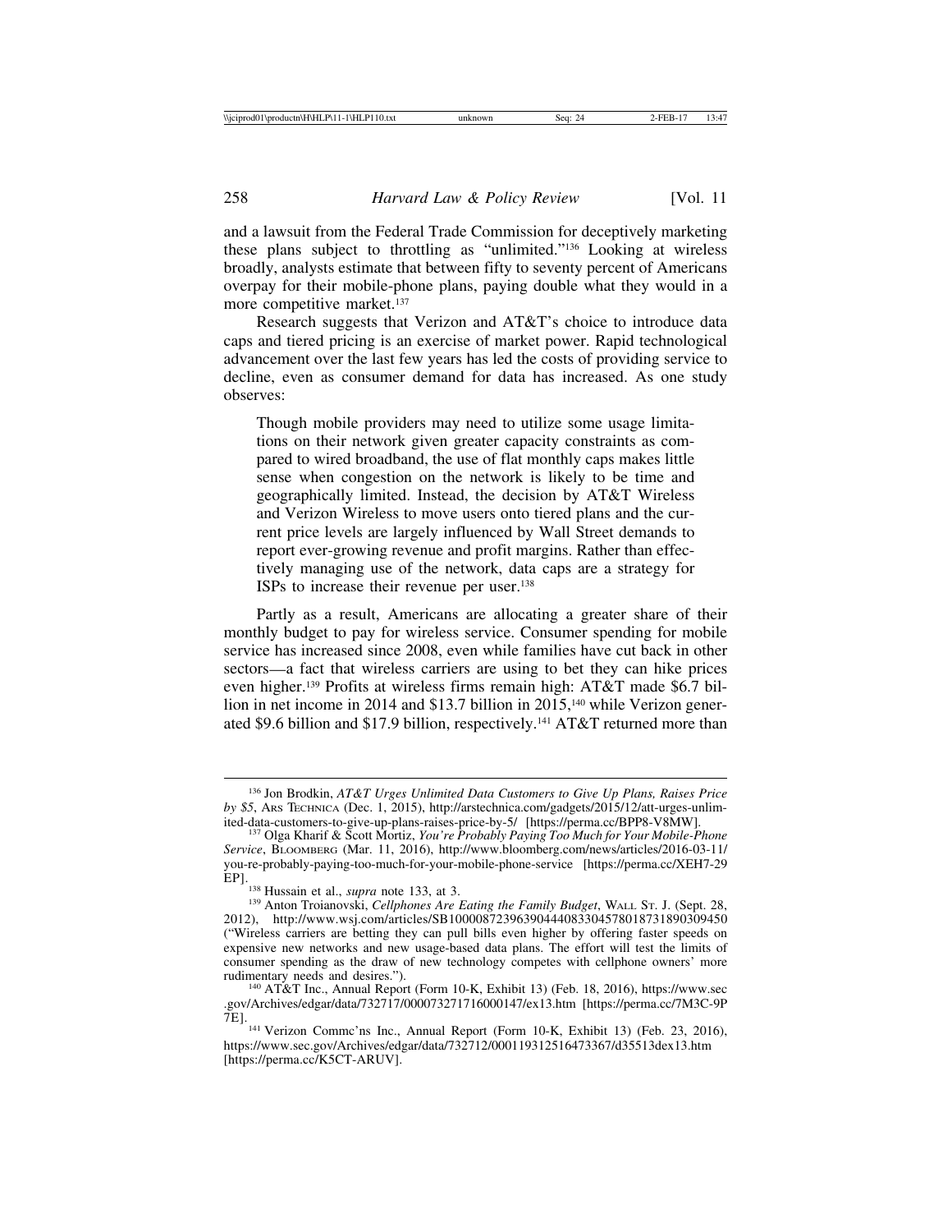and a lawsuit from the Federal Trade Commission for deceptively marketing these plans subject to throttling as "unlimited."[136] Looking at wireless broadly, analysts estimate that between fifty to seventy percent of Americans overpay for their mobile-phone plans, paying double what they would in a more competitive market.[137]

Research suggests that Verizon and AT&T's choice to introduce data caps and tiered pricing is an exercise of market power. Rapid technological advancement over the last few years has led the costs of providing service to decline, even as consumer demand for data has increased. As one study observes:

> Though mobile providers may need to utilize some usage limitations on their network given greater capacity constraints as compared to wired broadband, the use of flat monthly caps makes little sense when congestion on the network is likely to be time and geographically limited. Instead, the decision by AT&T Wireless and Verizon Wireless to move users onto tiered plans and the current price levels are largely influenced by Wall Street demands to report ever-growing revenue and profit margins. Rather than effectively managing use of the network, data caps are a strategy for ISPs to increase their revenue per user.[138]

Partly as a result, Americans are allocating a greater share of their monthly budget to pay for wireless service. Consumer spending for mobile service has increased since 2008, even while families have cut back in other sectors—a fact that wireless carriers are using to bet they can hike prices even higher.[139] Profits at wireless firms remain high: AT&T made $6.7 billion in net income in 2014 and $13.7 billion in 2015,[140] while Verizon generated $9.6 billion and $17.9 billion, respectively.[141] AT&T returned more than

---

[136] Jon Brodkin, *AT&T Urges Unlimited Data Customers to Give Up Plans, Raises Price by $5*, Ars Technica (Dec. 1, 2015), http://arstechnica.com/gadgets/2015/12/att-urges-unlimited-data-customers-to-give-up-plans-raises-price-by-5/ [https://perma.cc/BPP8-V8MW].

[137] Olga Kharif & Scott Mortiz, *You're Probably Paying Too Much for Your Mobile-Phone Service*, Bloomberg (Mar. 11, 2016), http://www.bloomberg.com/news/articles/2016-03-11/you-re-probably-paying-too-much-for-your-mobile-phone-service [https://perma.cc/XEH7-29EP].

[138] Hussain et al., *supra* note 133, at 3.

[139] Anton Troianovski, *Cellphones Are Eating the Family Budget*, Wall St. J. (Sept. 28, 2012), http://www.wsj.com/articles/SB10000872396390444083304578018731890309450 ("Wireless carriers are betting they can pull bills even higher by offering faster speeds on expensive new networks and new usage-based data plans. The effort will test the limits of consumer spending as the draw of new technology competes with cellphone owners' more rudimentary needs and desires.").

[140] AT&T Inc., Annual Report (Form 10-K, Exhibit 13) (Feb. 18, 2016), https://www.sec.gov/Archives/edgar/data/732717/000073271716000147/ex13.htm [https://perma.cc/7M3C-9P7E].

[141] Verizon Commc'ns Inc., Annual Report (Form 10-K, Exhibit 13) (Feb. 23, 2016), https://www.sec.gov/Archives/edgar/data/732712/000119312516473367/d35513dex13.htm [https://perma.cc/K5CT-ARUV].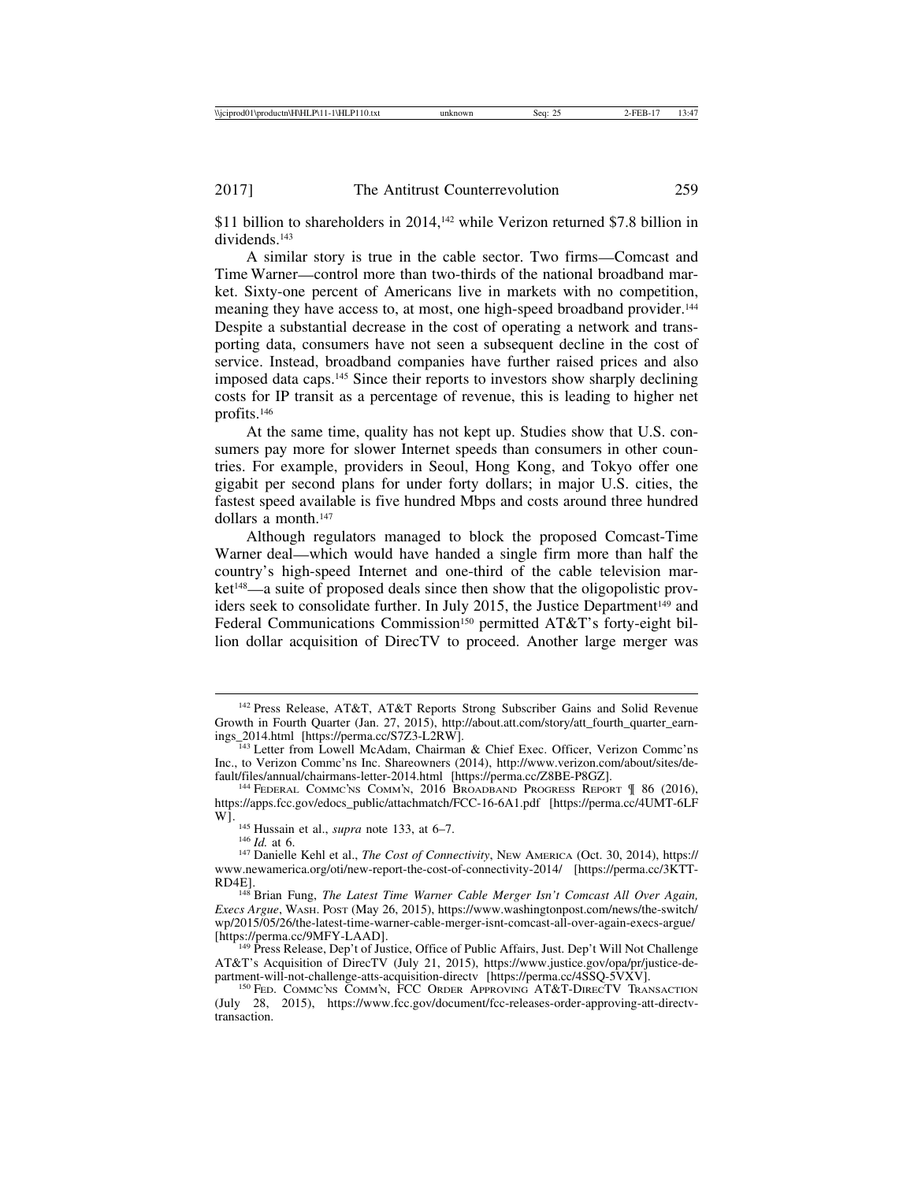$11 billion to shareholders in 2014,[142] while Verizon returned $7.8 billion in dividends.[143]

A similar story is true in the cable sector. Two firms—Comcast and Time Warner—control more than two-thirds of the national broadband market. Sixty-one percent of Americans live in markets with no competition, meaning they have access to, at most, one high-speed broadband provider.[144] Despite a substantial decrease in the cost of operating a network and transporting data, consumers have not seen a subsequent decline in the cost of service. Instead, broadband companies have further raised prices and also imposed data caps.[145] Since their reports to investors show sharply declining costs for IP transit as a percentage of revenue, this is leading to higher net profits.[146]

At the same time, quality has not kept up. Studies show that U.S. consumers pay more for slower Internet speeds than consumers in other countries. For example, providers in Seoul, Hong Kong, and Tokyo offer one gigabit per second plans for under forty dollars; in major U.S. cities, the fastest speed available is five hundred Mbps and costs around three hundred dollars a month.[147]

Although regulators managed to block the proposed Comcast-Time Warner deal—which would have handed a single firm more than half the country's high-speed Internet and one-third of the cable television market[148]—a suite of proposed deals since then show that the oligopolistic providers seek to consolidate further. In July 2015, the Justice Department[149] and Federal Communications Commission[150] permitted AT&T's forty-eight billion dollar acquisition of DirecTV to proceed. Another large merger was

---

[142] Press Release, AT&T, AT&T Reports Strong Subscriber Gains and Solid Revenue Growth in Fourth Quarter (Jan. 27, 2015), http://about.att.com/story/att_fourth_quarter_earnings_2014.html [https://perma.cc/S7Z3-L2RW].

[143] Letter from Lowell McAdam, Chairman & Chief Exec. Officer, Verizon Commc'ns Inc., to Verizon Commc'ns Inc. Shareowners (2014), http://www.verizon.com/about/sites/default/files/annual/chairmans-letter-2014.html [https://perma.cc/Z8BE-P8GZ].

[144] Federal Commc'ns Comm'n, 2016 Broadband Progress Report ¶ 86 (2016), https://apps.fcc.gov/edocs_public/attachmatch/FCC-16-6A1.pdf [https://perma.cc/4UMT-6LFW].

[145] Hussain et al., *supra* note 133, at 6–7.

[146] *Id.* at 6.

[147] Danielle Kehl et al., *The Cost of Connectivity*, New America (Oct. 30, 2014), https://www.newamerica.org/oti/new-report-the-cost-of-connectivity-2014/ [https://perma.cc/3KTT-RD4E].

[148] Brian Fung, *The Latest Time Warner Cable Merger Isn't Comcast All Over Again, Execs Argue*, Wash. Post (May 26, 2015), https://www.washingtonpost.com/news/the-switch/wp/2015/05/26/the-latest-time-warner-cable-merger-isnt-comcast-all-over-again-execs-argue/ [https://perma.cc/9MFY-LAAD].

[149] Press Release, Dep't of Justice, Office of Public Affairs, Just. Dep't Will Not Challenge AT&T's Acquisition of DirecTV (July 21, 2015), https://www.justice.gov/opa/pr/justice-department-will-not-challenge-atts-acquisition-directv [https://perma.cc/4SSQ-5VXV].

[150] Fed. Commc'ns Comm'n, FCC Order Approving AT&T-DirecTV Transaction (July 28, 2015), https://www.fcc.gov/document/fcc-releases-order-approving-att-directv-transaction.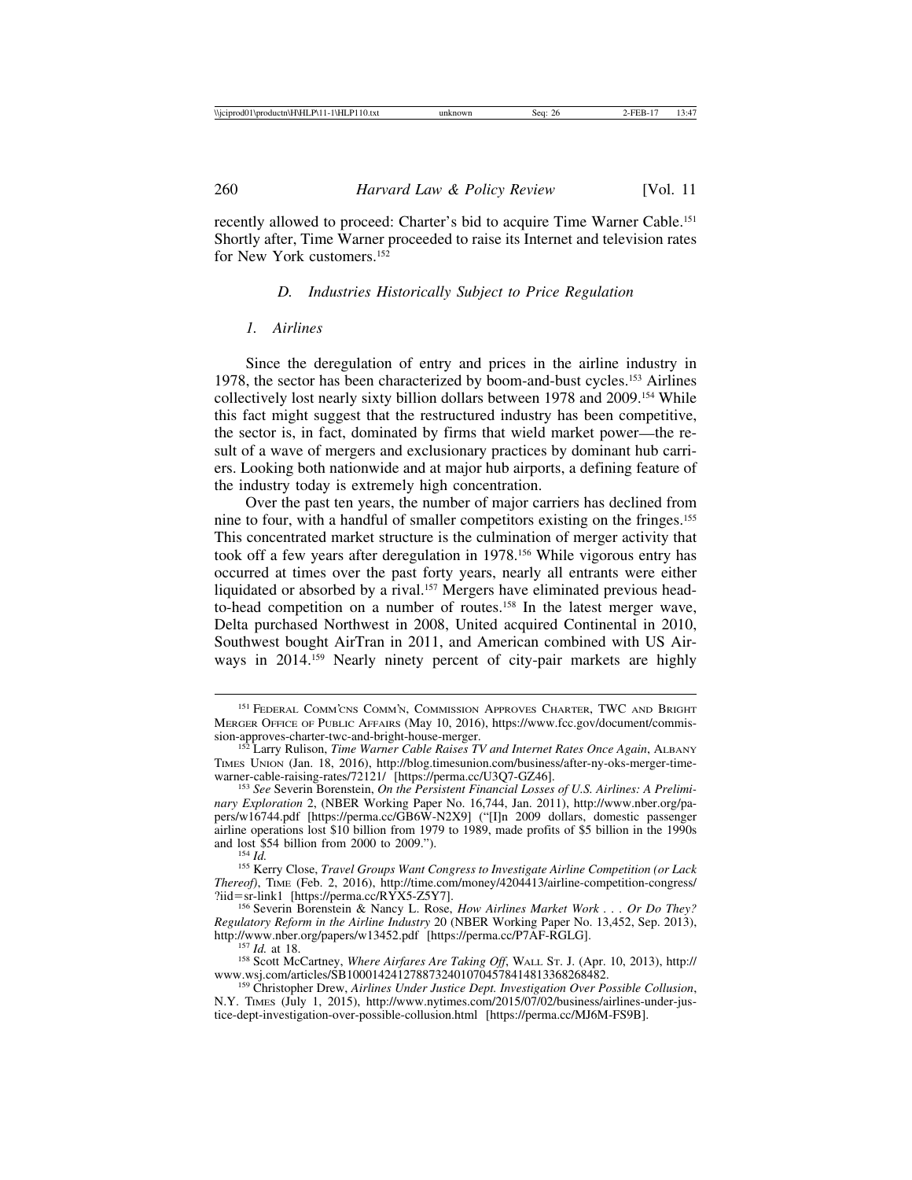recently allowed to proceed: Charter's bid to acquire Time Warner Cable.[151] Shortly after, Time Warner proceeded to raise its Internet and television rates for New York customers.[152]

### *D. Industries Historically Subject to Price Regulation*

#### *1. Airlines*

Since the deregulation of entry and prices in the airline industry in 1978, the sector has been characterized by boom-and-bust cycles.[153] Airlines collectively lost nearly sixty billion dollars between 1978 and 2009.[154] While this fact might suggest that the restructured industry has been competitive, the sector is, in fact, dominated by firms that wield market power—the result of a wave of mergers and exclusionary practices by dominant hub carriers. Looking both nationwide and at major hub airports, a defining feature of the industry today is extremely high concentration.

Over the past ten years, the number of major carriers has declined from nine to four, with a handful of smaller competitors existing on the fringes.[155] This concentrated market structure is the culmination of merger activity that took off a few years after deregulation in 1978.[156] While vigorous entry has occurred at times over the past forty years, nearly all entrants were either liquidated or absorbed by a rival.[157] Mergers have eliminated previous head-to-head competition on a number of routes.[158] In the latest merger wave, Delta purchased Northwest in 2008, United acquired Continental in 2010, Southwest bought AirTran in 2011, and American combined with US Airways in 2014.[159] Nearly ninety percent of city-pair markets are highly

---

[151] FEDERAL COMM'CNS COMM'N, COMMISSION APPROVES CHARTER, TWC AND BRIGHT MERGER OFFICE OF PUBLIC AFFAIRS (May 10, 2016), https://www.fcc.gov/document/commission-approves-charter-twc-and-bright-house-merger.

[152] Larry Rulison, *Time Warner Cable Raises TV and Internet Rates Once Again*, ALBANY TIMES UNION (Jan. 18, 2016), http://blog.timesunion.com/business/after-ny-oks-merger-time-warner-cable-raising-rates/72121/ [https://perma.cc/U3Q7-GZ46].

[153] *See* Severin Borenstein, *On the Persistent Financial Losses of U.S. Airlines: A Preliminary Exploration* 2, (NBER Working Paper No. 16,744, Jan. 2011), http://www.nber.org/papers/w16744.pdf [https://perma.cc/GB6W-N2X9] ("[I]n 2009 dollars, domestic passenger airline operations lost $10 billion from 1979 to 1989, made profits of $5 billion in the 1990s and lost $54 billion from 2000 to 2009.").

[154] *Id.*

[155] Kerry Close, *Travel Groups Want Congress to Investigate Airline Competition (or Lack Thereof)*, TIME (Feb. 2, 2016), http://time.com/money/4204413/airline-competition-congress/?iid=sr-link1 [https://perma.cc/RYX5-Z5Y7].

[156] Severin Borenstein & Nancy L. Rose, *How Airlines Market Work . . . Or Do They? Regulatory Reform in the Airline Industry* 20 (NBER Working Paper No. 13,452, Sep. 2013), http://www.nber.org/papers/w13452.pdf [https://perma.cc/P7AF-RGLG].

[157] *Id.* at 18.

[158] Scott McCartney, *Where Airfares Are Taking Off*, WALL ST. J. (Apr. 10, 2013), http://www.wsj.com/articles/SB10001424127887324010704578414813368268482.

[159] Christopher Drew, *Airlines Under Justice Dept. Investigation Over Possible Collusion*, N.Y. TIMES (July 1, 2015), http://www.nytimes.com/2015/07/02/business/airlines-under-justice-dept-investigation-over-possible-collusion.html [https://perma.cc/MJ6M-FS9B].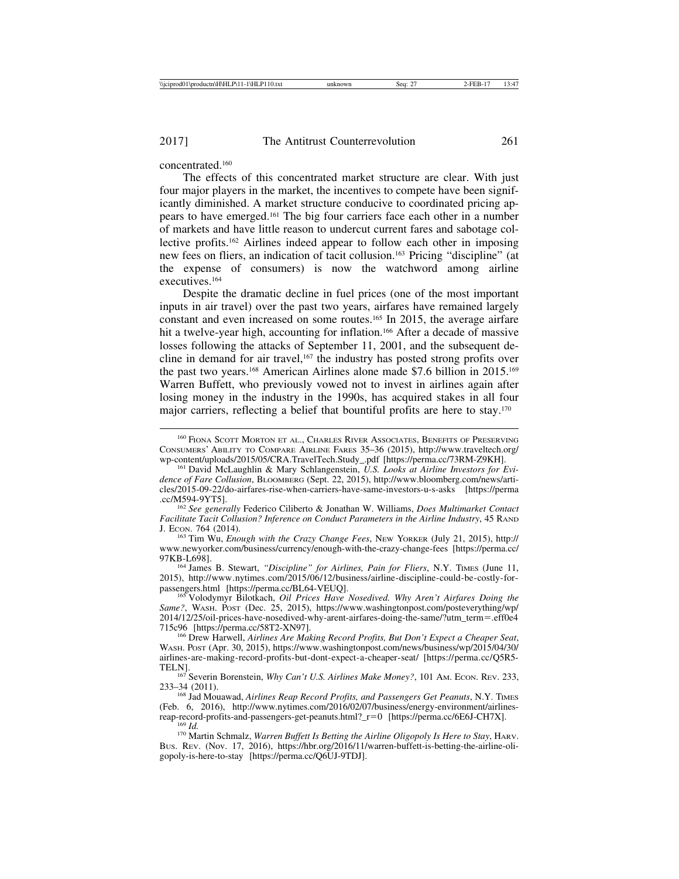concentrated.[160]

The effects of this concentrated market structure are clear. With just four major players in the market, the incentives to compete have been significantly diminished. A market structure conducive to coordinated pricing appears to have emerged.[161] The big four carriers face each other in a number of markets and have little reason to undercut current fares and sabotage collective profits.[162] Airlines indeed appear to follow each other in imposing new fees on fliers, an indication of tacit collusion.[163] Pricing "discipline" (at the expense of consumers) is now the watchword among airline executives.[164]

Despite the dramatic decline in fuel prices (one of the most important inputs in air travel) over the past two years, airfares have remained largely constant and even increased on some routes.[165] In 2015, the average airfare hit a twelve-year high, accounting for inflation.[166] After a decade of massive losses following the attacks of September 11, 2001, and the subsequent decline in demand for air travel,[167] the industry has posted strong profits over the past two years.[168] American Airlines alone made $7.6 billion in 2015.[169] Warren Buffett, who previously vowed not to invest in airlines again after losing money in the industry in the 1990s, has acquired stakes in all four major carriers, reflecting a belief that bountiful profits are here to stay.[170]

---

[160] Fiona Scott Morton et al., Charles River Associates, Benefits of Preserving Consumers' Ability to Compare Airline Fares 35–36 (2015), http://www.traveltech.org/wp-content/uploads/2015/05/CRA.TravelTech.Study_.pdf [https://perma.cc/73RM-Z9KH].

[161] David McLaughlin & Mary Schlangenstein, *U.S. Looks at Airline Investors for Evidence of Fare Collusion*, Bloomberg (Sept. 22, 2015), http://www.bloomberg.com/news/articles/2015-09-22/do-airfares-rise-when-carriers-have-same-investors-u-s-asks [https://perma.cc/M594-9YT5].

[162] *See generally* Federico Ciliberto & Jonathan W. Williams, *Does Multimarket Contact Facilitate Tacit Collusion? Inference on Conduct Parameters in the Airline Industry*, 45 Rand J. Econ. 764 (2014).

[163] Tim Wu, *Enough with the Crazy Change Fees*, New Yorker (July 21, 2015), http://www.newyorker.com/business/currency/enough-with-the-crazy-change-fees [https://perma.cc/97KB-L698].

[164] James B. Stewart, *"Discipline" for Airlines, Pain for Fliers*, N.Y. Times (June 11, 2015), http://www.nytimes.com/2015/06/12/business/airline-discipline-could-be-costly-for-passengers.html [https://perma.cc/BL64-VEUQ].

[165] Volodymyr Bilotkach, *Oil Prices Have Nosedived. Why Aren't Airfares Doing the Same?*, Wash. Post (Dec. 25, 2015), https://www.washingtonpost.com/posteverything/wp/2014/12/25/oil-prices-have-nosedived-why-arent-airfares-doing-the-same/?utm_term=.eff0e4715c96 [https://perma.cc/58T2-XN97].

[166] Drew Harwell, *Airlines Are Making Record Profits, But Don't Expect a Cheaper Seat*, Wash. Post (Apr. 30, 2015), https://www.washingtonpost.com/news/business/wp/2015/04/30/airlines-are-making-record-profits-but-dont-expect-a-cheaper-seat/ [https://perma.cc/Q5R5-TELN].

[167] Severin Borenstein, *Why Can't U.S. Airlines Make Money?*, 101 Am. Econ. Rev. 233, 233–34 (2011).

[168] Jad Mouawad, *Airlines Reap Record Profits, and Passengers Get Peanuts*, N.Y. Times (Feb. 6, 2016), http://www.nytimes.com/2016/02/07/business/energy-environment/airlines-reap-record-profits-and-passengers-get-peanuts.html?_r=0 [https://perma.cc/6E6J-CH7X].

[169] *Id.*

[170] Martin Schmalz, *Warren Buffett Is Betting the Airline Oligopoly Is Here to Stay*, Harv. Bus. Rev. (Nov. 17, 2016), https://hbr.org/2016/11/warren-buffett-is-betting-the-airline-oligopoly-is-here-to-stay [https://perma.cc/Q6UJ-9TDJ].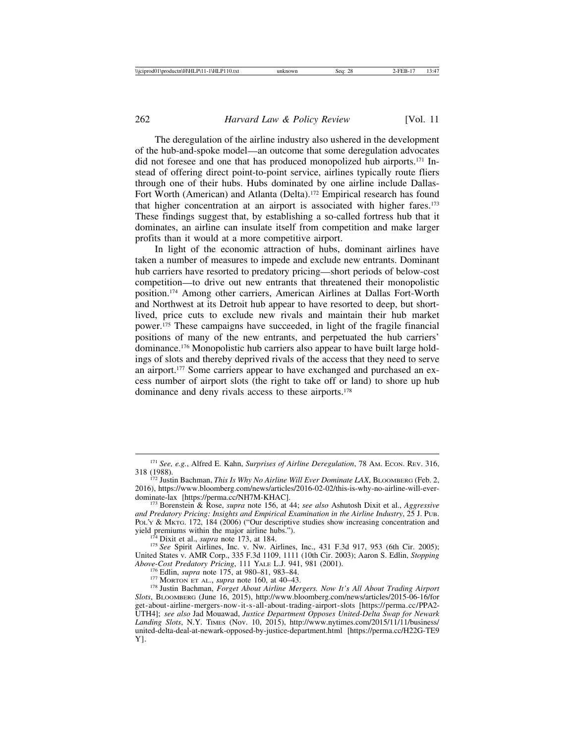The deregulation of the airline industry also ushered in the development of the hub-and-spoke model—an outcome that some deregulation advocates did not foresee and one that has produced monopolized hub airports.[171] Instead of offering direct point-to-point service, airlines typically route fliers through one of their hubs. Hubs dominated by one airline include Dallas-Fort Worth (American) and Atlanta (Delta).[172] Empirical research has found that higher concentration at an airport is associated with higher fares.[173] These findings suggest that, by establishing a so-called fortress hub that it dominates, an airline can insulate itself from competition and make larger profits than it would at a more competitive airport.

In light of the economic attraction of hubs, dominant airlines have taken a number of measures to impede and exclude new entrants. Dominant hub carriers have resorted to predatory pricing—short periods of below-cost competition—to drive out new entrants that threatened their monopolistic position.[174] Among other carriers, American Airlines at Dallas Fort-Worth and Northwest at its Detroit hub appear to have resorted to deep, but short-lived, price cuts to exclude new rivals and maintain their hub market power.[175] These campaigns have succeeded, in light of the fragile financial positions of many of the new entrants, and perpetuated the hub carriers' dominance.[176] Monopolistic hub carriers also appear to have built large holdings of slots and thereby deprived rivals of the access that they need to serve an airport.[177] Some carriers appear to have exchanged and purchased an excess number of airport slots (the right to take off or land) to shore up hub dominance and deny rivals access to these airports.[178]

---

[171] *See, e.g.*, Alfred E. Kahn, *Surprises of Airline Deregulation*, 78 AM. ECON. REV. 316, 318 (1988).

[172] Justin Bachman, *This Is Why No Airline Will Ever Dominate LAX*, BLOOMBERG (Feb. 2, 2016), https://www.bloomberg.com/news/articles/2016-02-02/this-is-why-no-airline-will-ever-dominate-lax [https://perma.cc/NH7M-KHAC].

[173] Borenstein & Rose, *supra* note 156, at 44; *see also* Ashutosh Dixit et al., *Aggressive and Predatory Pricing: Insights and Empirical Examination in the Airline Industry*, 25 J. PUB. POL'Y & MKTG. 172, 184 (2006) ("Our descriptive studies show increasing concentration and yield premiums within the major airline hubs.").

[174] Dixit et al., *supra* note 173, at 184.

[175] *See* Spirit Airlines, Inc. v. Nw. Airlines, Inc., 431 F.3d 917, 953 (6th Cir. 2005); United States v. AMR Corp., 335 F.3d 1109, 1111 (10th Cir. 2003); Aaron S. Edlin, *Stopping Above-Cost Predatory Pricing*, 111 YALE L.J. 941, 981 (2001).

[176] Edlin, *supra* note 175, at 980–81, 983–84.

[177] MORTON ET AL., *supra* note 160, at 40–43.

[178] Justin Bachman, *Forget About Airline Mergers. Now It's All About Trading Airport Slots*, BLOOMBERG (June 16, 2015), http://www.bloomberg.com/news/articles/2015-06-16/forget-about-airline-mergers-now-it-s-all-about-trading-airport-slots [https://perma.cc/PPA2-UTH4]; *see also* Jad Mouawad, *Justice Department Opposes United-Delta Swap for Newark Landing Slots*, N.Y. TIMES (Nov. 10, 2015), http://www.nytimes.com/2015/11/11/business/united-delta-deal-at-newark-opposed-by-justice-department.html [https://perma.cc/H22G-TE9Y].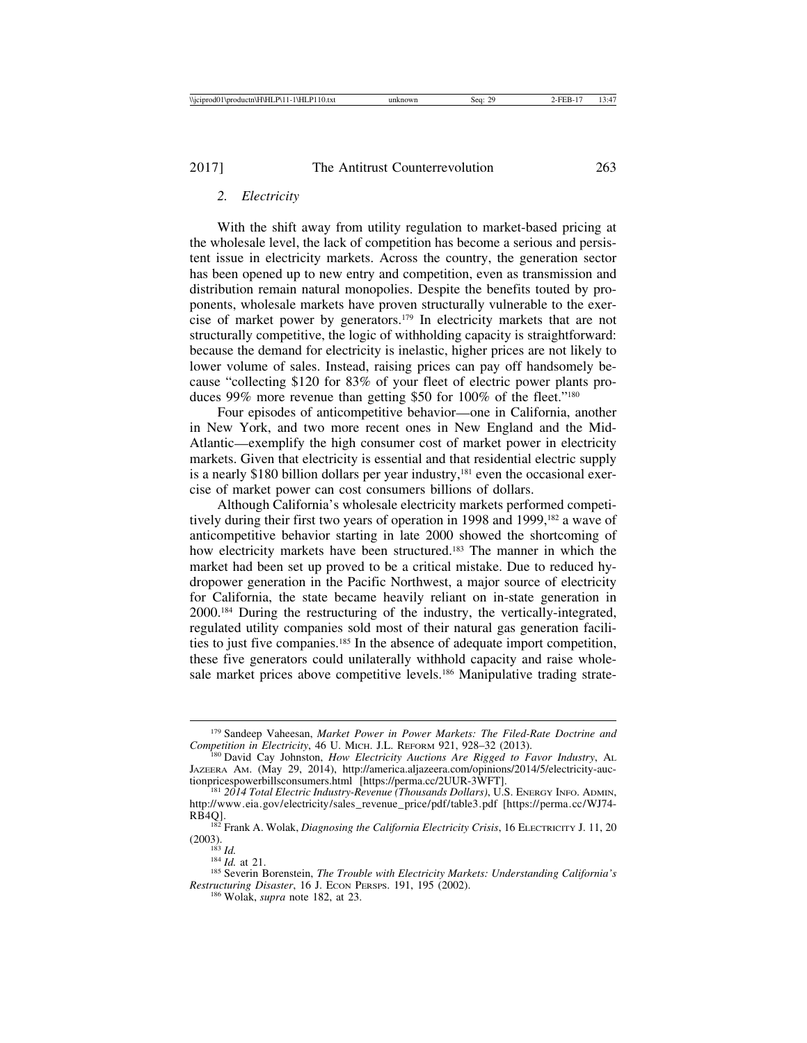### 2. *Electricity*

With the shift away from utility regulation to market-based pricing at the wholesale level, the lack of competition has become a serious and persistent issue in electricity markets. Across the country, the generation sector has been opened up to new entry and competition, even as transmission and distribution remain natural monopolies. Despite the benefits touted by proponents, wholesale markets have proven structurally vulnerable to the exercise of market power by generators.[179] In electricity markets that are not structurally competitive, the logic of withholding capacity is straightforward: because the demand for electricity is inelastic, higher prices are not likely to lower volume of sales. Instead, raising prices can pay off handsomely because "collecting $120 for 83% of your fleet of electric power plants produces 99% more revenue than getting $50 for 100% of the fleet."[180]

Four episodes of anticompetitive behavior—one in California, another in New York, and two more recent ones in New England and the Mid-Atlantic—exemplify the high consumer cost of market power in electricity markets. Given that electricity is essential and that residential electric supply is a nearly $180 billion dollars per year industry,[181] even the occasional exercise of market power can cost consumers billions of dollars.

Although California's wholesale electricity markets performed competitively during their first two years of operation in 1998 and 1999,[182] a wave of anticompetitive behavior starting in late 2000 showed the shortcoming of how electricity markets have been structured.[183] The manner in which the market had been set up proved to be a critical mistake. Due to reduced hydropower generation in the Pacific Northwest, a major source of electricity for California, the state became heavily reliant on in-state generation in 2000.[184] During the restructuring of the industry, the vertically-integrated, regulated utility companies sold most of their natural gas generation facilities to just five companies.[185] In the absence of adequate import competition, these five generators could unilaterally withhold capacity and raise wholesale market prices above competitive levels.[186] Manipulative trading strate-

---

[179] Sandeep Vaheesan, *Market Power in Power Markets: The Filed-Rate Doctrine and Competition in Electricity*, 46 U. MICH. J.L. REFORM 921, 928–32 (2013).

[180] David Cay Johnston, *How Electricity Auctions Are Rigged to Favor Industry*, AL JAZEERA AM. (May 29, 2014), http://america.aljazeera.com/opinions/2014/5/electricity-auctionpricespowerbillsconsumers.html [https://perma.cc/2UUR-3WFT].

[181] *2014 Total Electric Industry-Revenue (Thousands Dollars)*, U.S. ENERGY INFO. ADMIN, http://www.eia.gov/electricity/sales_revenue_price/pdf/table3.pdf [https://perma.cc/WJ74-RB4Q].

[182] Frank A. Wolak, *Diagnosing the California Electricity Crisis*, 16 ELECTRICITY J. 11, 20 (2003).

[183] *Id.*

[184] *Id.* at 21.

[185] Severin Borenstein, *The Trouble with Electricity Markets: Understanding California's Restructuring Disaster*, 16 J. ECON PERSPS. 191, 195 (2002).

[186] Wolak, *supra* note 182, at 23.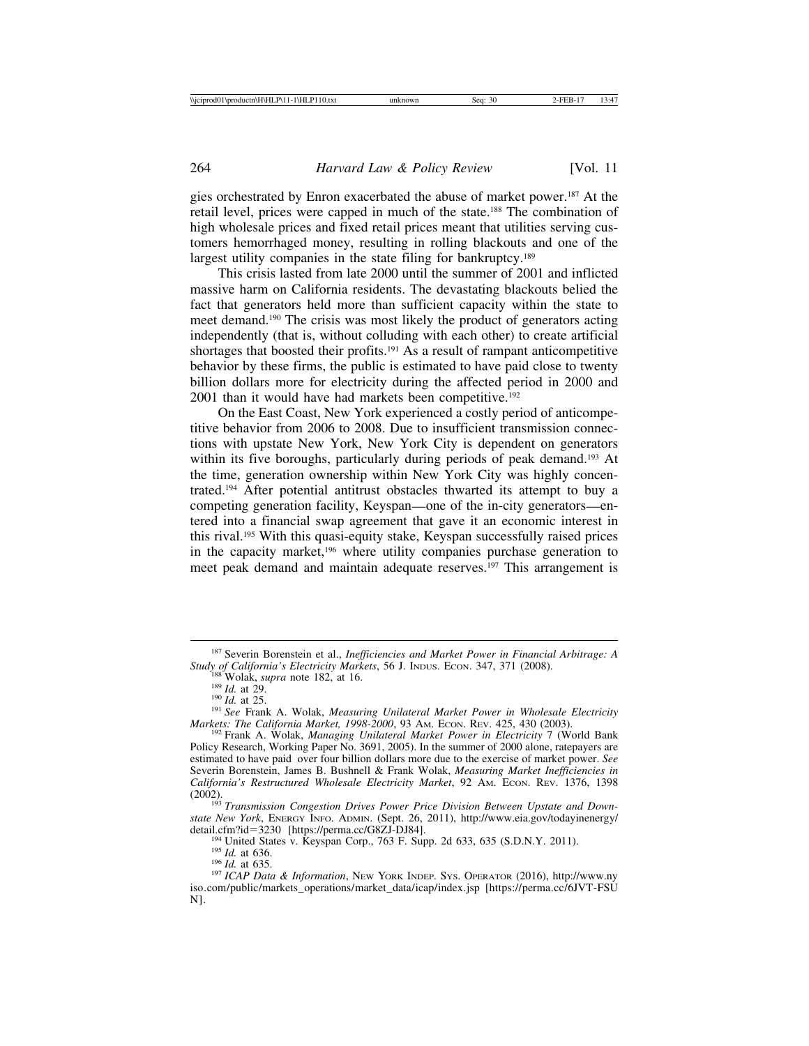gies orchestrated by Enron exacerbated the abuse of market power.[187] At the retail level, prices were capped in much of the state.[188] The combination of high wholesale prices and fixed retail prices meant that utilities serving customers hemorrhaged money, resulting in rolling blackouts and one of the largest utility companies in the state filing for bankruptcy.[189]

This crisis lasted from late 2000 until the summer of 2001 and inflicted massive harm on California residents. The devastating blackouts belied the fact that generators held more than sufficient capacity within the state to meet demand.[190] The crisis was most likely the product of generators acting independently (that is, without colluding with each other) to create artificial shortages that boosted their profits.[191] As a result of rampant anticompetitive behavior by these firms, the public is estimated to have paid close to twenty billion dollars more for electricity during the affected period in 2000 and 2001 than it would have had markets been competitive.[192]

On the East Coast, New York experienced a costly period of anticompetitive behavior from 2006 to 2008. Due to insufficient transmission connections with upstate New York, New York City is dependent on generators within its five boroughs, particularly during periods of peak demand.[193] At the time, generation ownership within New York City was highly concentrated.[194] After potential antitrust obstacles thwarted its attempt to buy a competing generation facility, Keyspan—one of the in-city generators—entered into a financial swap agreement that gave it an economic interest in this rival.[195] With this quasi-equity stake, Keyspan successfully raised prices in the capacity market,[196] where utility companies purchase generation to meet peak demand and maintain adequate reserves.[197] This arrangement is

---

[187] Severin Borenstein et al., *Inefficiencies and Market Power in Financial Arbitrage: A Study of California's Electricity Markets*, 56 J. INDUS. ECON. 347, 371 (2008).

[188] Wolak, *supra* note 182, at 16.

[189] *Id.* at 29.

[190] *Id.* at 25.

[191] *See* Frank A. Wolak, *Measuring Unilateral Market Power in Wholesale Electricity Markets: The California Market, 1998-2000*, 93 AM. ECON. REV. 425, 430 (2003).

[192] Frank A. Wolak, *Managing Unilateral Market Power in Electricity* 7 (World Bank Policy Research, Working Paper No. 3691, 2005). In the summer of 2000 alone, ratepayers are estimated to have paid over four billion dollars more due to the exercise of market power. *See* Severin Borenstein, James B. Bushnell & Frank Wolak, *Measuring Market Inefficiencies in California's Restructured Wholesale Electricity Market*, 92 AM. ECON. REV. 1376, 1398 (2002).

[193] *Transmission Congestion Drives Power Price Division Between Upstate and Downstate New York*, ENERGY INFO. ADMIN. (Sept. 26, 2011), http://www.eia.gov/todayinenergy/detail.cfm?id=3230 [https://perma.cc/G8ZJ-DJ84].

[194] United States v. Keyspan Corp., 763 F. Supp. 2d 633, 635 (S.D.N.Y. 2011).

[195] *Id.* at 636.

[196] *Id.* at 635.

[197] *ICAP Data & Information*, NEW YORK INDEP. SYS. OPERATOR (2016), http://www.nyiso.com/public/markets_operations/market_data/icap/index.jsp [https://perma.cc/6JVT-FSUN].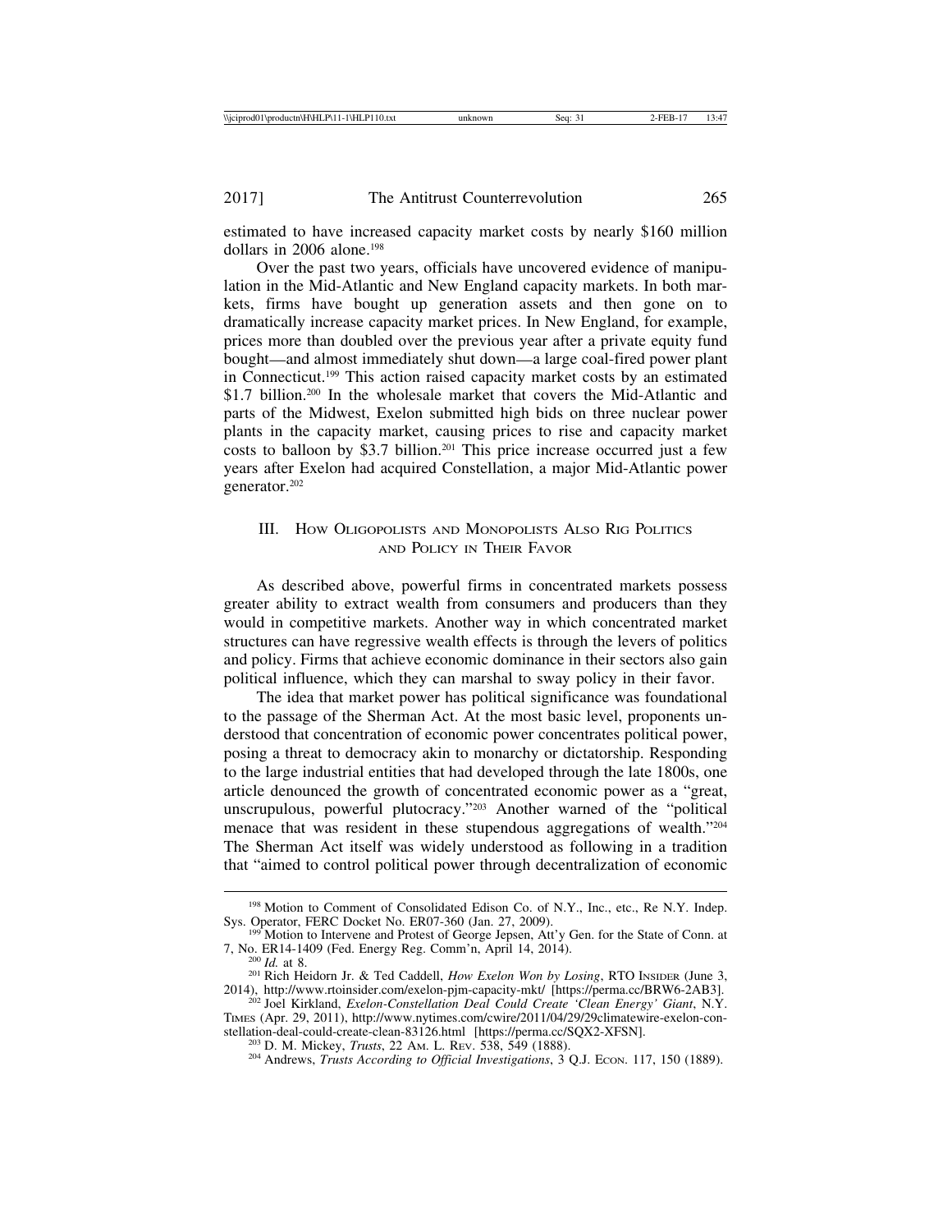estimated to have increased capacity market costs by nearly $160 million dollars in 2006 alone.[198]

Over the past two years, officials have uncovered evidence of manipulation in the Mid-Atlantic and New England capacity markets. In both markets, firms have bought up generation assets and then gone on to dramatically increase capacity market prices. In New England, for example, prices more than doubled over the previous year after a private equity fund bought—and almost immediately shut down—a large coal-fired power plant in Connecticut.[199] This action raised capacity market costs by an estimated $1.7 billion.[200] In the wholesale market that covers the Mid-Atlantic and parts of the Midwest, Exelon submitted high bids on three nuclear power plants in the capacity market, causing prices to rise and capacity market costs to balloon by $3.7 billion.[201] This price increase occurred just a few years after Exelon had acquired Constellation, a major Mid-Atlantic power generator.[202]

## III. How Oligopolists and Monopolists Also Rig Politics and Policy in Their Favor

As described above, powerful firms in concentrated markets possess greater ability to extract wealth from consumers and producers than they would in competitive markets. Another way in which concentrated market structures can have regressive wealth effects is through the levers of politics and policy. Firms that achieve economic dominance in their sectors also gain political influence, which they can marshal to sway policy in their favor.

The idea that market power has political significance was foundational to the passage of the Sherman Act. At the most basic level, proponents understood that concentration of economic power concentrates political power, posing a threat to democracy akin to monarchy or dictatorship. Responding to the large industrial entities that had developed through the late 1800s, one article denounced the growth of concentrated economic power as a "great, unscrupulous, powerful plutocracy."[203] Another warned of the "political menace that was resident in these stupendous aggregations of wealth."[204] The Sherman Act itself was widely understood as following in a tradition that "aimed to control political power through decentralization of economic

---

[198] Motion to Comment of Consolidated Edison Co. of N.Y., Inc., etc., Re N.Y. Indep. Sys. Operator, FERC Docket No. ER07-360 (Jan. 27, 2009).

[199] Motion to Intervene and Protest of George Jepsen, Att'y Gen. for the State of Conn. at 7, No. ER14-1409 (Fed. Energy Reg. Comm'n, April 14, 2014).

[200] *Id.* at 8.

[201] Rich Heidorn Jr. & Ted Caddell, *How Exelon Won by Losing*, RTO Insider (June 3, 2014), http://www.rtoinsider.com/exelon-pjm-capacity-mkt/ [https://perma.cc/BRW6-2AB3].

[202] Joel Kirkland, *Exelon-Constellation Deal Could Create 'Clean Energy' Giant*, N.Y. Times (Apr. 29, 2011), http://www.nytimes.com/cwire/2011/04/29/29climatewire-exelon-constellation-deal-could-create-clean-83126.html [https://perma.cc/SQX2-XFSN].

[203] D. M. Mickey, *Trusts*, 22 Am. L. Rev. 538, 549 (1888).

[204] Andrews, *Trusts According to Official Investigations*, 3 Q.J. Econ. 117, 150 (1889).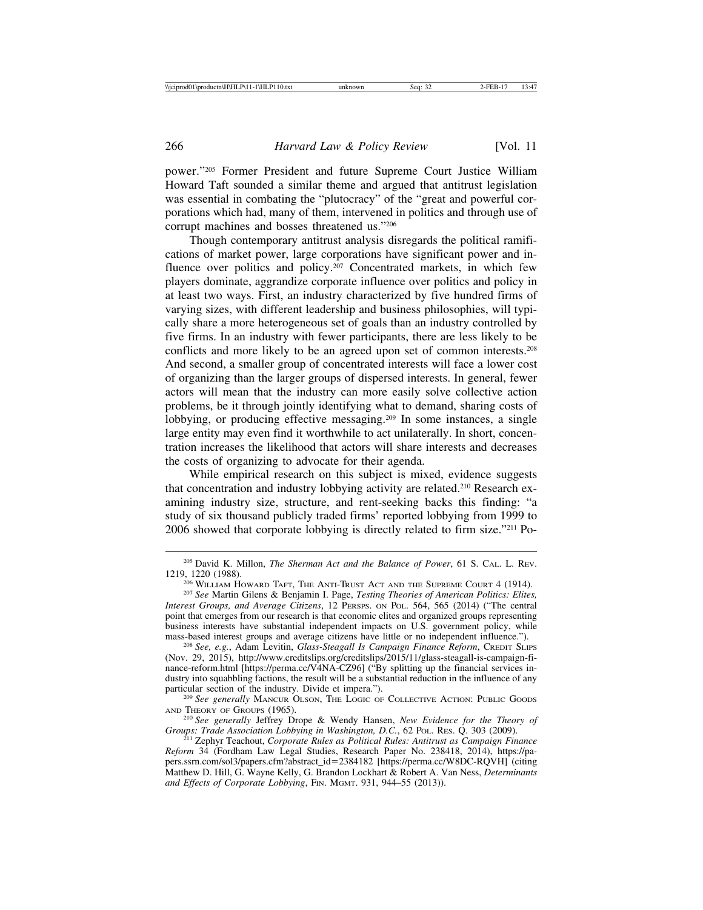power."[205] Former President and future Supreme Court Justice William Howard Taft sounded a similar theme and argued that antitrust legislation was essential in combating the "plutocracy" of the "great and powerful corporations which had, many of them, intervened in politics and through use of corrupt machines and bosses threatened us."[206]

Though contemporary antitrust analysis disregards the political ramifications of market power, large corporations have significant power and influence over politics and policy.[207] Concentrated markets, in which few players dominate, aggrandize corporate influence over politics and policy in at least two ways. First, an industry characterized by five hundred firms of varying sizes, with different leadership and business philosophies, will typically share a more heterogeneous set of goals than an industry controlled by five firms. In an industry with fewer participants, there are less likely to be conflicts and more likely to be an agreed upon set of common interests.[208] And second, a smaller group of concentrated interests will face a lower cost of organizing than the larger groups of dispersed interests. In general, fewer actors will mean that the industry can more easily solve collective action problems, be it through jointly identifying what to demand, sharing costs of lobbying, or producing effective messaging.[209] In some instances, a single large entity may even find it worthwhile to act unilaterally. In short, concentration increases the likelihood that actors will share interests and decreases the costs of organizing to advocate for their agenda.

While empirical research on this subject is mixed, evidence suggests that concentration and industry lobbying activity are related.[210] Research examining industry size, structure, and rent-seeking backs this finding: "a study of six thousand publicly traded firms' reported lobbying from 1999 to 2006 showed that corporate lobbying is directly related to firm size."[211] Po-

---

[205] David K. Millon, *The Sherman Act and the Balance of Power*, 61 S. CAL. L. REV. 1219, 1220 (1988).

[206] WILLIAM HOWARD TAFT, THE ANTI-TRUST ACT AND THE SUPREME COURT 4 (1914).

[207] *See* Martin Gilens & Benjamin I. Page, *Testing Theories of American Politics: Elites, Interest Groups, and Average Citizens*, 12 PERSPS. ON POL. 564, 565 (2014) ("The central point that emerges from our research is that economic elites and organized groups representing business interests have substantial independent impacts on U.S. government policy, while mass-based interest groups and average citizens have little or no independent influence.").

[208] *See, e.g.*, Adam Levitin, *Glass-Steagall Is Campaign Finance Reform*, CREDIT SLIPS (Nov. 29, 2015), http://www.creditslips.org/creditslips/2015/11/glass-steagall-is-campaign-finance-reform.html [https://perma.cc/V4NA-CZ96] ("By splitting up the financial services industry into squabbling factions, the result will be a substantial reduction in the influence of any particular section of the industry. Divide et impera.").

[209] *See generally* MANCUR OLSON, THE LOGIC OF COLLECTIVE ACTION: PUBLIC GOODS AND THEORY OF GROUPS (1965).

[210] *See generally* Jeffrey Drope & Wendy Hansen, *New Evidence for the Theory of Groups: Trade Association Lobbying in Washington, D.C.*, 62 POL. RES. Q. 303 (2009).

[211] Zephyr Teachout, *Corporate Rules as Political Rules: Antitrust as Campaign Finance Reform* 34 (Fordham Law Legal Studies, Research Paper No. 238418, 2014), https://papers.ssrn.com/sol3/papers.cfm?abstract_id=2384182 [https://perma.cc/W8DC-RQVH] (citing Matthew D. Hill, G. Wayne Kelly, G. Brandon Lockhart & Robert A. Van Ness, *Determinants and Effects of Corporate Lobbying*, FIN. MGMT. 931, 944–55 (2013)).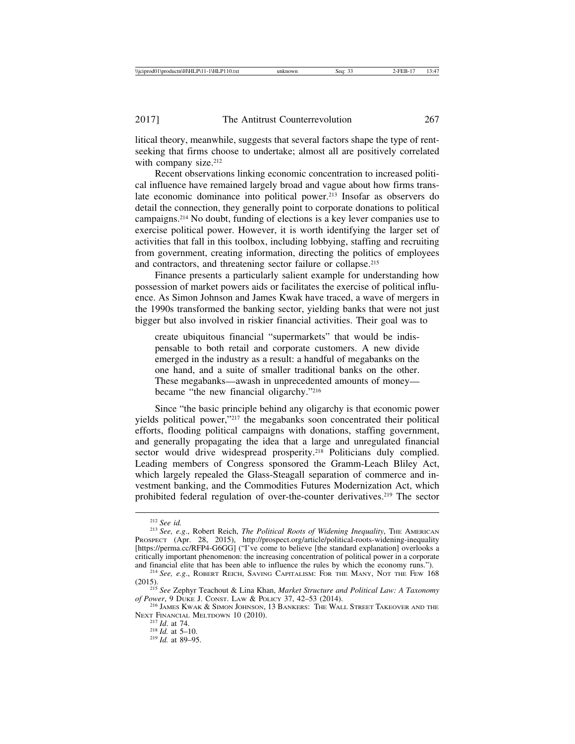litical theory, meanwhile, suggests that several factors shape the type of rent-seeking that firms choose to undertake; almost all are positively correlated with company size.[212]

Recent observations linking economic concentration to increased political influence have remained largely broad and vague about how firms translate economic dominance into political power.[213] Insofar as observers do detail the connection, they generally point to corporate donations to political campaigns.[214] No doubt, funding of elections is a key lever companies use to exercise political power. However, it is worth identifying the larger set of activities that fall in this toolbox, including lobbying, staffing and recruiting from government, creating information, directing the politics of employees and contractors, and threatening sector failure or collapse.[215]

Finance presents a particularly salient example for understanding how possession of market powers aids or facilitates the exercise of political influence. As Simon Johnson and James Kwak have traced, a wave of mergers in the 1990s transformed the banking sector, yielding banks that were not just bigger but also involved in riskier financial activities. Their goal was to

> create ubiquitous financial "supermarkets" that would be indispensable to both retail and corporate customers. A new divide emerged in the industry as a result: a handful of megabanks on the one hand, and a suite of smaller traditional banks on the other. These megabanks—awash in unprecedented amounts of money—became "the new financial oligarchy."[216]

Since "the basic principle behind any oligarchy is that economic power yields political power,"[217] the megabanks soon concentrated their political efforts, flooding political campaigns with donations, staffing government, and generally propagating the idea that a large and unregulated financial sector would drive widespread prosperity.[218] Politicians duly complied. Leading members of Congress sponsored the Gramm-Leach Bliley Act, which largely repealed the Glass-Steagall separation of commerce and investment banking, and the Commodities Futures Modernization Act, which prohibited federal regulation of over-the-counter derivatives.[219] The sector

---

[212] *See id.*

[213] *See, e.g.*, Robert Reich, *The Political Roots of Widening Inequality*, THE AMERICAN PROSPECT (Apr. 28, 2015), http://prospect.org/article/political-roots-widening-inequality [https://perma.cc/RFP4-G6GG] ("I've come to believe [the standard explanation] overlooks a critically important phenomenon: the increasing concentration of political power in a corporate and financial elite that has been able to influence the rules by which the economy runs.").

[214] *See, e.g.*, ROBERT REICH, SAVING CAPITALISM: FOR THE MANY, NOT THE FEW 168 (2015).

[215] *See* Zephyr Teachout & Lina Khan, *Market Structure and Political Law: A Taxonomy of Power*, 9 DUKE J. CONST. LAW & POLICY 37, 42–53 (2014).

[216] JAMES KWAK & SIMON JOHNSON, 13 BANKERS: THE WALL STREET TAKEOVER AND THE NEXT FINANCIAL MELTDOWN 10 (2010).

[217] *Id.* at 74.

[218] *Id.* at 5–10.

[219] *Id.* at 89–95.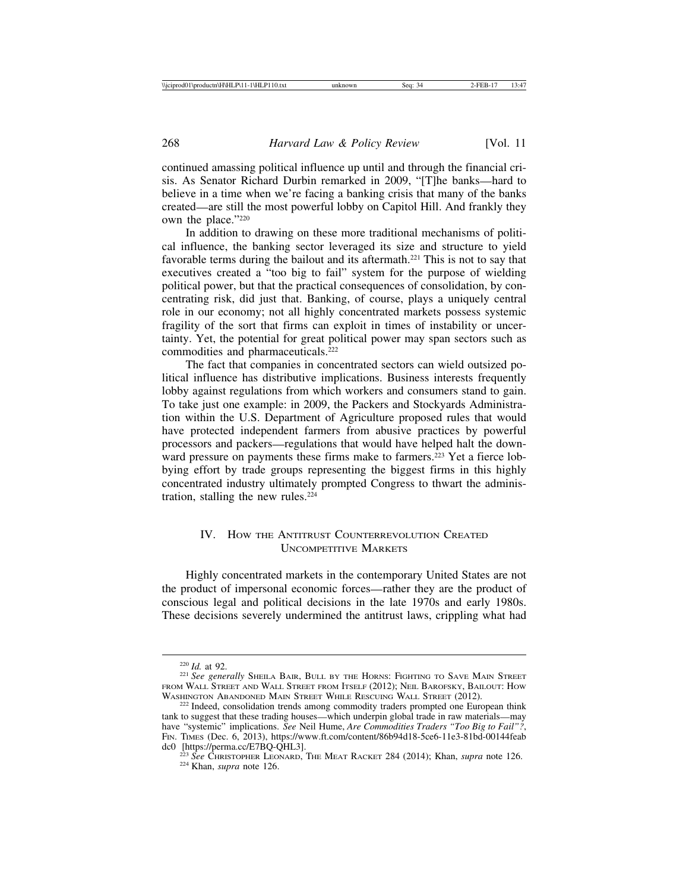continued amassing political influence up until and through the financial crisis. As Senator Richard Durbin remarked in 2009, "[T]he banks—hard to believe in a time when we're facing a banking crisis that many of the banks created—are still the most powerful lobby on Capitol Hill. And frankly they own the place."[220]

In addition to drawing on these more traditional mechanisms of political influence, the banking sector leveraged its size and structure to yield favorable terms during the bailout and its aftermath.[221] This is not to say that executives created a "too big to fail" system for the purpose of wielding political power, but that the practical consequences of consolidation, by concentrating risk, did just that. Banking, of course, plays a uniquely central role in our economy; not all highly concentrated markets possess systemic fragility of the sort that firms can exploit in times of instability or uncertainty. Yet, the potential for great political power may span sectors such as commodities and pharmaceuticals.[222]

The fact that companies in concentrated sectors can wield outsized political influence has distributive implications. Business interests frequently lobby against regulations from which workers and consumers stand to gain. To take just one example: in 2009, the Packers and Stockyards Administration within the U.S. Department of Agriculture proposed rules that would have protected independent farmers from abusive practices by powerful processors and packers—regulations that would have helped halt the downward pressure on payments these firms make to farmers.[223] Yet a fierce lobbying effort by trade groups representing the biggest firms in this highly concentrated industry ultimately prompted Congress to thwart the administration, stalling the new rules.[224]

## IV. How the Antitrust Counterrevolution Created Uncompetitive Markets

Highly concentrated markets in the contemporary United States are not the product of impersonal economic forces—rather they are the product of conscious legal and political decisions in the late 1970s and early 1980s. These decisions severely undermined the antitrust laws, crippling what had

---

[220] *Id.* at 92.

[221] *See generally* Sheila Bair, Bull by the Horns: Fighting to Save Main Street from Wall Street and Wall Street from Itself (2012); Neil Barofsky, Bailout: How Washington Abandoned Main Street While Rescuing Wall Street (2012).

[222] Indeed, consolidation trends among commodity traders prompted one European think tank to suggest that these trading houses—which underpin global trade in raw materials—may have "systemic" implications. *See* Neil Hume, *Are Commodities Traders "Too Big to Fail"?*, Fin. Times (Dec. 6, 2013), https://www.ft.com/content/86b94d18-5ce6-11e3-81bd-00144feabdc0 [https://perma.cc/E7BQ-QHL3].

[223] *See* Christopher Leonard, The Meat Racket 284 (2014); Khan, *supra* note 126.

[224] Khan, *supra* note 126.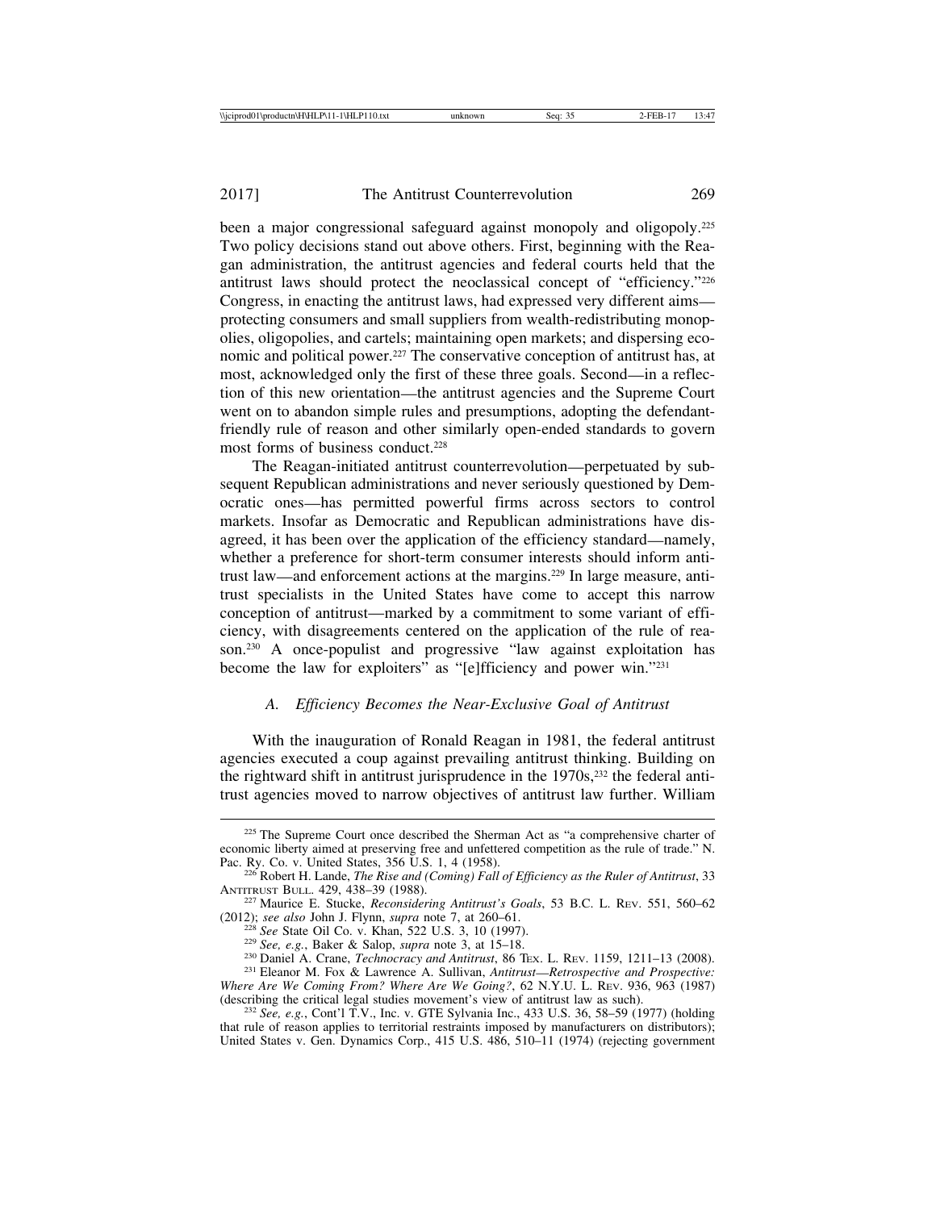been a major congressional safeguard against monopoly and oligopoly.[225] Two policy decisions stand out above others. First, beginning with the Reagan administration, the antitrust agencies and federal courts held that the antitrust laws should protect the neoclassical concept of "efficiency."[226] Congress, in enacting the antitrust laws, had expressed very different aims—protecting consumers and small suppliers from wealth-redistributing monopolies, oligopolies, and cartels; maintaining open markets; and dispersing economic and political power.[227] The conservative conception of antitrust has, at most, acknowledged only the first of these three goals. Second—in a reflection of this new orientation—the antitrust agencies and the Supreme Court went on to abandon simple rules and presumptions, adopting the defendant-friendly rule of reason and other similarly open-ended standards to govern most forms of business conduct.[228]

The Reagan-initiated antitrust counterrevolution—perpetuated by subsequent Republican administrations and never seriously questioned by Democratic ones—has permitted powerful firms across sectors to control markets. Insofar as Democratic and Republican administrations have disagreed, it has been over the application of the efficiency standard—namely, whether a preference for short-term consumer interests should inform antitrust law—and enforcement actions at the margins.[229] In large measure, antitrust specialists in the United States have come to accept this narrow conception of antitrust—marked by a commitment to some variant of efficiency, with disagreements centered on the application of the rule of reason.[230] A once-populist and progressive "law against exploitation has become the law for exploiters" as "[e]fficiency and power win."[231]

### *A. Efficiency Becomes the Near-Exclusive Goal of Antitrust*

With the inauguration of Ronald Reagan in 1981, the federal antitrust agencies executed a coup against prevailing antitrust thinking. Building on the rightward shift in antitrust jurisprudence in the 1970s,[232] the federal antitrust agencies moved to narrow objectives of antitrust law further. William

---

[225] The Supreme Court once described the Sherman Act as "a comprehensive charter of economic liberty aimed at preserving free and unfettered competition as the rule of trade." N. Pac. Ry. Co. v. United States, 356 U.S. 1, 4 (1958).

[226] Robert H. Lande, *The Rise and (Coming) Fall of Efficiency as the Ruler of Antitrust*, 33 Antitrust Bull. 429, 438–39 (1988).

[227] Maurice E. Stucke, *Reconsidering Antitrust's Goals*, 53 B.C. L. Rev. 551, 560–62 (2012); *see also* John J. Flynn, *supra* note 7, at 260–61.

[228] *See* State Oil Co. v. Khan, 522 U.S. 3, 10 (1997).

[229] *See, e.g.*, Baker & Salop, *supra* note 3, at 15–18.

[230] Daniel A. Crane, *Technocracy and Antitrust*, 86 Tex. L. Rev. 1159, 1211–13 (2008).

[231] Eleanor M. Fox & Lawrence A. Sullivan, *Antitrust—Retrospective and Prospective: Where Are We Coming From? Where Are We Going?*, 62 N.Y.U. L. Rev. 936, 963 (1987) (describing the critical legal studies movement's view of antitrust law as such).

[232] *See, e.g.*, Cont'l T.V., Inc. v. GTE Sylvania Inc., 433 U.S. 36, 58–59 (1977) (holding that rule of reason applies to territorial restraints imposed by manufacturers on distributors); United States v. Gen. Dynamics Corp., 415 U.S. 486, 510–11 (1974) (rejecting government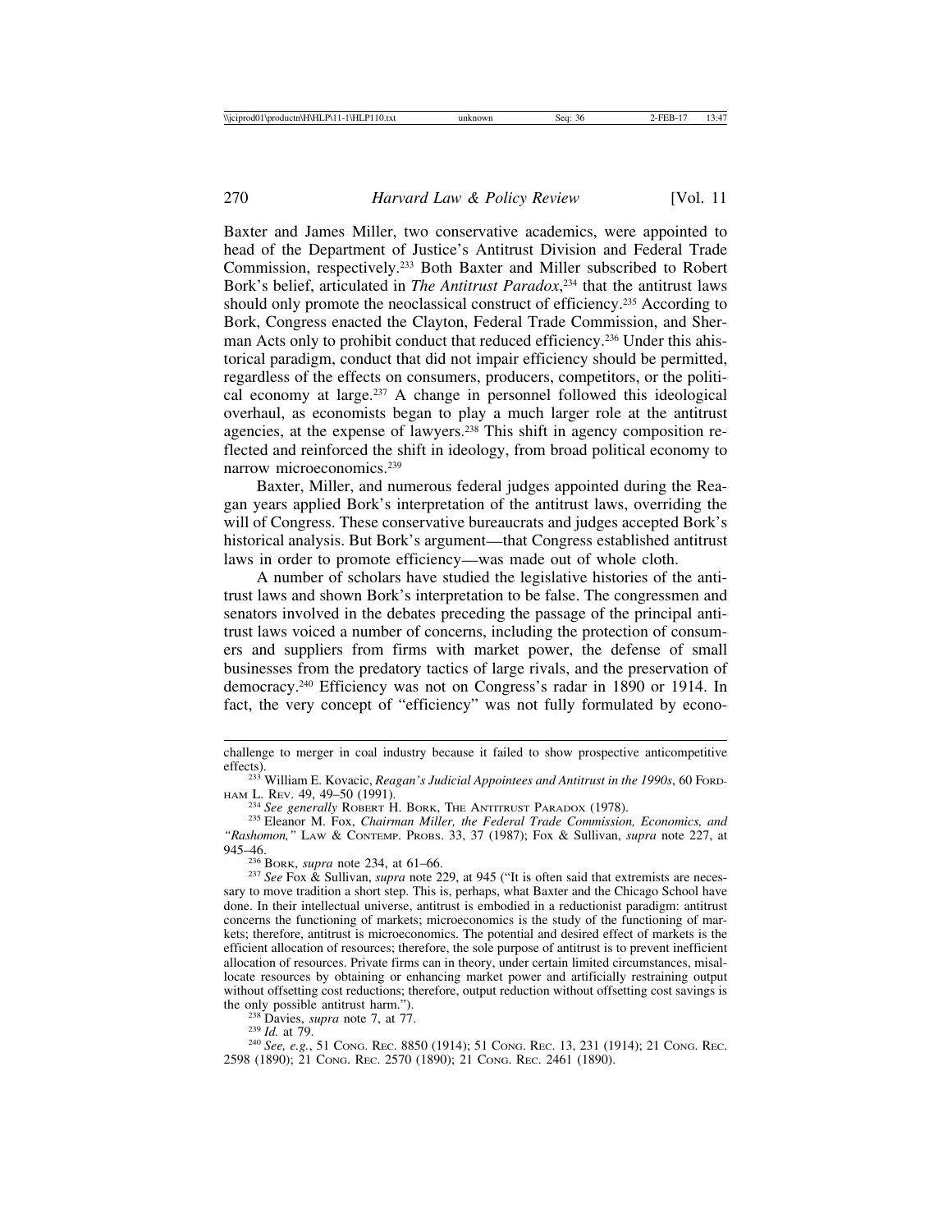Baxter and James Miller, two conservative academics, were appointed to head of the Department of Justice's Antitrust Division and Federal Trade Commission, respectively.[233] Both Baxter and Miller subscribed to Robert Bork's belief, articulated in *The Antitrust Paradox*,[234] that the antitrust laws should only promote the neoclassical construct of efficiency.[235] According to Bork, Congress enacted the Clayton, Federal Trade Commission, and Sherman Acts only to prohibit conduct that reduced efficiency.[236] Under this ahistorical paradigm, conduct that did not impair efficiency should be permitted, regardless of the effects on consumers, producers, competitors, or the political economy at large.[237] A change in personnel followed this ideological overhaul, as economists began to play a much larger role at the antitrust agencies, at the expense of lawyers.[238] This shift in agency composition reflected and reinforced the shift in ideology, from broad political economy to narrow microeconomics.[239]

Baxter, Miller, and numerous federal judges appointed during the Reagan years applied Bork's interpretation of the antitrust laws, overriding the will of Congress. These conservative bureaucrats and judges accepted Bork's historical analysis. But Bork's argument—that Congress established antitrust laws in order to promote efficiency—was made out of whole cloth.

A number of scholars have studied the legislative histories of the antitrust laws and shown Bork's interpretation to be false. The congressmen and senators involved in the debates preceding the passage of the principal antitrust laws voiced a number of concerns, including the protection of consumers and suppliers from firms with market power, the defense of small businesses from the predatory tactics of large rivals, and the preservation of democracy.[240] Efficiency was not on Congress's radar in 1890 or 1914. In fact, the very concept of "efficiency" was not fully formulated by econo-

---

challenge to merger in coal industry because it failed to show prospective anticompetitive effects).

[233] William E. Kovacic, *Reagan's Judicial Appointees and Antitrust in the 1990s*, 60 FORDHAM L. REV. 49, 49–50 (1991).

[234] *See generally* ROBERT H. BORK, THE ANTITRUST PARADOX (1978).

[235] Eleanor M. Fox, *Chairman Miller, the Federal Trade Commission, Economics, and "Rashomon,"* LAW & CONTEMP. PROBS. 33, 37 (1987); Fox & Sullivan, *supra* note 227, at 945–46.

[236] BORK, *supra* note 234, at 61–66.

[237] *See* Fox & Sullivan, *supra* note 229, at 945 ("It is often said that extremists are necessary to move tradition a short step. This is, perhaps, what Baxter and the Chicago School have done. In their intellectual universe, antitrust is embodied in a reductionist paradigm: antitrust concerns the functioning of markets; microeconomics is the study of the functioning of markets; therefore, antitrust is microeconomics. The potential and desired effect of markets is the efficient allocation of resources; therefore, the sole purpose of antitrust is to prevent inefficient allocation of resources. Private firms can in theory, under certain limited circumstances, misallocate resources by obtaining or enhancing market power and artificially restraining output without offsetting cost reductions; therefore, output reduction without offsetting cost savings is the only possible antitrust harm.").

[238] Davies, *supra* note 7, at 77.

[239] *Id.* at 79.

[240] *See, e.g.*, 51 CONG. REC. 8850 (1914); 51 CONG. REC. 13, 231 (1914); 21 CONG. REC. 2598 (1890); 21 CONG. REC. 2570 (1890); 21 CONG. REC. 2461 (1890).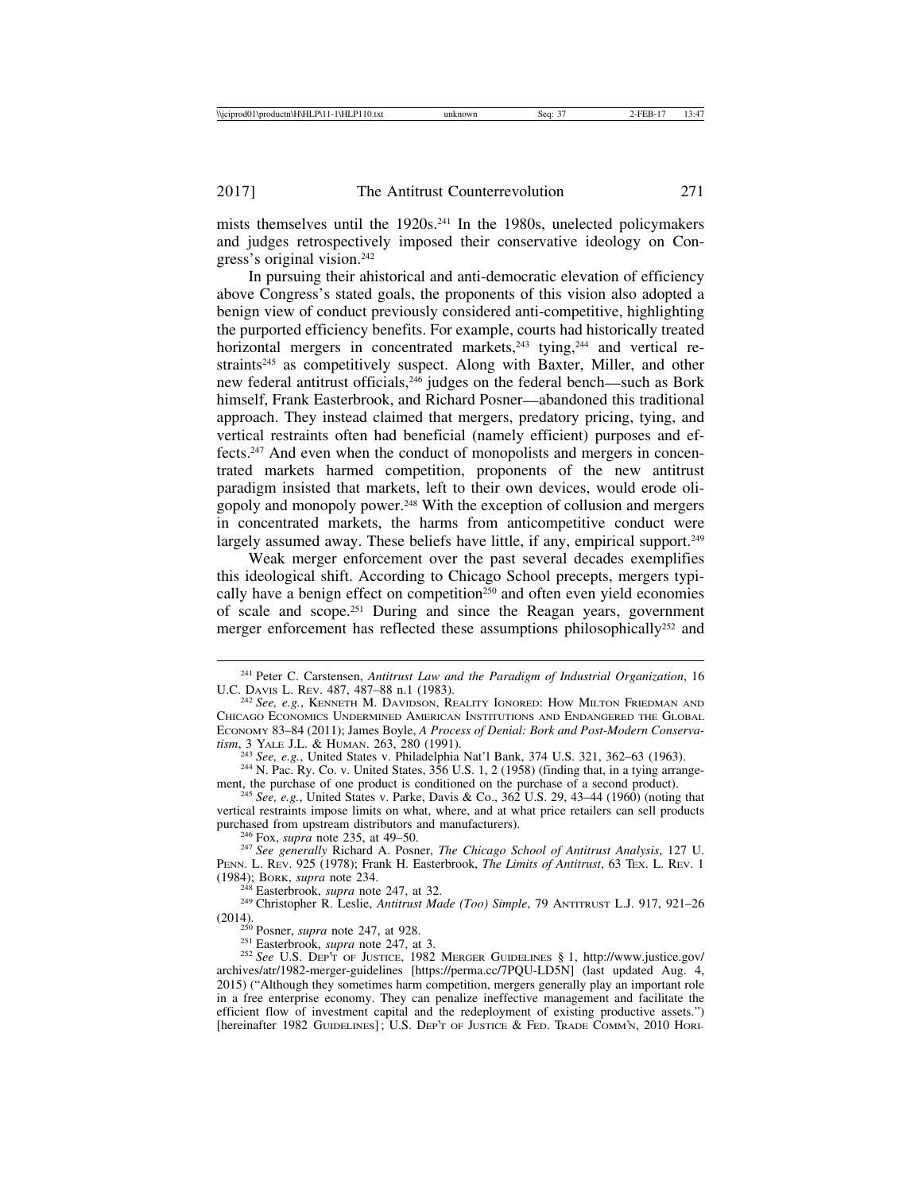mists themselves until the 1920s.[241] In the 1980s, unelected policymakers and judges retrospectively imposed their conservative ideology on Congress's original vision.[242]

In pursuing their ahistorical and anti-democratic elevation of efficiency above Congress's stated goals, the proponents of this vision also adopted a benign view of conduct previously considered anti-competitive, highlighting the purported efficiency benefits. For example, courts had historically treated horizontal mergers in concentrated markets,[243] tying,[244] and vertical restraints[245] as competitively suspect. Along with Baxter, Miller, and other new federal antitrust officials,[246] judges on the federal bench—such as Bork himself, Frank Easterbrook, and Richard Posner—abandoned this traditional approach. They instead claimed that mergers, predatory pricing, tying, and vertical restraints often had beneficial (namely efficient) purposes and effects.[247] And even when the conduct of monopolists and mergers in concentrated markets harmed competition, proponents of the new antitrust paradigm insisted that markets, left to their own devices, would erode oligopoly and monopoly power.[248] With the exception of collusion and mergers in concentrated markets, the harms from anticompetitive conduct were largely assumed away. These beliefs have little, if any, empirical support.[249]

Weak merger enforcement over the past several decades exemplifies this ideological shift. According to Chicago School precepts, mergers typically have a benign effect on competition[250] and often even yield economies of scale and scope.[251] During and since the Reagan years, government merger enforcement has reflected these assumptions philosophically[252] and

---

[241] Peter C. Carstensen, *Antitrust Law and the Paradigm of Industrial Organization*, 16 U.C. DAVIS L. REV. 487, 487–88 n.1 (1983).

[242] *See, e.g.*, KENNETH M. DAVIDSON, REALITY IGNORED: HOW MILTON FRIEDMAN AND CHICAGO ECONOMICS UNDERMINED AMERICAN INSTITUTIONS AND ENDANGERED THE GLOBAL ECONOMY 83–84 (2011); James Boyle, *A Process of Denial: Bork and Post-Modern Conservatism*, 3 YALE J.L. & HUMAN. 263, 280 (1991).

[243] *See, e.g.*, United States v. Philadelphia Nat'l Bank, 374 U.S. 321, 362–63 (1963).

[244] N. Pac. Ry. Co. v. United States, 356 U.S. 1, 2 (1958) (finding that, in a tying arrangement, the purchase of one product is conditioned on the purchase of a second product).

[245] *See, e.g.*, United States v. Parke, Davis & Co., 362 U.S. 29, 43–44 (1960) (noting that vertical restraints impose limits on what, where, and at what price retailers can sell products purchased from upstream distributors and manufacturers).

[246] Fox, *supra* note 235, at 49–50.

[247] *See generally* Richard A. Posner, *The Chicago School of Antitrust Analysis*, 127 U. PENN. L. REV. 925 (1978); Frank H. Easterbrook, *The Limits of Antitrust*, 63 TEX. L. REV. 1 (1984); BORK, *supra* note 234.

[248] Easterbrook, *supra* note 247, at 32.

[249] Christopher R. Leslie, *Antitrust Made (Too) Simple*, 79 ANTITRUST L.J. 917, 921–26 (2014).

[250] Posner, *supra* note 247, at 928.

[251] Easterbrook, *supra* note 247, at 3.

[252] *See* U.S. DEP'T OF JUSTICE, 1982 MERGER GUIDELINES § 1, http://www.justice.gov/archives/atr/1982-merger-guidelines [https://perma.cc/7PQU-LD5N] (last updated Aug. 4, 2015) ("Although they sometimes harm competition, mergers generally play an important role in a free enterprise economy. They can penalize ineffective management and facilitate the efficient flow of investment capital and the redeployment of existing productive assets.") [hereinafter 1982 GUIDELINES]; U.S. DEP'T OF JUSTICE & FED. TRADE COMM'N, 2010 HORI-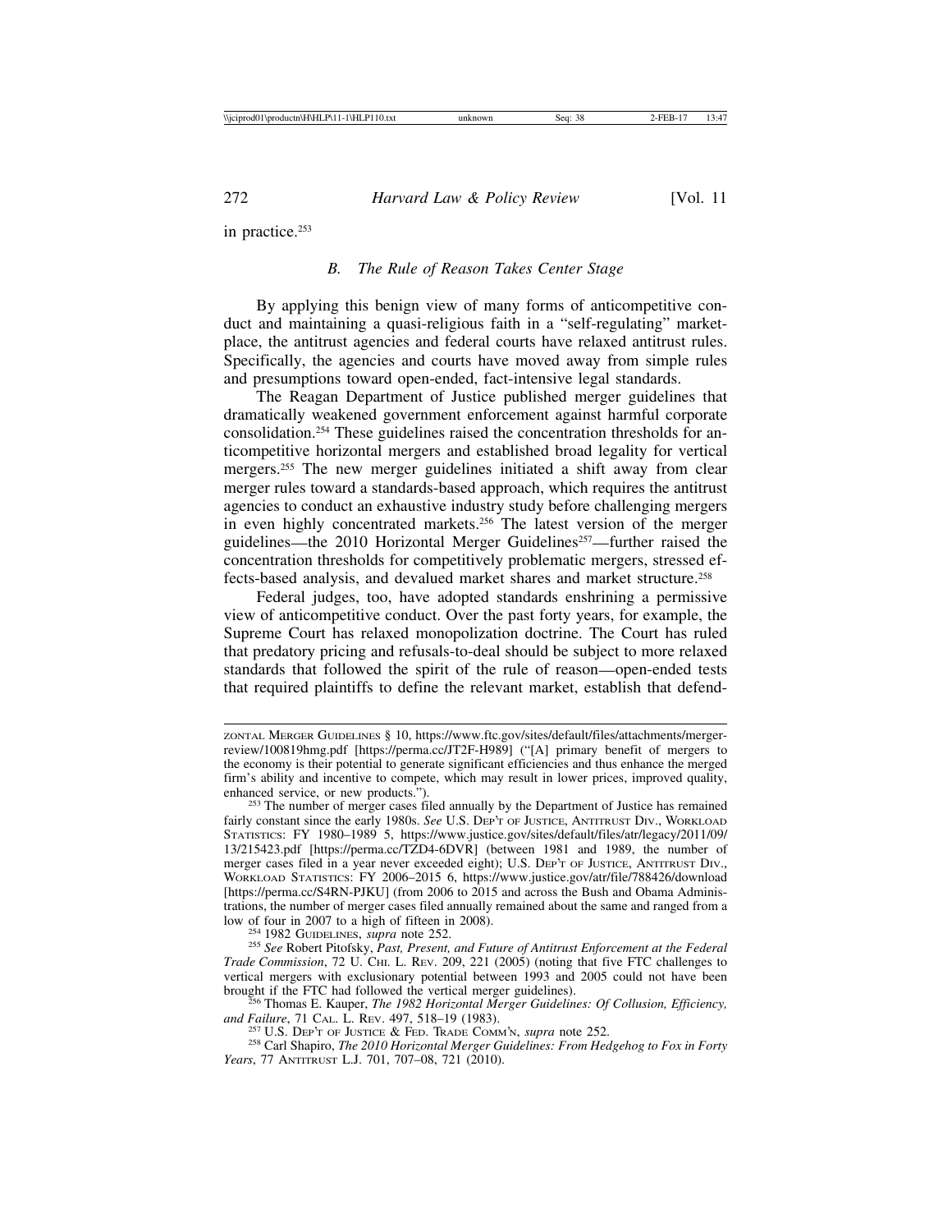in practice.[253]

### *B. The Rule of Reason Takes Center Stage*

By applying this benign view of many forms of anticompetitive conduct and maintaining a quasi-religious faith in a "self-regulating" marketplace, the antitrust agencies and federal courts have relaxed antitrust rules. Specifically, the agencies and courts have moved away from simple rules and presumptions toward open-ended, fact-intensive legal standards.

The Reagan Department of Justice published merger guidelines that dramatically weakened government enforcement against harmful corporate consolidation.[254] These guidelines raised the concentration thresholds for anticompetitive horizontal mergers and established broad legality for vertical mergers.[255] The new merger guidelines initiated a shift away from clear merger rules toward a standards-based approach, which requires the antitrust agencies to conduct an exhaustive industry study before challenging mergers in even highly concentrated markets.[256] The latest version of the merger guidelines—the 2010 Horizontal Merger Guidelines[257]—further raised the concentration thresholds for competitively problematic mergers, stressed effects-based analysis, and devalued market shares and market structure.[258]

Federal judges, too, have adopted standards enshrining a permissive view of anticompetitive conduct. Over the past forty years, for example, the Supreme Court has relaxed monopolization doctrine. The Court has ruled that predatory pricing and refusals-to-deal should be subject to more relaxed standards that followed the spirit of the rule of reason—open-ended tests that required plaintiffs to define the relevant market, establish that defend-

---

ZONTAL MERGER GUIDELINES § 10, https://www.ftc.gov/sites/default/files/attachments/merger-review/100819hmg.pdf [https://perma.cc/JT2F-H989] ("[A] primary benefit of mergers to the economy is their potential to generate significant efficiencies and thus enhance the merged firm's ability and incentive to compete, which may result in lower prices, improved quality, enhanced service, or new products.").

[253] The number of merger cases filed annually by the Department of Justice has remained fairly constant since the early 1980s. *See* U.S. DEP'T OF JUSTICE, ANTITRUST DIV., WORKLOAD STATISTICS: FY 1980–1989 5, https://www.justice.gov/sites/default/files/atr/legacy/2011/09/13/215423.pdf [https://perma.cc/TZD4-6DVR] (between 1981 and 1989, the number of merger cases filed in a year never exceeded eight); U.S. DEP'T OF JUSTICE, ANTITRUST DIV., WORKLOAD STATISTICS: FY 2006–2015 6, https://www.justice.gov/atr/file/788426/download [https://perma.cc/S4RN-PJKU] (from 2006 to 2015 and across the Bush and Obama Administrations, the number of merger cases filed annually remained about the same and ranged from a low of four in 2007 to a high of fifteen in 2008).

[254] 1982 GUIDELINES, *supra* note 252.

[255] *See* Robert Pitofsky, *Past, Present, and Future of Antitrust Enforcement at the Federal Trade Commission*, 72 U. CHI. L. REV. 209, 221 (2005) (noting that five FTC challenges to vertical mergers with exclusionary potential between 1993 and 2005 could not have been brought if the FTC had followed the vertical merger guidelines).

[256] Thomas E. Kauper, *The 1982 Horizontal Merger Guidelines: Of Collusion, Efficiency, and Failure*, 71 CAL. L. REV. 497, 518–19 (1983).

[257] U.S. DEP'T OF JUSTICE & FED. TRADE COMM'N, *supra* note 252.

[258] Carl Shapiro, *The 2010 Horizontal Merger Guidelines: From Hedgehog to Fox in Forty Years*, 77 ANTITRUST L.J. 701, 707–08, 721 (2010).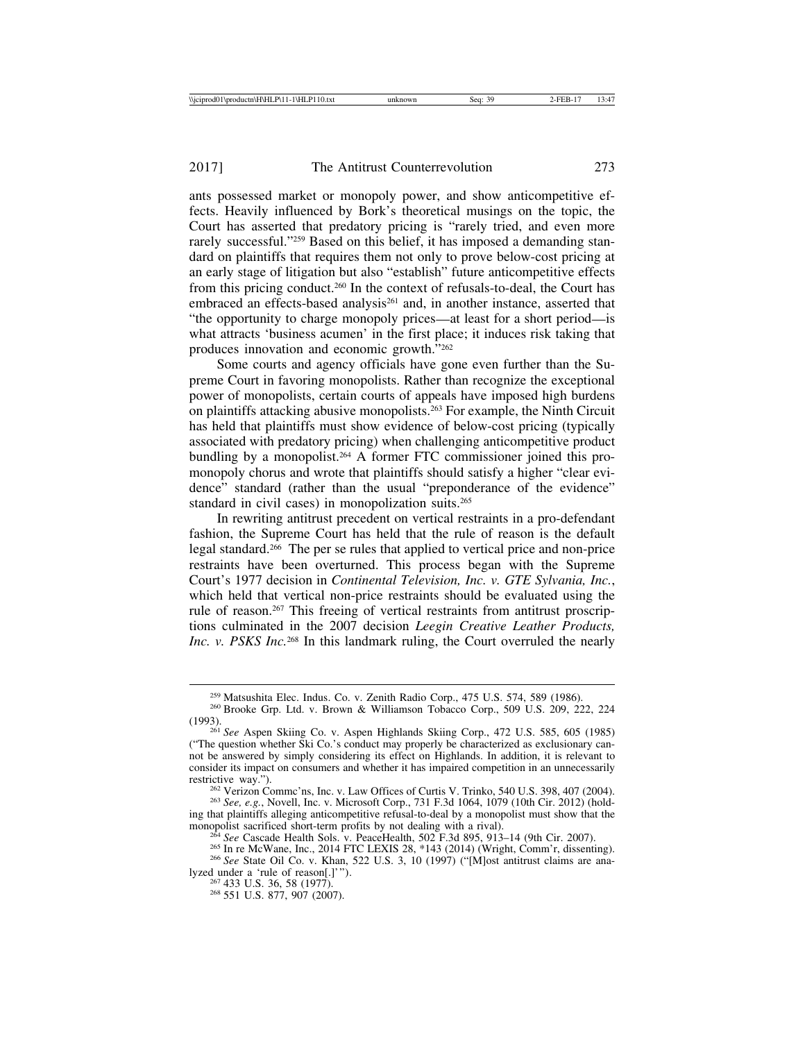ants possessed market or monopoly power, and show anticompetitive effects. Heavily influenced by Bork's theoretical musings on the topic, the Court has asserted that predatory pricing is "rarely tried, and even more rarely successful."[259] Based on this belief, it has imposed a demanding standard on plaintiffs that requires them not only to prove below-cost pricing at an early stage of litigation but also "establish" future anticompetitive effects from this pricing conduct.[260] In the context of refusals-to-deal, the Court has embraced an effects-based analysis[261] and, in another instance, asserted that "the opportunity to charge monopoly prices—at least for a short period—is what attracts 'business acumen' in the first place; it induces risk taking that produces innovation and economic growth."[262]

Some courts and agency officials have gone even further than the Supreme Court in favoring monopolists. Rather than recognize the exceptional power of monopolists, certain courts of appeals have imposed high burdens on plaintiffs attacking abusive monopolists.[263] For example, the Ninth Circuit has held that plaintiffs must show evidence of below-cost pricing (typically associated with predatory pricing) when challenging anticompetitive product bundling by a monopolist.[264] A former FTC commissioner joined this pro-monopoly chorus and wrote that plaintiffs should satisfy a higher "clear evidence" standard (rather than the usual "preponderance of the evidence" standard in civil cases) in monopolization suits.[265]

In rewriting antitrust precedent on vertical restraints in a pro-defendant fashion, the Supreme Court has held that the rule of reason is the default legal standard.[266] The per se rules that applied to vertical price and non-price restraints have been overturned. This process began with the Supreme Court's 1977 decision in *Continental Television, Inc. v. GTE Sylvania, Inc.*, which held that vertical non-price restraints should be evaluated using the rule of reason.[267] This freeing of vertical restraints from antitrust proscriptions culminated in the 2007 decision *Leegin Creative Leather Products, Inc. v. PSKS Inc.*[268] In this landmark ruling, the Court overruled the nearly

---

[259] Matsushita Elec. Indus. Co. v. Zenith Radio Corp., 475 U.S. 574, 589 (1986).

[260] Brooke Grp. Ltd. v. Brown & Williamson Tobacco Corp., 509 U.S. 209, 222, 224 (1993).

[261] *See* Aspen Skiing Co. v. Aspen Highlands Skiing Corp., 472 U.S. 585, 605 (1985) ("The question whether Ski Co.'s conduct may properly be characterized as exclusionary cannot be answered by simply considering its effect on Highlands. In addition, it is relevant to consider its impact on consumers and whether it has impaired competition in an unnecessarily restrictive way.").

[262] Verizon Commc'ns, Inc. v. Law Offices of Curtis V. Trinko, 540 U.S. 398, 407 (2004).

[263] *See, e.g.*, Novell, Inc. v. Microsoft Corp., 731 F.3d 1064, 1079 (10th Cir. 2012) (holding that plaintiffs alleging anticompetitive refusal-to-deal by a monopolist must show that the monopolist sacrificed short-term profits by not dealing with a rival).

[264] *See* Cascade Health Sols. v. PeaceHealth, 502 F.3d 895, 913–14 (9th Cir. 2007).

[265] In re McWane, Inc., 2014 FTC LEXIS 28, *143 (2014) (Wright, Comm'r, dissenting).

[266] *See* State Oil Co. v. Khan, 522 U.S. 3, 10 (1997) ("[M]ost antitrust claims are analyzed under a 'rule of reason[.]'").

[267] 433 U.S. 36, 58 (1977).

[268] 551 U.S. 877, 907 (2007).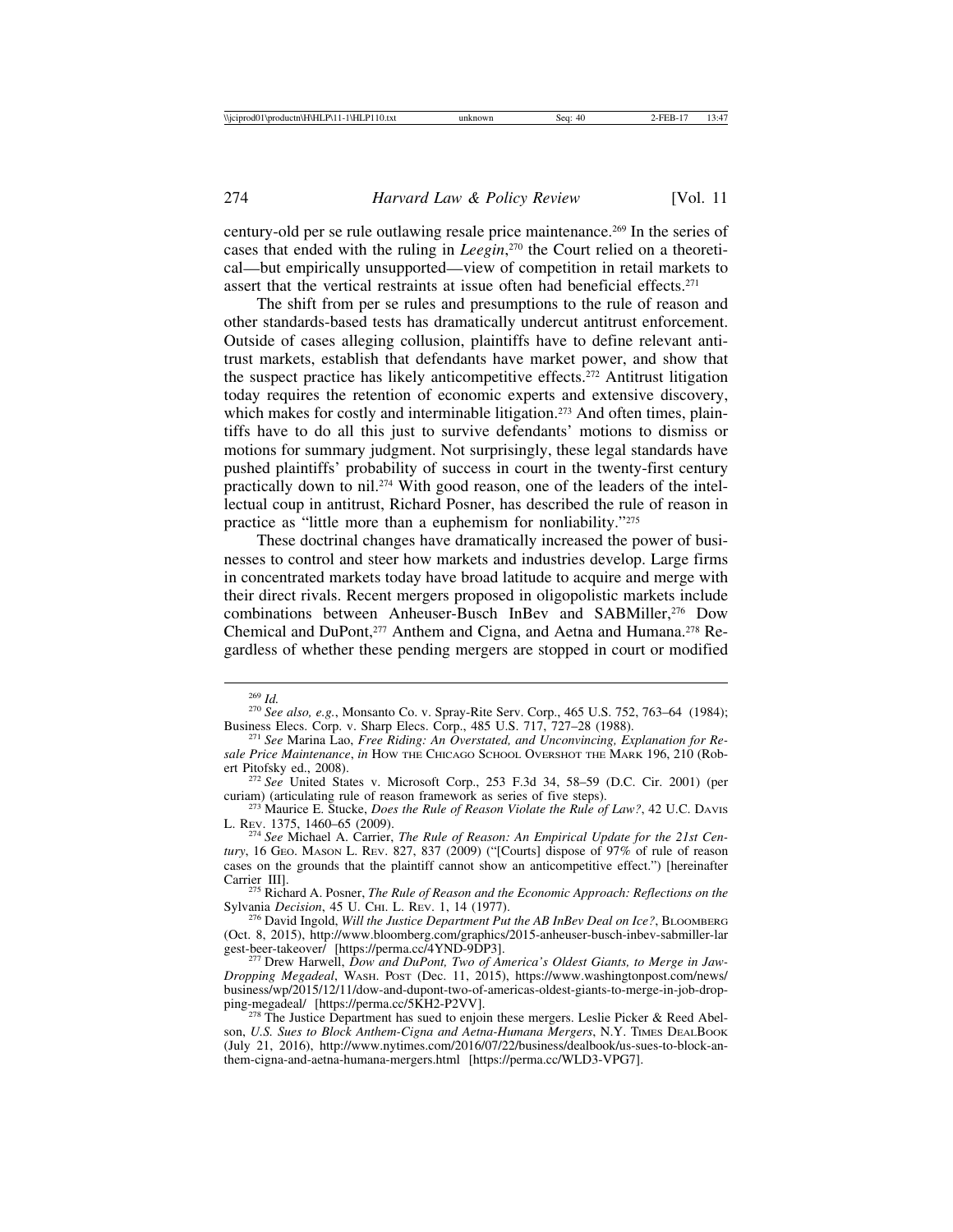century-old per se rule outlawing resale price maintenance.[269] In the series of cases that ended with the ruling in *Leegin*,[270] the Court relied on a theoretical—but empirically unsupported—view of competition in retail markets to assert that the vertical restraints at issue often had beneficial effects.[271]

The shift from per se rules and presumptions to the rule of reason and other standards-based tests has dramatically undercut antitrust enforcement. Outside of cases alleging collusion, plaintiffs have to define relevant antitrust markets, establish that defendants have market power, and show that the suspect practice has likely anticompetitive effects.[272] Antitrust litigation today requires the retention of economic experts and extensive discovery, which makes for costly and interminable litigation.[273] And often times, plaintiffs have to do all this just to survive defendants' motions to dismiss or motions for summary judgment. Not surprisingly, these legal standards have pushed plaintiffs' probability of success in court in the twenty-first century practically down to nil.[274] With good reason, one of the leaders of the intellectual coup in antitrust, Richard Posner, has described the rule of reason in practice as "little more than a euphemism for nonliability."[275]

These doctrinal changes have dramatically increased the power of businesses to control and steer how markets and industries develop. Large firms in concentrated markets today have broad latitude to acquire and merge with their direct rivals. Recent mergers proposed in oligopolistic markets include combinations between Anheuser-Busch InBev and SABMiller,[276] Dow Chemical and DuPont,[277] Anthem and Cigna, and Aetna and Humana.[278] Regardless of whether these pending mergers are stopped in court or modified

---

[269] *Id.*

[270] *See also, e.g.*, Monsanto Co. v. Spray-Rite Serv. Corp., 465 U.S. 752, 763–64 (1984); Business Elecs. Corp. v. Sharp Elecs. Corp., 485 U.S. 717, 727–28 (1988).

[271] *See* Marina Lao, *Free Riding: An Overstated, and Unconvincing, Explanation for Resale Price Maintenance*, *in* How the Chicago School Overshot the Mark 196, 210 (Robert Pitofsky ed., 2008).

[272] *See* United States v. Microsoft Corp., 253 F.3d 34, 58–59 (D.C. Cir. 2001) (per curiam) (articulating rule of reason framework as series of five steps).

[273] Maurice E. Stucke, *Does the Rule of Reason Violate the Rule of Law?*, 42 U.C. Davis L. Rev. 1375, 1460–65 (2009).

[274] *See* Michael A. Carrier, *The Rule of Reason: An Empirical Update for the 21st Century*, 16 Geo. Mason L. Rev. 827, 837 (2009) ("[Courts] dispose of 97% of rule of reason cases on the grounds that the plaintiff cannot show an anticompetitive effect.") [hereinafter Carrier III].

[275] Richard A. Posner, *The Rule of Reason and the Economic Approach: Reflections on the* Sylvania *Decision*, 45 U. Chi. L. Rev. 1, 14 (1977).

[276] David Ingold, *Will the Justice Department Put the AB InBev Deal on Ice?*, Bloomberg (Oct. 8, 2015), http://www.bloomberg.com/graphics/2015-anheuser-busch-inbev-sabmiller-largest-beer-takeover/ [https://perma.cc/4YND-9DP3].

[277] Drew Harwell, *Dow and DuPont, Two of America's Oldest Giants, to Merge in Jaw-Dropping Megadeal*, Wash. Post (Dec. 11, 2015), https://www.washingtonpost.com/news/business/wp/2015/12/11/dow-and-dupont-two-of-americas-oldest-giants-to-merge-in-job-dropping-megadeal/ [https://perma.cc/5KH2-P2VV].

[278] The Justice Department has sued to enjoin these mergers. Leslie Picker & Reed Abelson, *U.S. Sues to Block Anthem-Cigna and Aetna-Humana Mergers*, N.Y. Times DealBook (July 21, 2016), http://www.nytimes.com/2016/07/22/business/dealbook/us-sues-to-block-anthem-cigna-and-aetna-humana-mergers.html [https://perma.cc/WLD3-VPG7].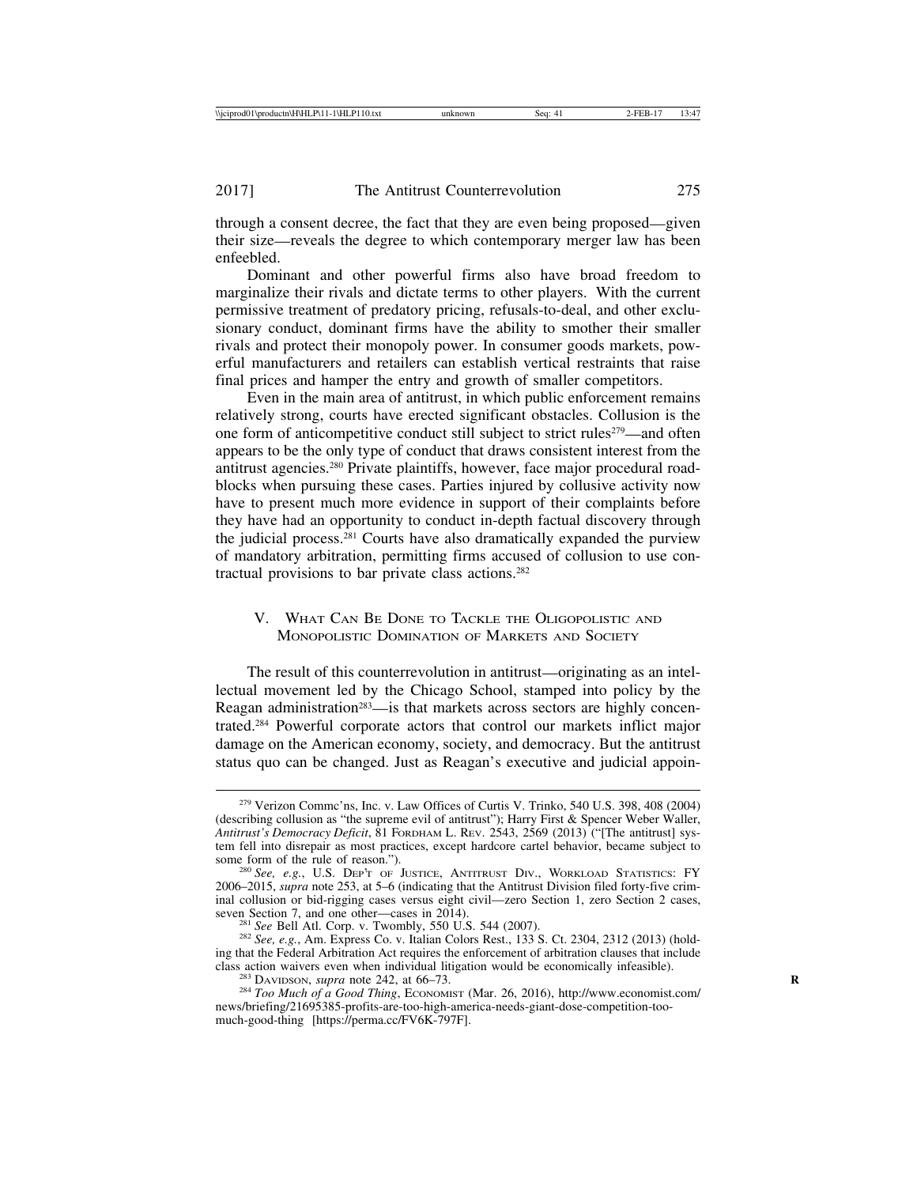through a consent decree, the fact that they are even being proposed—given their size—reveals the degree to which contemporary merger law has been enfeebled.

Dominant and other powerful firms also have broad freedom to marginalize their rivals and dictate terms to other players. With the current permissive treatment of predatory pricing, refusals-to-deal, and other exclusionary conduct, dominant firms have the ability to smother their smaller rivals and protect their monopoly power. In consumer goods markets, powerful manufacturers and retailers can establish vertical restraints that raise final prices and hamper the entry and growth of smaller competitors.

Even in the main area of antitrust, in which public enforcement remains relatively strong, courts have erected significant obstacles. Collusion is the one form of anticompetitive conduct still subject to strict rules[279]—and often appears to be the only type of conduct that draws consistent interest from the antitrust agencies.[280] Private plaintiffs, however, face major procedural roadblocks when pursuing these cases. Parties injured by collusive activity now have to present much more evidence in support of their complaints before they have had an opportunity to conduct in-depth factual discovery through the judicial process.[281] Courts have also dramatically expanded the purview of mandatory arbitration, permitting firms accused of collusion to use contractual provisions to bar private class actions.[282]

## V. What Can Be Done to Tackle the Oligopolistic and Monopolistic Domination of Markets and Society

The result of this counterrevolution in antitrust—originating as an intellectual movement led by the Chicago School, stamped into policy by the Reagan administration[283]—is that markets across sectors are highly concentrated.[284] Powerful corporate actors that control our markets inflict major damage on the American economy, society, and democracy. But the antitrust status quo can be changed. Just as Reagan's executive and judicial appoin-

---

[279] Verizon Commc'ns, Inc. v. Law Offices of Curtis V. Trinko, 540 U.S. 398, 408 (2004) (describing collusion as "the supreme evil of antitrust"); Harry First & Spencer Weber Waller, *Antitrust's Democracy Deficit*, 81 Fordham L. Rev. 2543, 2569 (2013) ("[The antitrust] system fell into disrepair as most practices, except hardcore cartel behavior, became subject to some form of the rule of reason.").

[280] *See, e.g.*, U.S. Dep't of Justice, Antitrust Div., Workload Statistics: FY 2006–2015, *supra* note 253, at 5–6 (indicating that the Antitrust Division filed forty-five criminal collusion or bid-rigging cases versus eight civil—zero Section 1, zero Section 2 cases, seven Section 7, and one other—cases in 2014).

[281] *See* Bell Atl. Corp. v. Twombly, 550 U.S. 544 (2007).

[282] *See, e.g.*, Am. Express Co. v. Italian Colors Rest., 133 S. Ct. 2304, 2312 (2013) (holding that the Federal Arbitration Act requires the enforcement of arbitration clauses that include class action waivers even when individual litigation would be economically infeasible).

[283] Davidson, *supra* note 242, at 66–73.

[284] *Too Much of a Good Thing*, Economist (Mar. 26, 2016), http://www.economist.com/news/briefing/21695385-profits-are-too-high-america-needs-giant-dose-competition-too-much-good-thing [https://perma.cc/FV6K-797F].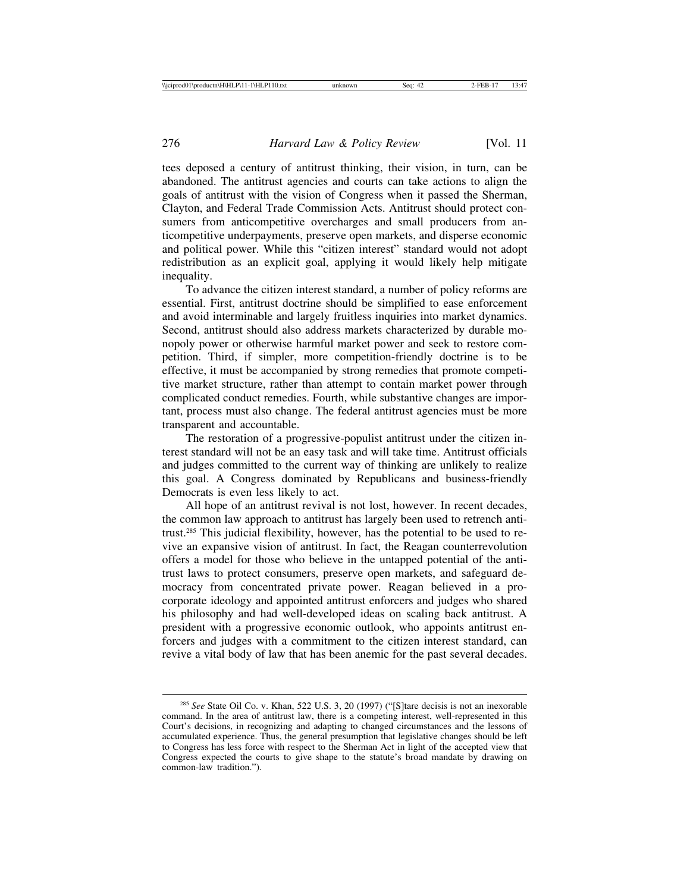tees deposed a century of antitrust thinking, their vision, in turn, can be abandoned. The antitrust agencies and courts can take actions to align the goals of antitrust with the vision of Congress when it passed the Sherman, Clayton, and Federal Trade Commission Acts. Antitrust should protect consumers from anticompetitive overcharges and small producers from anticompetitive underpayments, preserve open markets, and disperse economic and political power. While this "citizen interest" standard would not adopt redistribution as an explicit goal, applying it would likely help mitigate inequality.

To advance the citizen interest standard, a number of policy reforms are essential. First, antitrust doctrine should be simplified to ease enforcement and avoid interminable and largely fruitless inquiries into market dynamics. Second, antitrust should also address markets characterized by durable monopoly power or otherwise harmful market power and seek to restore competition. Third, if simpler, more competition-friendly doctrine is to be effective, it must be accompanied by strong remedies that promote competitive market structure, rather than attempt to contain market power through complicated conduct remedies. Fourth, while substantive changes are important, process must also change. The federal antitrust agencies must be more transparent and accountable.

The restoration of a progressive-populist antitrust under the citizen interest standard will not be an easy task and will take time. Antitrust officials and judges committed to the current way of thinking are unlikely to realize this goal. A Congress dominated by Republicans and business-friendly Democrats is even less likely to act.

All hope of an antitrust revival is not lost, however. In recent decades, the common law approach to antitrust has largely been used to retrench antitrust.[285] This judicial flexibility, however, has the potential to be used to revive an expansive vision of antitrust. In fact, the Reagan counterrevolution offers a model for those who believe in the untapped potential of the antitrust laws to protect consumers, preserve open markets, and safeguard democracy from concentrated private power. Reagan believed in a pro-corporate ideology and appointed antitrust enforcers and judges who shared his philosophy and had well-developed ideas on scaling back antitrust. A president with a progressive economic outlook, who appoints antitrust enforcers and judges with a commitment to the citizen interest standard, can revive a vital body of law that has been anemic for the past several decades.

[285] *See* State Oil Co. v. Khan, 522 U.S. 3, 20 (1997) ("[S]tare decisis is not an inexorable command. In the area of antitrust law, there is a competing interest, well-represented in this Court's decisions, in recognizing and adapting to changed circumstances and the lessons of accumulated experience. Thus, the general presumption that legislative changes should be left to Congress has less force with respect to the Sherman Act in light of the accepted view that Congress expected the courts to give shape to the statute's broad mandate by drawing on common-law tradition.").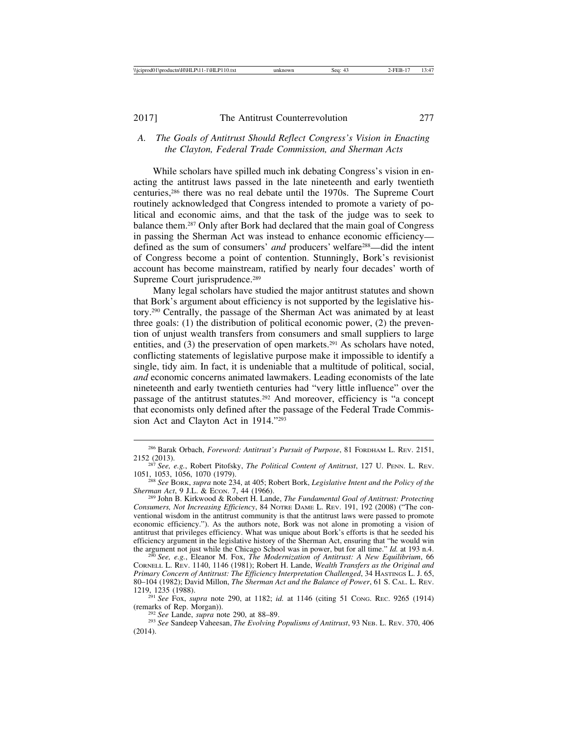### A. *The Goals of Antitrust Should Reflect Congress's Vision in Enacting the Clayton, Federal Trade Commission, and Sherman Acts*

While scholars have spilled much ink debating Congress's vision in enacting the antitrust laws passed in the late nineteenth and early twentieth centuries,[286] there was no real debate until the 1970s. The Supreme Court routinely acknowledged that Congress intended to promote a variety of political and economic aims, and that the task of the judge was to seek to balance them.[287] Only after Bork had declared that the main goal of Congress in passing the Sherman Act was instead to enhance economic efficiency—defined as the sum of consumers' *and* producers' welfare[288]—did the intent of Congress become a point of contention. Stunningly, Bork's revisionist account has become mainstream, ratified by nearly four decades' worth of Supreme Court jurisprudence.[289]

Many legal scholars have studied the major antitrust statutes and shown that Bork's argument about efficiency is not supported by the legislative history.[290] Centrally, the passage of the Sherman Act was animated by at least three goals: (1) the distribution of political economic power, (2) the prevention of unjust wealth transfers from consumers and small suppliers to large entities, and (3) the preservation of open markets.[291] As scholars have noted, conflicting statements of legislative purpose make it impossible to identify a single, tidy aim. In fact, it is undeniable that a multitude of political, social, *and* economic concerns animated lawmakers. Leading economists of the late nineteenth and early twentieth centuries had "very little influence" over the passage of the antitrust statutes.[292] And moreover, efficiency is "a concept that economists only defined after the passage of the Federal Trade Commission Act and Clayton Act in 1914."[293]

---

[286] Barak Orbach, *Foreword: Antitrust's Pursuit of Purpose*, 81 FORDHAM L. REV. 2151, 2152 (2013).

[287] *See, e.g.*, Robert Pitofsky, *The Political Content of Antitrust*, 127 U. PENN. L. REV. 1051, 1053, 1056, 1070 (1979).

[288] *See* BORK, *supra* note 234, at 405; Robert Bork, *Legislative Intent and the Policy of the Sherman Act*, 9 J.L. & ECON. 7, 44 (1966).

[289] John B. Kirkwood & Robert H. Lande, *The Fundamental Goal of Antitrust: Protecting Consumers, Not Increasing Efficiency*, 84 NOTRE DAME L. REV. 191, 192 (2008) ("The conventional wisdom in the antitrust community is that the antitrust laws were passed to promote economic efficiency."). As the authors note, Bork was not alone in promoting a vision of antitrust that privileges efficiency. What was unique about Bork's efforts is that he seeded his efficiency argument in the legislative history of the Sherman Act, ensuring that "he would win the argument not just while the Chicago School was in power, but for all time." *Id.* at 193 n.4.

[290] *See, e.g.*, Eleanor M. Fox, *The Modernization of Antitrust: A New Equilibrium*, 66 CORNELL L. REV. 1140, 1146 (1981); Robert H. Lande, *Wealth Transfers as the Original and Primary Concern of Antitrust: The Efficiency Interpretation Challenged*, 34 HASTINGS L. J. 65, 80–104 (1982); David Millon, *The Sherman Act and the Balance of Power*, 61 S. CAL. L. REV. 1219, 1235 (1988).

[291] *See* Fox, *supra* note 290, at 1182; *id.* at 1146 (citing 51 CONG. REC. 9265 (1914) (remarks of Rep. Morgan)).

[292] *See* Lande, *supra* note 290, at 88–89.

[293] *See* Sandeep Vaheesan, *The Evolving Populisms of Antitrust*, 93 NEB. L. REV. 370, 406 (2014).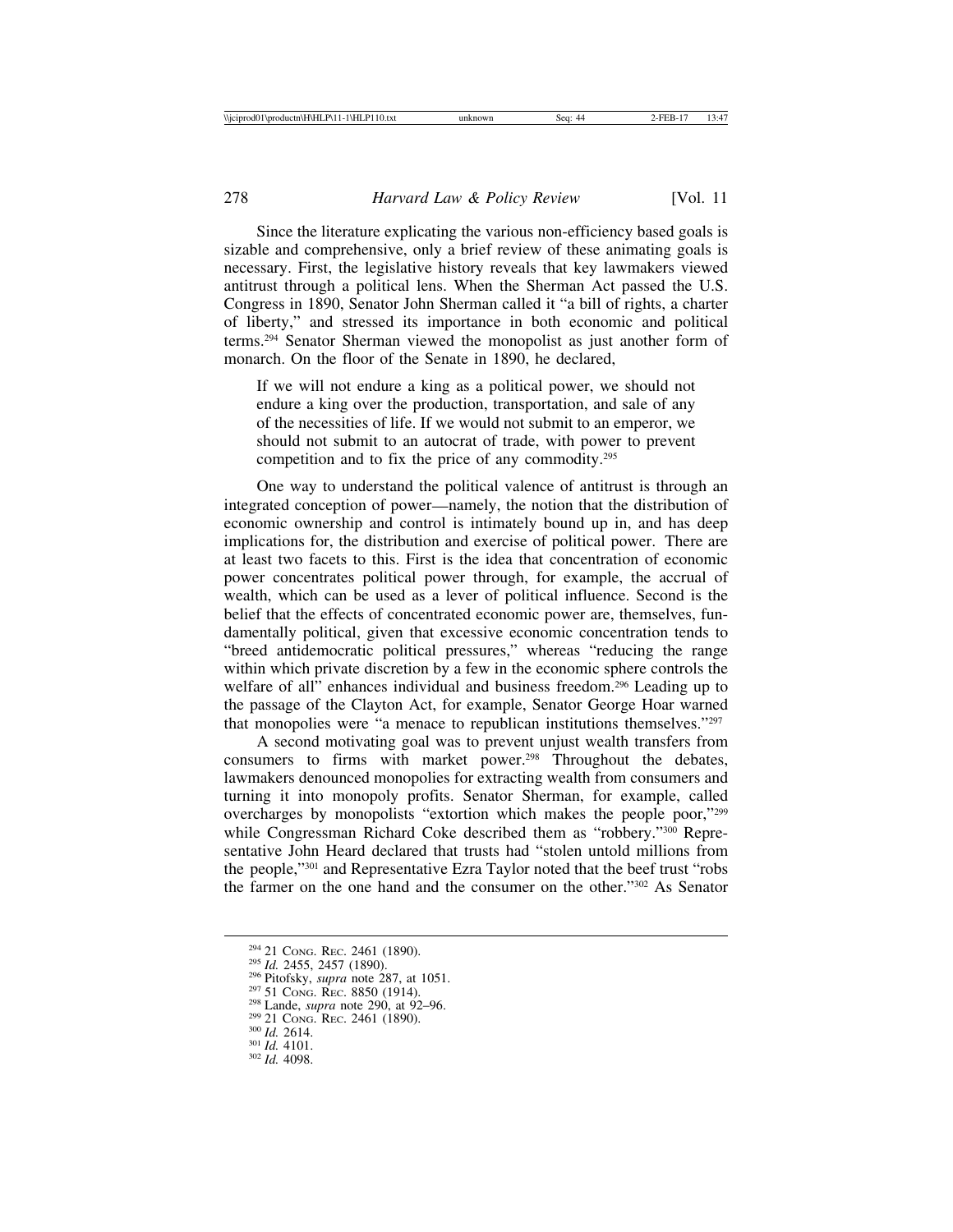Since the literature explicating the various non-efficiency based goals is sizable and comprehensive, only a brief review of these animating goals is necessary. First, the legislative history reveals that key lawmakers viewed antitrust through a political lens. When the Sherman Act passed the U.S. Congress in 1890, Senator John Sherman called it "a bill of rights, a charter of liberty," and stressed its importance in both economic and political terms.[294] Senator Sherman viewed the monopolist as just another form of monarch. On the floor of the Senate in 1890, he declared,

> If we will not endure a king as a political power, we should not endure a king over the production, transportation, and sale of any of the necessities of life. If we would not submit to an emperor, we should not submit to an autocrat of trade, with power to prevent competition and to fix the price of any commodity.[295]

One way to understand the political valence of antitrust is through an integrated conception of power—namely, the notion that the distribution of economic ownership and control is intimately bound up in, and has deep implications for, the distribution and exercise of political power. There are at least two facets to this. First is the idea that concentration of economic power concentrates political power through, for example, the accrual of wealth, which can be used as a lever of political influence. Second is the belief that the effects of concentrated economic power are, themselves, fundamentally political, given that excessive economic concentration tends to "breed antidemocratic political pressures," whereas "reducing the range within which private discretion by a few in the economic sphere controls the welfare of all" enhances individual and business freedom.[296] Leading up to the passage of the Clayton Act, for example, Senator George Hoar warned that monopolies were "a menace to republican institutions themselves."[297]

A second motivating goal was to prevent unjust wealth transfers from consumers to firms with market power.[298] Throughout the debates, lawmakers denounced monopolies for extracting wealth from consumers and turning it into monopoly profits. Senator Sherman, for example, called overcharges by monopolists "extortion which makes the people poor,"[299] while Congressman Richard Coke described them as "robbery."[300] Representative John Heard declared that trusts had "stolen untold millions from the people,"[301] and Representative Ezra Taylor noted that the beef trust "robs the farmer on the one hand and the consumer on the other."[302] As Senator

---

[294] 21 Cong. Rec. 2461 (1890).

[295] *Id.* 2455, 2457 (1890).

[296] Pitofsky, *supra* note 287, at 1051.

[297] 51 Cong. Rec. 8850 (1914).

[298] Lande, *supra* note 290, at 92–96.

[299] 21 Cong. Rec. 2461 (1890).

[300] *Id.* 2614.

[301] *Id.* 4101.

[302] *Id.* 4098.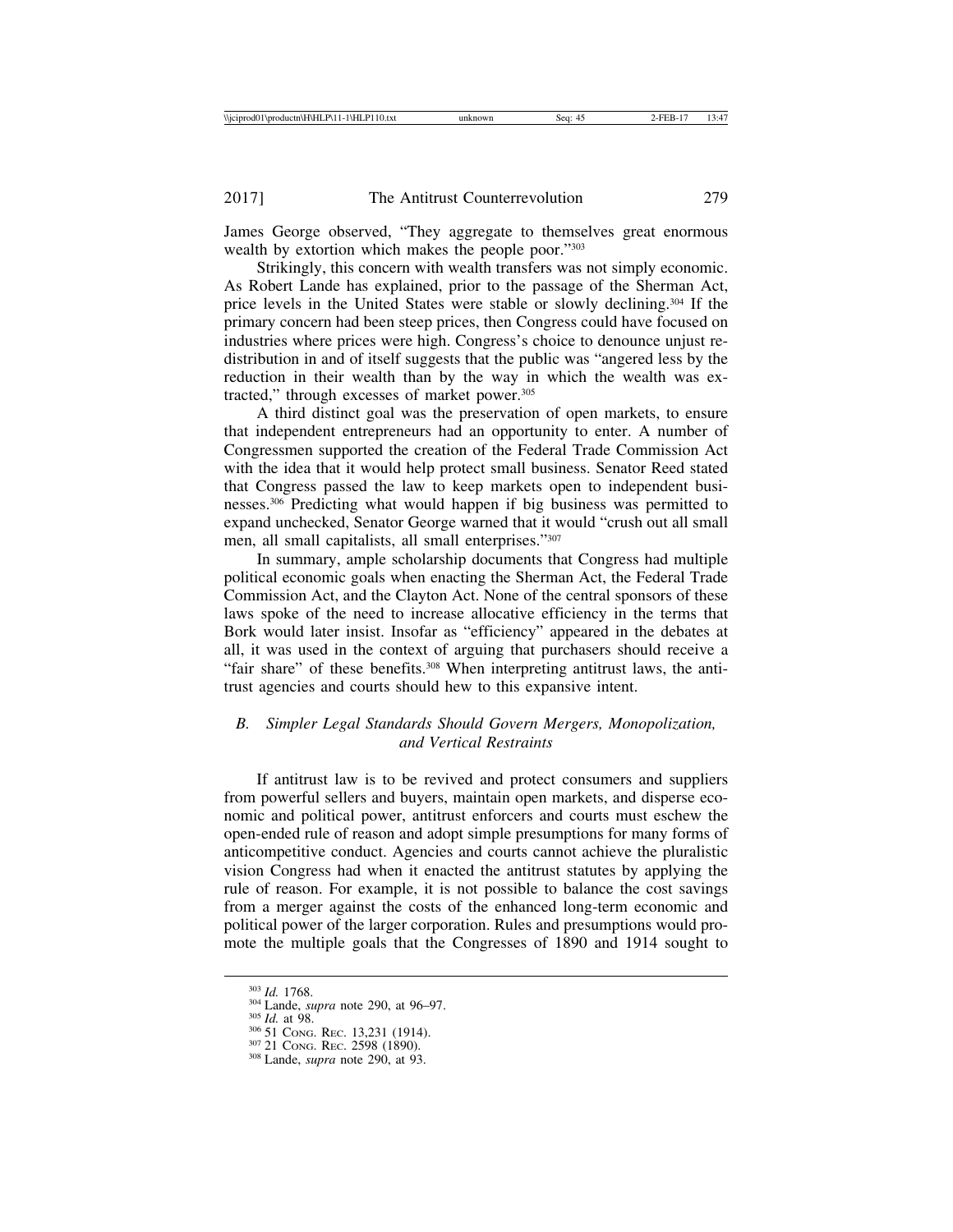James George observed, "They aggregate to themselves great enormous wealth by extortion which makes the people poor."[303]

Strikingly, this concern with wealth transfers was not simply economic. As Robert Lande has explained, prior to the passage of the Sherman Act, price levels in the United States were stable or slowly declining.[304] If the primary concern had been steep prices, then Congress could have focused on industries where prices were high. Congress's choice to denounce unjust redistribution in and of itself suggests that the public was "angered less by the reduction in their wealth than by the way in which the wealth was extracted," through excesses of market power.[305]

A third distinct goal was the preservation of open markets, to ensure that independent entrepreneurs had an opportunity to enter. A number of Congressmen supported the creation of the Federal Trade Commission Act with the idea that it would help protect small business. Senator Reed stated that Congress passed the law to keep markets open to independent businesses.[306] Predicting what would happen if big business was permitted to expand unchecked, Senator George warned that it would "crush out all small men, all small capitalists, all small enterprises."[307]

In summary, ample scholarship documents that Congress had multiple political economic goals when enacting the Sherman Act, the Federal Trade Commission Act, and the Clayton Act. None of the central sponsors of these laws spoke of the need to increase allocative efficiency in the terms that Bork would later insist. Insofar as "efficiency" appeared in the debates at all, it was used in the context of arguing that purchasers should receive a "fair share" of these benefits.[308] When interpreting antitrust laws, the antitrust agencies and courts should hew to this expansive intent.

## *B. Simpler Legal Standards Should Govern Mergers, Monopolization, and Vertical Restraints*

If antitrust law is to be revived and protect consumers and suppliers from powerful sellers and buyers, maintain open markets, and disperse economic and political power, antitrust enforcers and courts must eschew the open-ended rule of reason and adopt simple presumptions for many forms of anticompetitive conduct. Agencies and courts cannot achieve the pluralistic vision Congress had when it enacted the antitrust statutes by applying the rule of reason. For example, it is not possible to balance the cost savings from a merger against the costs of the enhanced long-term economic and political power of the larger corporation. Rules and presumptions would promote the multiple goals that the Congresses of 1890 and 1914 sought to

---

[303] *Id.* 1768.

[304] Lande, *supra* note 290, at 96–97.

[305] *Id.* at 98.

[306] 51 CONG. REC. 13,231 (1914).

[307] 21 CONG. REC. 2598 (1890).

[308] Lande, *supra* note 290, at 93.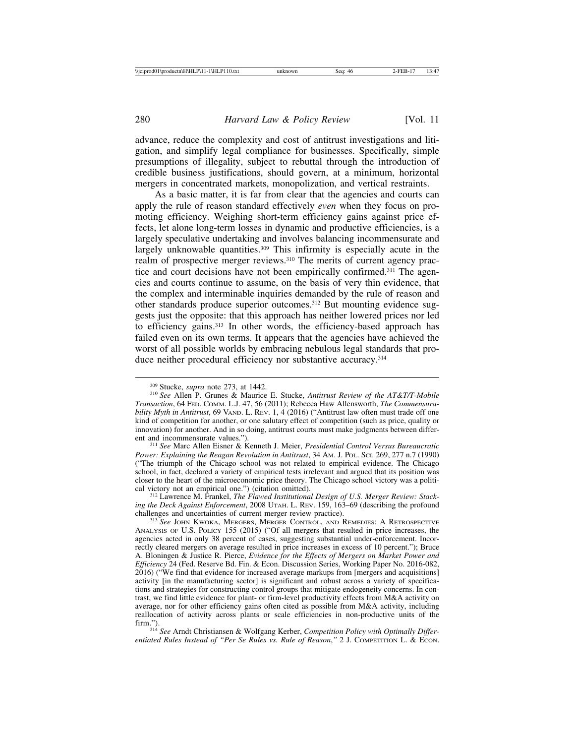advance, reduce the complexity and cost of antitrust investigations and litigation, and simplify legal compliance for businesses. Specifically, simple presumptions of illegality, subject to rebuttal through the introduction of credible business justifications, should govern, at a minimum, horizontal mergers in concentrated markets, monopolization, and vertical restraints.

As a basic matter, it is far from clear that the agencies and courts can apply the rule of reason standard effectively *even* when they focus on promoting efficiency. Weighing short-term efficiency gains against price effects, let alone long-term losses in dynamic and productive efficiencies, is a largely speculative undertaking and involves balancing incommensurate and largely unknowable quantities.[309] This infirmity is especially acute in the realm of prospective merger reviews.[310] The merits of current agency practice and court decisions have not been empirically confirmed.[311] The agencies and courts continue to assume, on the basis of very thin evidence, that the complex and interminable inquiries demanded by the rule of reason and other standards produce superior outcomes.[312] But mounting evidence suggests just the opposite: that this approach has neither lowered prices nor led to efficiency gains.[313] In other words, the efficiency-based approach has failed even on its own terms. It appears that the agencies have achieved the worst of all possible worlds by embracing nebulous legal standards that produce neither procedural efficiency nor substantive accuracy.[314]

---

[309] Stucke, *supra* note 273, at 1442.

[310] *See* Allen P. Grunes & Maurice E. Stucke, *Antitrust Review of the AT&T/T-Mobile Transaction*, 64 FED. COMM. L.J. 47, 56 (2011); Rebecca Haw Allensworth, *The Commensurability Myth in Antitrust*, 69 VAND. L. REV. 1, 4 (2016) ("Antitrust law often must trade off one kind of competition for another, or one salutary effect of competition (such as price, quality or innovation) for another. And in so doing, antitrust courts must make judgments between different and incommensurate values.").

[311] *See* Marc Allen Eisner & Kenneth J. Meier, *Presidential Control Versus Bureaucratic Power: Explaining the Reagan Revolution in Antitrust*, 34 AM. J. POL. SCI. 269, 277 n.7 (1990) ("The triumph of the Chicago school was not related to empirical evidence. The Chicago school, in fact, declared a variety of empirical tests irrelevant and argued that its position was closer to the heart of the microeconomic price theory. The Chicago school victory was a political victory not an empirical one.") (citation omitted).

[312] Lawrence M. Frankel, *The Flawed Institutional Design of U.S. Merger Review: Stacking the Deck Against Enforcement*, 2008 UTAH. L. REV. 159, 163–69 (describing the profound challenges and uncertainties of current merger review practice).

[313] *See* JOHN KWOKA, MERGERS, MERGER CONTROL, AND REMEDIES: A RETROSPECTIVE ANALYSIS OF U.S. POLICY 155 (2015) ("Of all mergers that resulted in price increases, the agencies acted in only 38 percent of cases, suggesting substantial under-enforcement. Incorrectly cleared mergers on average resulted in price increases in excess of 10 percent."); Bruce A. Bloningen & Justice R. Pierce, *Evidence for the Effects of Mergers on Market Power and Efficiency* 24 (Fed. Reserve Bd. Fin. & Econ. Discussion Series, Working Paper No. 2016-082, 2016) ("We find that evidence for increased average markups from [mergers and acquisitions] activity [in the manufacturing sector] is significant and robust across a variety of specifications and strategies for constructing control groups that mitigate endogeneity concerns. In contrast, we find little evidence for plant- or firm-level productivity effects from M&A activity on average, nor for other efficiency gains often cited as possible from M&A activity, including reallocation of activity across plants or scale efficiencies in non-productive units of the firm.").

[314] *See* Arndt Christiansen & Wolfgang Kerber, *Competition Policy with Optimally Differentiated Rules Instead of "Per Se Rules vs. Rule of Reason*,*"* 2 J. COMPETITION L. & ECON.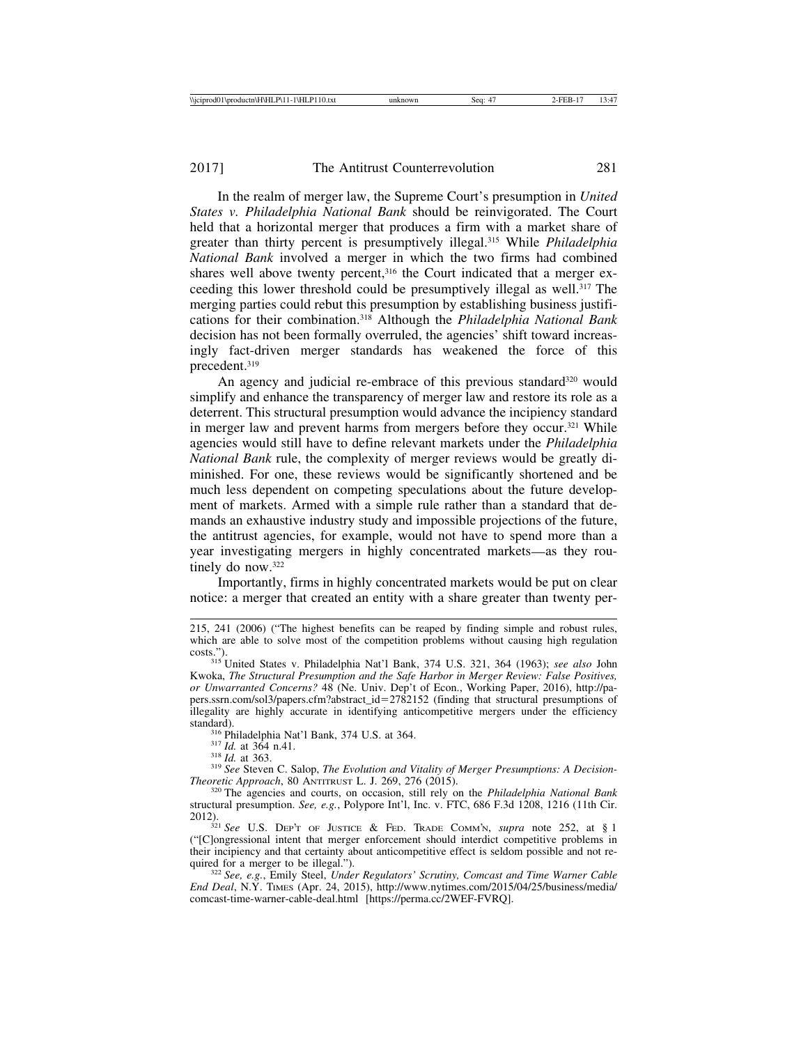In the realm of merger law, the Supreme Court's presumption in *United States v. Philadelphia National Bank* should be reinvigorated. The Court held that a horizontal merger that produces a firm with a market share of greater than thirty percent is presumptively illegal.[315] While *Philadelphia National Bank* involved a merger in which the two firms had combined shares well above twenty percent,[316] the Court indicated that a merger exceeding this lower threshold could be presumptively illegal as well.[317] The merging parties could rebut this presumption by establishing business justifications for their combination.[318] Although the *Philadelphia National Bank* decision has not been formally overruled, the agencies' shift toward increasingly fact-driven merger standards has weakened the force of this precedent.[319]

An agency and judicial re-embrace of this previous standard[320] would simplify and enhance the transparency of merger law and restore its role as a deterrent. This structural presumption would advance the incipiency standard in merger law and prevent harms from mergers before they occur.[321] While agencies would still have to define relevant markets under the *Philadelphia National Bank* rule, the complexity of merger reviews would be greatly diminished. For one, these reviews would be significantly shortened and be much less dependent on competing speculations about the future development of markets. Armed with a simple rule rather than a standard that demands an exhaustive industry study and impossible projections of the future, the antitrust agencies, for example, would not have to spend more than a year investigating mergers in highly concentrated markets—as they routinely do now.[322]

Importantly, firms in highly concentrated markets would be put on clear notice: a merger that created an entity with a share greater than twenty per-

---

215, 241 (2006) ("The highest benefits can be reaped by finding simple and robust rules, which are able to solve most of the competition problems without causing high regulation costs.").

[315] United States v. Philadelphia Nat'l Bank, 374 U.S. 321, 364 (1963); *see also* John Kwoka, *The Structural Presumption and the Safe Harbor in Merger Review: False Positives, or Unwarranted Concerns?* 48 (Ne. Univ. Dep't of Econ., Working Paper, 2016), http://papers.ssrn.com/sol3/papers.cfm?abstract_id=2782152 (finding that structural presumptions of illegality are highly accurate in identifying anticompetitive mergers under the efficiency standard).

[316] Philadelphia Nat'l Bank, 374 U.S. at 364.

[317] *Id.* at 364 n.41.

[318] *Id.* at 363.

[319] *See* Steven C. Salop, *The Evolution and Vitality of Merger Presumptions: A Decision-Theoretic Approach*, 80 ANTITRUST L. J. 269, 276 (2015).

[320] The agencies and courts, on occasion, still rely on the *Philadelphia National Bank* structural presumption. *See, e.g.*, Polypore Int'l, Inc. v. FTC, 686 F.3d 1208, 1216 (11th Cir. 2012).

[321] *See* U.S. DEP'T OF JUSTICE & FED. TRADE COMM'N, *supra* note 252, at § 1 ("[C]ongressional intent that merger enforcement should interdict competitive problems in their incipiency and that certainty about anticompetitive effect is seldom possible and not required for a merger to be illegal.").

[322] *See, e.g.*, Emily Steel, *Under Regulators' Scrutiny, Comcast and Time Warner Cable End Deal*, N.Y. TIMES (Apr. 24, 2015), http://www.nytimes.com/2015/04/25/business/media/comcast-time-warner-cable-deal.html [https://perma.cc/2WEF-FVRQ].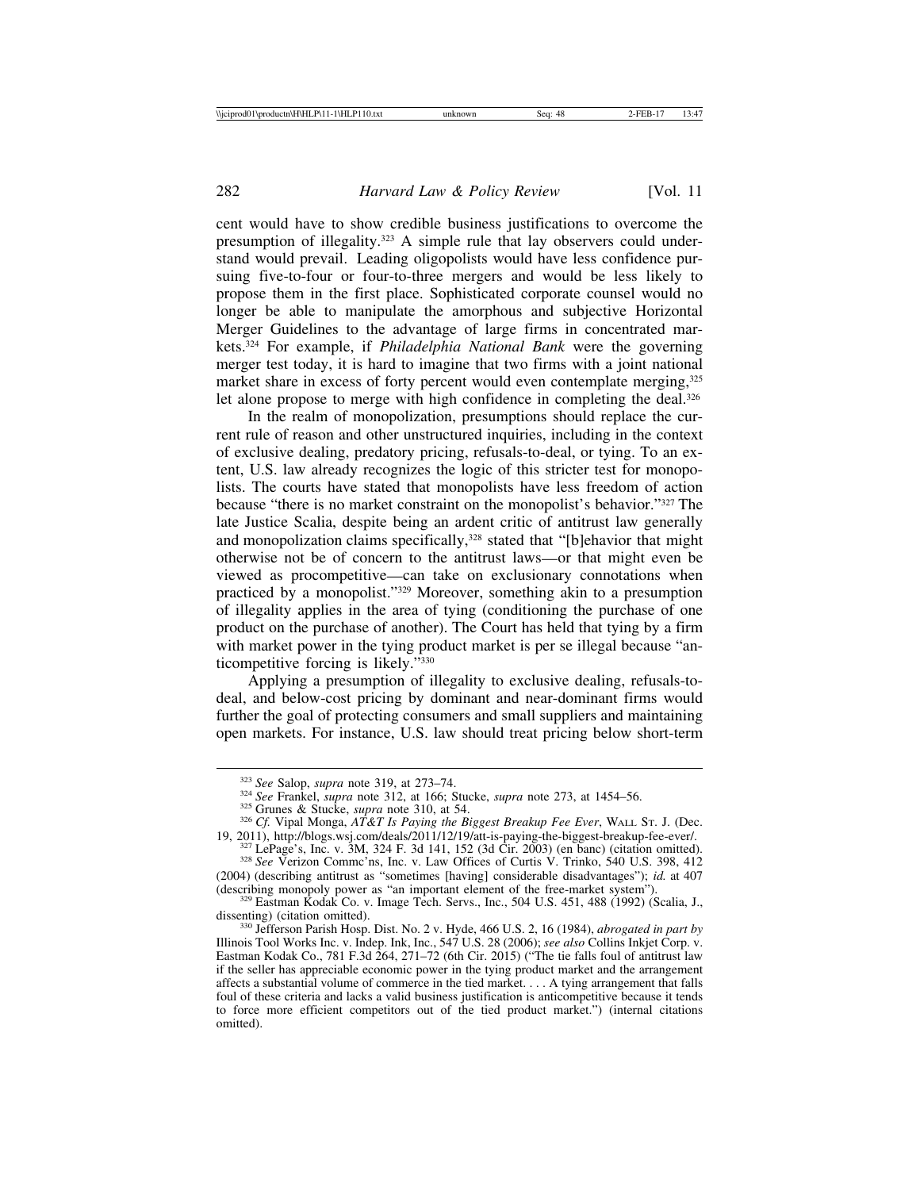cent would have to show credible business justifications to overcome the presumption of illegality.[323] A simple rule that lay observers could understand would prevail. Leading oligopolists would have less confidence pursuing five-to-four or four-to-three mergers and would be less likely to propose them in the first place. Sophisticated corporate counsel would no longer be able to manipulate the amorphous and subjective Horizontal Merger Guidelines to the advantage of large firms in concentrated markets.[324] For example, if *Philadelphia National Bank* were the governing merger test today, it is hard to imagine that two firms with a joint national market share in excess of forty percent would even contemplate merging,[325] let alone propose to merge with high confidence in completing the deal.[326]

In the realm of monopolization, presumptions should replace the current rule of reason and other unstructured inquiries, including in the context of exclusive dealing, predatory pricing, refusals-to-deal, or tying. To an extent, U.S. law already recognizes the logic of this stricter test for monopolists. The courts have stated that monopolists have less freedom of action because "there is no market constraint on the monopolist's behavior."[327] The late Justice Scalia, despite being an ardent critic of antitrust law generally and monopolization claims specifically,[328] stated that "[b]ehavior that might otherwise not be of concern to the antitrust laws—or that might even be viewed as procompetitive—can take on exclusionary connotations when practiced by a monopolist."[329] Moreover, something akin to a presumption of illegality applies in the area of tying (conditioning the purchase of one product on the purchase of another). The Court has held that tying by a firm with market power in the tying product market is per se illegal because "anticompetitive forcing is likely."[330]

Applying a presumption of illegality to exclusive dealing, refusals-to-deal, and below-cost pricing by dominant and near-dominant firms would further the goal of protecting consumers and small suppliers and maintaining open markets. For instance, U.S. law should treat pricing below short-term

---

[323] *See* Salop, *supra* note 319, at 273–74.

[324] *See* Frankel, *supra* note 312, at 166; Stucke, *supra* note 273, at 1454–56.

[325] Grunes & Stucke, *supra* note 310, at 54.

[326] *Cf.* Vipal Monga, *AT&T Is Paying the Biggest Breakup Fee Ever*, WALL ST. J. (Dec. 19, 2011), http://blogs.wsj.com/deals/2011/12/19/att-is-paying-the-biggest-breakup-fee-ever/.

[327] LePage's, Inc. v. 3M, 324 F. 3d 141, 152 (3d Cir. 2003) (en banc) (citation omitted).

[328] *See* Verizon Commc'ns, Inc. v. Law Offices of Curtis V. Trinko, 540 U.S. 398, 412 (2004) (describing antitrust as "sometimes [having] considerable disadvantages"); *id.* at 407 (describing monopoly power as "an important element of the free-market system").

[329] Eastman Kodak Co. v. Image Tech. Servs., Inc., 504 U.S. 451, 488 (1992) (Scalia, J., dissenting) (citation omitted).

[330] Jefferson Parish Hosp. Dist. No. 2 v. Hyde, 466 U.S. 2, 16 (1984), *abrogated in part by* Illinois Tool Works Inc. v. Indep. Ink, Inc., 547 U.S. 28 (2006); *see also* Collins Inkjet Corp. v. Eastman Kodak Co., 781 F.3d 264, 271–72 (6th Cir. 2015) ("The tie falls foul of antitrust law if the seller has appreciable economic power in the tying product market and the arrangement affects a substantial volume of commerce in the tied market. . . . A tying arrangement that falls foul of these criteria and lacks a valid business justification is anticompetitive because it tends to force more efficient competitors out of the tied product market.") (internal citations omitted).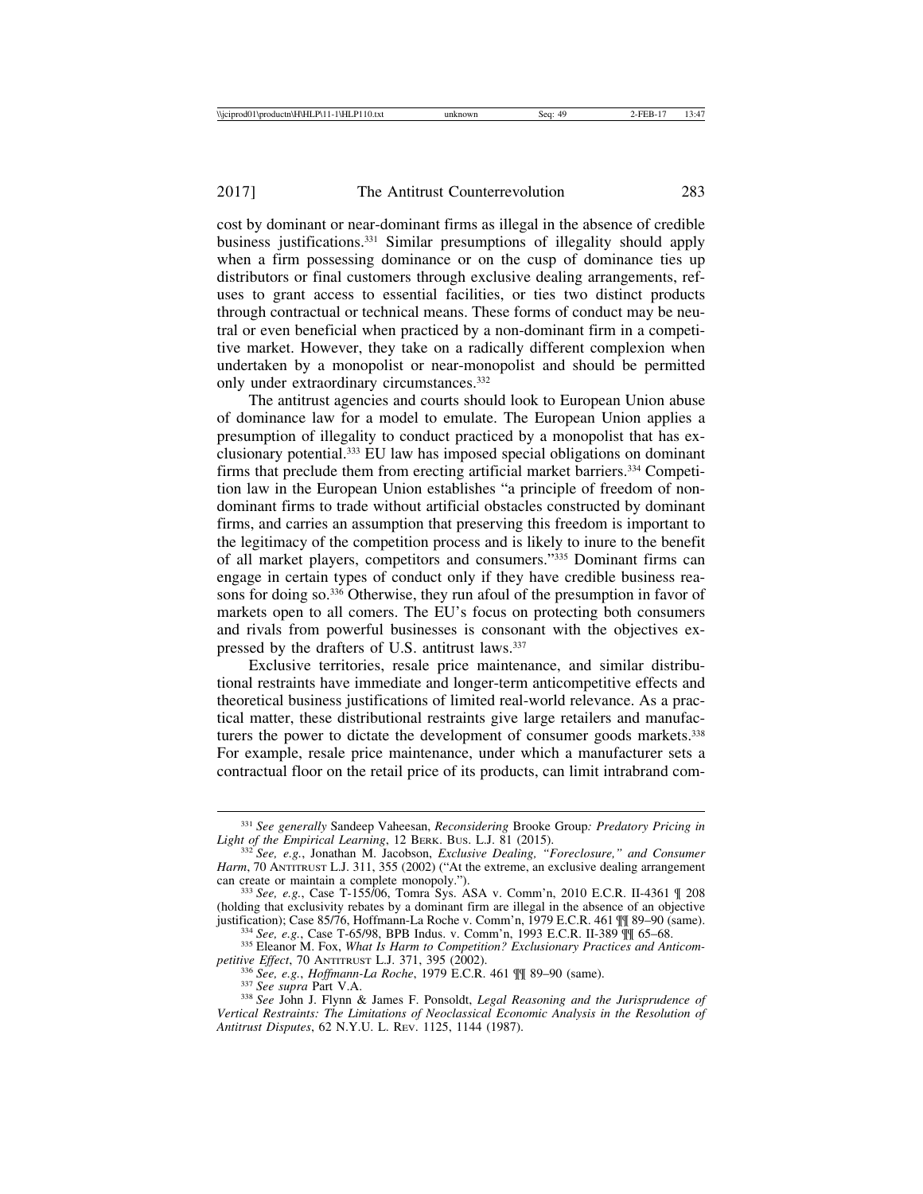cost by dominant or near-dominant firms as illegal in the absence of credible business justifications.[331] Similar presumptions of illegality should apply when a firm possessing dominance or on the cusp of dominance ties up distributors or final customers through exclusive dealing arrangements, refuses to grant access to essential facilities, or ties two distinct products through contractual or technical means. These forms of conduct may be neutral or even beneficial when practiced by a non-dominant firm in a competitive market. However, they take on a radically different complexion when undertaken by a monopolist or near-monopolist and should be permitted only under extraordinary circumstances.[332]

The antitrust agencies and courts should look to European Union abuse of dominance law for a model to emulate. The European Union applies a presumption of illegality to conduct practiced by a monopolist that has exclusionary potential.[333] EU law has imposed special obligations on dominant firms that preclude them from erecting artificial market barriers.[334] Competition law in the European Union establishes "a principle of freedom of non-dominant firms to trade without artificial obstacles constructed by dominant firms, and carries an assumption that preserving this freedom is important to the legitimacy of the competition process and is likely to inure to the benefit of all market players, competitors and consumers."[335] Dominant firms can engage in certain types of conduct only if they have credible business reasons for doing so.[336] Otherwise, they run afoul of the presumption in favor of markets open to all comers. The EU's focus on protecting both consumers and rivals from powerful businesses is consonant with the objectives expressed by the drafters of U.S. antitrust laws.[337]

Exclusive territories, resale price maintenance, and similar distributional restraints have immediate and longer-term anticompetitive effects and theoretical business justifications of limited real-world relevance. As a practical matter, these distributional restraints give large retailers and manufacturers the power to dictate the development of consumer goods markets.[338] For example, resale price maintenance, under which a manufacturer sets a contractual floor on the retail price of its products, can limit intrabrand com-

---

[331] *See generally* Sandeep Vaheesan, *Reconsidering* Brooke Group*: Predatory Pricing in Light of the Empirical Learning*, 12 Berk. Bus. L.J. 81 (2015).

[332] *See, e.g.*, Jonathan M. Jacobson, *Exclusive Dealing, "Foreclosure," and Consumer Harm*, 70 Antitrust L.J. 311, 355 (2002) ("At the extreme, an exclusive dealing arrangement can create or maintain a complete monopoly.").

[333] *See, e.g.*, Case T-155/06, Tomra Sys. ASA v. Comm'n, 2010 E.C.R. II-4361 ¶ 208 (holding that exclusivity rebates by a dominant firm are illegal in the absence of an objective justification); Case 85/76, Hoffmann-La Roche v. Comm'n, 1979 E.C.R. 461 ¶¶ 89–90 (same).

[334] *See, e.g.*, Case T-65/98, BPB Indus. v. Comm'n, 1993 E.C.R. II-389 ¶¶ 65–68.

[335] Eleanor M. Fox, *What Is Harm to Competition? Exclusionary Practices and Anticompetitive Effect*, 70 Antitrust L.J. 371, 395 (2002).

[336] *See, e.g.*, *Hoffmann-La Roche*, 1979 E.C.R. 461 ¶¶ 89–90 (same).

[337] *See supra* Part V.A.

[338] *See* John J. Flynn & James F. Ponsoldt, *Legal Reasoning and the Jurisprudence of Vertical Restraints: The Limitations of Neoclassical Economic Analysis in the Resolution of Antitrust Disputes*, 62 N.Y.U. L. Rev. 1125, 1144 (1987).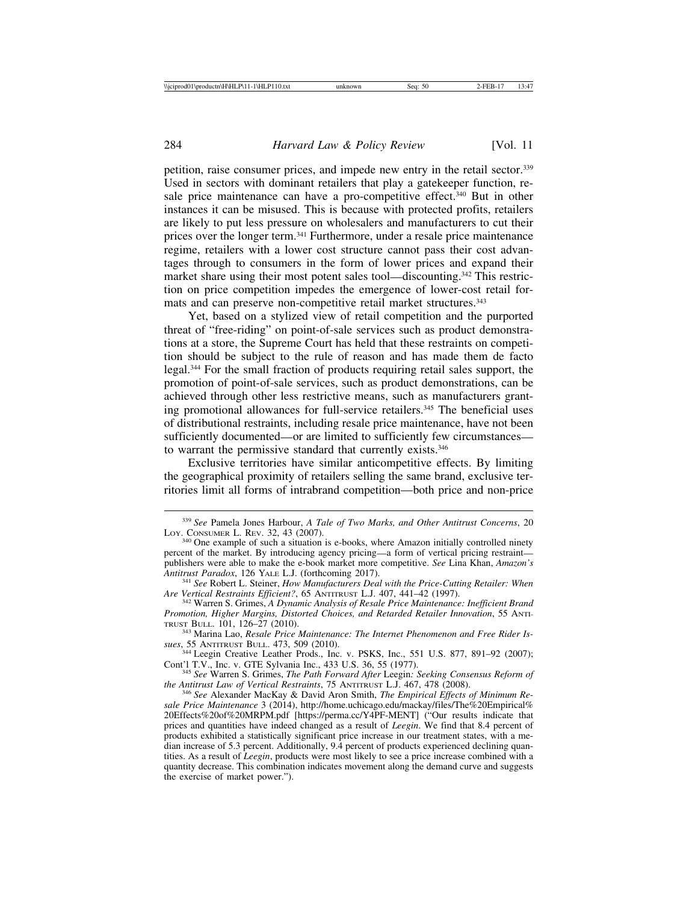petition, raise consumer prices, and impede new entry in the retail sector.[339] Used in sectors with dominant retailers that play a gatekeeper function, resale price maintenance can have a pro-competitive effect.[340] But in other instances it can be misused. This is because with protected profits, retailers are likely to put less pressure on wholesalers and manufacturers to cut their prices over the longer term.[341] Furthermore, under a resale price maintenance regime, retailers with a lower cost structure cannot pass their cost advantages through to consumers in the form of lower prices and expand their market share using their most potent sales tool—discounting.[342] This restriction on price competition impedes the emergence of lower-cost retail formats and can preserve non-competitive retail market structures.[343]

Yet, based on a stylized view of retail competition and the purported threat of "free-riding" on point-of-sale services such as product demonstrations at a store, the Supreme Court has held that these restraints on competition should be subject to the rule of reason and has made them de facto legal.[344] For the small fraction of products requiring retail sales support, the promotion of point-of-sale services, such as product demonstrations, can be achieved through other less restrictive means, such as manufacturers granting promotional allowances for full-service retailers.[345] The beneficial uses of distributional restraints, including resale price maintenance, have not been sufficiently documented—or are limited to sufficiently few circumstances—to warrant the permissive standard that currently exists.[346]

Exclusive territories have similar anticompetitive effects. By limiting the geographical proximity of retailers selling the same brand, exclusive territories limit all forms of intrabrand competition—both price and non-price

---

[339] *See* Pamela Jones Harbour, *A Tale of Two Marks, and Other Antitrust Concerns*, 20 LOY. CONSUMER L. REV. 32, 43 (2007).

[340] One example of such a situation is e-books, where Amazon initially controlled ninety percent of the market. By introducing agency pricing—a form of vertical pricing restraint—publishers were able to make the e-book market more competitive. *See* Lina Khan, *Amazon's Antitrust Paradox*, 126 YALE L.J. (forthcoming 2017).

[341] *See* Robert L. Steiner, *How Manufacturers Deal with the Price-Cutting Retailer: When Are Vertical Restraints Efficient?*, 65 ANTITRUST L.J. 407, 441–42 (1997).

[342] Warren S. Grimes, *A Dynamic Analysis of Resale Price Maintenance: Inefficient Brand Promotion, Higher Margins, Distorted Choices, and Retarded Retailer Innovation*, 55 ANTITRUST BULL. 101, 126–27 (2010).

[343] Marina Lao, *Resale Price Maintenance: The Internet Phenomenon and Free Rider Issues*, 55 ANTITRUST BULL. 473, 509 (2010).

[344] Leegin Creative Leather Prods., Inc. v. PSKS, Inc., 551 U.S. 877, 891–92 (2007); Cont'l T.V., Inc. v. GTE Sylvania Inc., 433 U.S. 36, 55 (1977).

[345] *See* Warren S. Grimes, *The Path Forward After* Leegin*: Seeking Consensus Reform of the Antitrust Law of Vertical Restraints*, 75 ANTITRUST L.J. 467, 478 (2008).

[346] *See* Alexander MacKay & David Aron Smith, *The Empirical Effects of Minimum Resale Price Maintenance* 3 (2014), http://home.uchicago.edu/mackay/files/The%20Empirical%20Effects%20of%20MRPM.pdf [https://perma.cc/Y4PF-MENT] ("Our results indicate that prices and quantities have indeed changed as a result of *Leegin*. We find that 8.4 percent of products exhibited a statistically significant price increase in our treatment states, with a median increase of 5.3 percent. Additionally, 9.4 percent of products experienced declining quantities. As a result of *Leegin*, products were most likely to see a price increase combined with a quantity decrease. This combination indicates movement along the demand curve and suggests the exercise of market power.").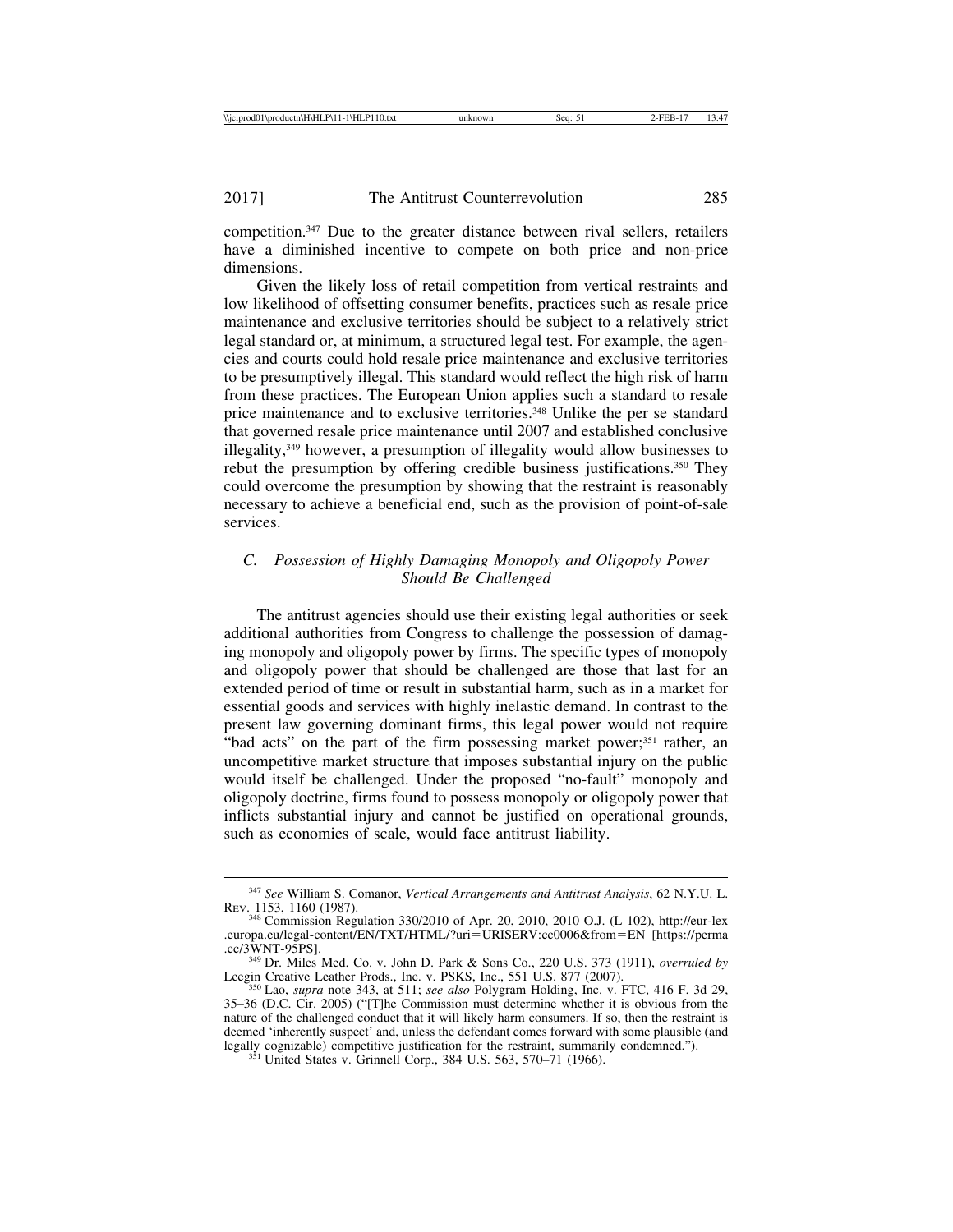competition.[347] Due to the greater distance between rival sellers, retailers have a diminished incentive to compete on both price and non-price dimensions.

Given the likely loss of retail competition from vertical restraints and low likelihood of offsetting consumer benefits, practices such as resale price maintenance and exclusive territories should be subject to a relatively strict legal standard or, at minimum, a structured legal test. For example, the agencies and courts could hold resale price maintenance and exclusive territories to be presumptively illegal. This standard would reflect the high risk of harm from these practices. The European Union applies such a standard to resale price maintenance and to exclusive territories.[348] Unlike the per se standard that governed resale price maintenance until 2007 and established conclusive illegality,[349] however, a presumption of illegality would allow businesses to rebut the presumption by offering credible business justifications.[350] They could overcome the presumption by showing that the restraint is reasonably necessary to achieve a beneficial end, such as the provision of point-of-sale services.

### *C. Possession of Highly Damaging Monopoly and Oligopoly Power Should Be Challenged*

The antitrust agencies should use their existing legal authorities or seek additional authorities from Congress to challenge the possession of damaging monopoly and oligopoly power by firms. The specific types of monopoly and oligopoly power that should be challenged are those that last for an extended period of time or result in substantial harm, such as in a market for essential goods and services with highly inelastic demand. In contrast to the present law governing dominant firms, this legal power would not require "bad acts" on the part of the firm possessing market power;[351] rather, an uncompetitive market structure that imposes substantial injury on the public would itself be challenged. Under the proposed "no-fault" monopoly and oligopoly doctrine, firms found to possess monopoly or oligopoly power that inflicts substantial injury and cannot be justified on operational grounds, such as economies of scale, would face antitrust liability.

---

[347] *See* William S. Comanor, *Vertical Arrangements and Antitrust Analysis*, 62 N.Y.U. L. Rev. 1153, 1160 (1987).

[348] Commission Regulation 330/2010 of Apr. 20, 2010, 2010 O.J. (L 102), http://eur-lex.europa.eu/legal-content/EN/TXT/HTML/?uri=URISERV:cc0006&from=EN [https://perma.cc/3WNT-95PS].

[349] Dr. Miles Med. Co. v. John D. Park & Sons Co., 220 U.S. 373 (1911), *overruled by* Leegin Creative Leather Prods., Inc. v. PSKS, Inc., 551 U.S. 877 (2007).

[350] Lao, *supra* note 343, at 511; *see also* Polygram Holding, Inc. v. FTC, 416 F. 3d 29, 35–36 (D.C. Cir. 2005) ("[T]he Commission must determine whether it is obvious from the nature of the challenged conduct that it will likely harm consumers. If so, then the restraint is deemed 'inherently suspect' and, unless the defendant comes forward with some plausible (and legally cognizable) competitive justification for the restraint, summarily condemned.").

[351] United States v. Grinnell Corp., 384 U.S. 563, 570–71 (1966).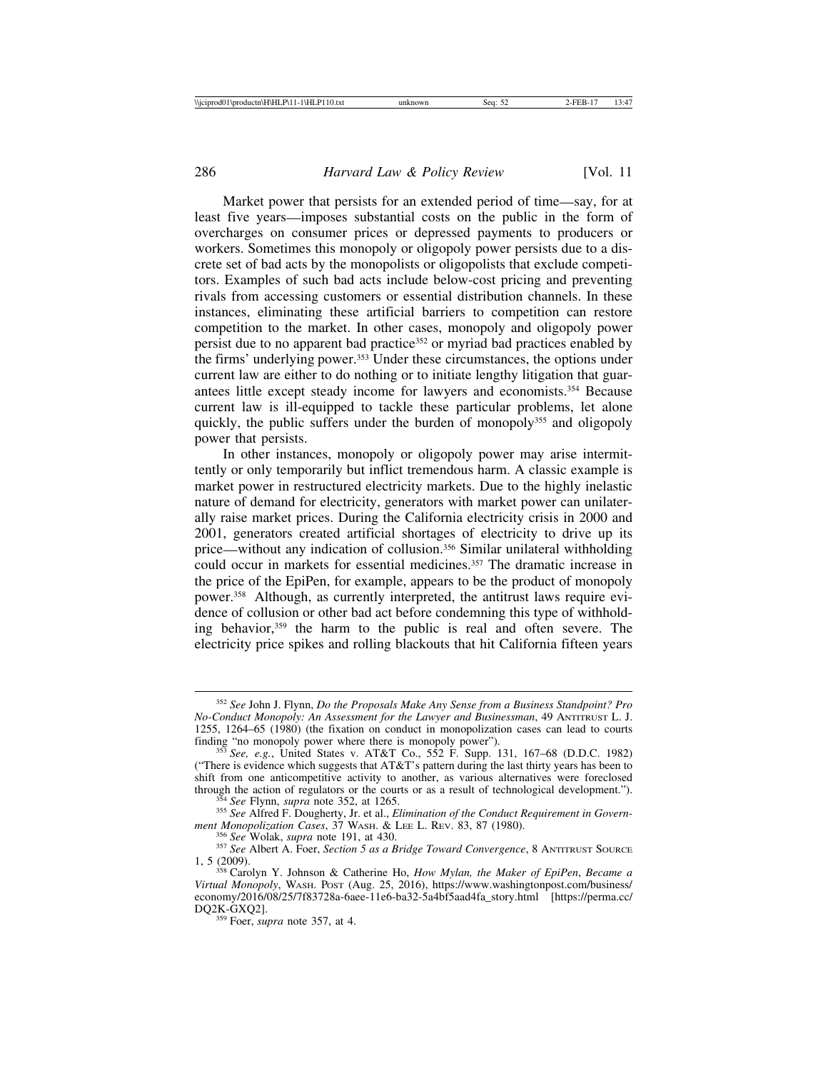Market power that persists for an extended period of time—say, for at least five years—imposes substantial costs on the public in the form of overcharges on consumer prices or depressed payments to producers or workers. Sometimes this monopoly or oligopoly power persists due to a discrete set of bad acts by the monopolists or oligopolists that exclude competitors. Examples of such bad acts include below-cost pricing and preventing rivals from accessing customers or essential distribution channels. In these instances, eliminating these artificial barriers to competition can restore competition to the market. In other cases, monopoly and oligopoly power persist due to no apparent bad practice[352] or myriad bad practices enabled by the firms' underlying power.[353] Under these circumstances, the options under current law are either to do nothing or to initiate lengthy litigation that guarantees little except steady income for lawyers and economists.[354] Because current law is ill-equipped to tackle these particular problems, let alone quickly, the public suffers under the burden of monopoly[355] and oligopoly power that persists.

In other instances, monopoly or oligopoly power may arise intermittently or only temporarily but inflict tremendous harm. A classic example is market power in restructured electricity markets. Due to the highly inelastic nature of demand for electricity, generators with market power can unilaterally raise market prices. During the California electricity crisis in 2000 and 2001, generators created artificial shortages of electricity to drive up its price—without any indication of collusion.[356] Similar unilateral withholding could occur in markets for essential medicines.[357] The dramatic increase in the price of the EpiPen, for example, appears to be the product of monopoly power.[358] Although, as currently interpreted, the antitrust laws require evidence of collusion or other bad act before condemning this type of withholding behavior,[359] the harm to the public is real and often severe. The electricity price spikes and rolling blackouts that hit California fifteen years

---

[352] *See* John J. Flynn, *Do the Proposals Make Any Sense from a Business Standpoint? Pro No-Conduct Monopoly: An Assessment for the Lawyer and Businessman*, 49 ANTITRUST L. J. 1255, 1264–65 (1980) (the fixation on conduct in monopolization cases can lead to courts finding "no monopoly power where there is monopoly power").

[353] *See, e.g.*, United States v. AT&T Co., 552 F. Supp. 131, 167–68 (D.D.C. 1982) ("There is evidence which suggests that AT&T's pattern during the last thirty years has been to shift from one anticompetitive activity to another, as various alternatives were foreclosed through the action of regulators or the courts or as a result of technological development.").

[354] *See* Flynn, *supra* note 352, at 1265.

[355] *See* Alfred F. Dougherty, Jr. et al., *Elimination of the Conduct Requirement in Government Monopolization Cases*, 37 WASH. & LEE L. REV. 83, 87 (1980).

[356] *See* Wolak, *supra* note 191, at 430.

[357] *See* Albert A. Foer, *Section 5 as a Bridge Toward Convergence*, 8 ANTITRUST SOURCE 1, 5 (2009).

[358] Carolyn Y. Johnson & Catherine Ho, *How Mylan, the Maker of EpiPen, Became a Virtual Monopoly*, WASH. POST (Aug. 25, 2016), https://www.washingtonpost.com/business/economy/2016/08/25/7f83728a-6aee-11e6-ba32-5a4bf5aad4fa_story.html [https://perma.cc/DQ2K-GXQ2].

[359] Foer, *supra* note 357, at 4.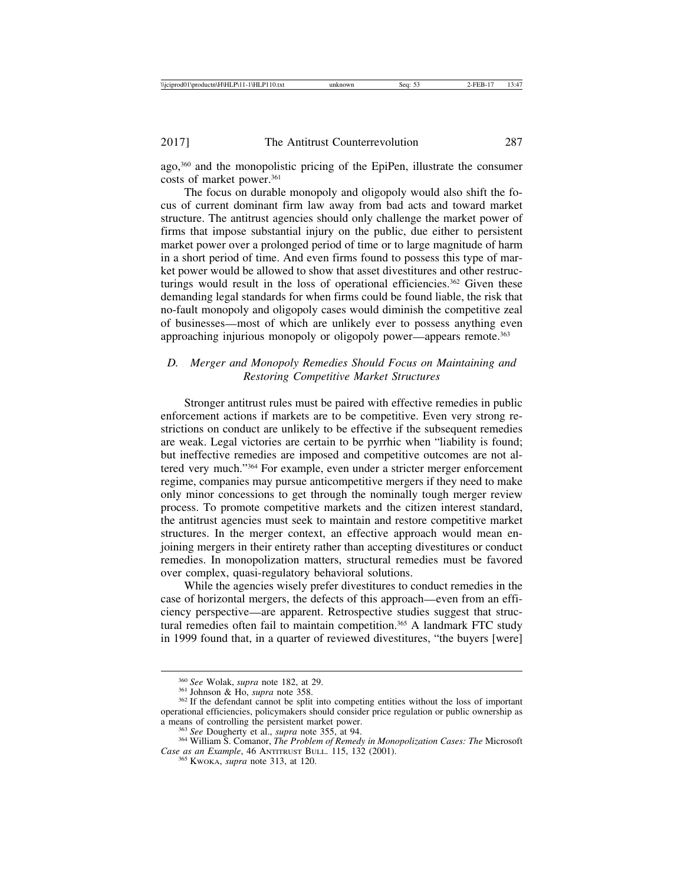ago,[360] and the monopolistic pricing of the EpiPen, illustrate the consumer costs of market power.[361]

The focus on durable monopoly and oligopoly would also shift the focus of current dominant firm law away from bad acts and toward market structure. The antitrust agencies should only challenge the market power of firms that impose substantial injury on the public, due either to persistent market power over a prolonged period of time or to large magnitude of harm in a short period of time. And even firms found to possess this type of market power would be allowed to show that asset divestitures and other restructurings would result in the loss of operational efficiencies.[362] Given these demanding legal standards for when firms could be found liable, the risk that no-fault monopoly and oligopoly cases would diminish the competitive zeal of businesses—most of which are unlikely ever to possess anything even approaching injurious monopoly or oligopoly power—appears remote.[363]

### *D. Merger and Monopoly Remedies Should Focus on Maintaining and Restoring Competitive Market Structures*

Stronger antitrust rules must be paired with effective remedies in public enforcement actions if markets are to be competitive. Even very strong restrictions on conduct are unlikely to be effective if the subsequent remedies are weak. Legal victories are certain to be pyrrhic when "liability is found; but ineffective remedies are imposed and competitive outcomes are not altered very much."[364] For example, even under a stricter merger enforcement regime, companies may pursue anticompetitive mergers if they need to make only minor concessions to get through the nominally tough merger review process. To promote competitive markets and the citizen interest standard, the antitrust agencies must seek to maintain and restore competitive market structures. In the merger context, an effective approach would mean enjoining mergers in their entirety rather than accepting divestitures or conduct remedies. In monopolization matters, structural remedies must be favored over complex, quasi-regulatory behavioral solutions.

While the agencies wisely prefer divestitures to conduct remedies in the case of horizontal mergers, the defects of this approach—even from an efficiency perspective—are apparent. Retrospective studies suggest that structural remedies often fail to maintain competition.[365] A landmark FTC study in 1999 found that, in a quarter of reviewed divestitures, "the buyers [were]

---

[360] *See* Wolak, *supra* note 182, at 29.

[361] Johnson & Ho, *supra* note 358.

[362] If the defendant cannot be split into competing entities without the loss of important operational efficiencies, policymakers should consider price regulation or public ownership as a means of controlling the persistent market power.

[363] *See* Dougherty et al., *supra* note 355, at 94.

[364] William S. Comanor, *The Problem of Remedy in Monopolization Cases: The* Microsoft *Case as an Example*, 46 ANTITRUST BULL. 115, 132 (2001).

[365] KWOKA, *supra* note 313, at 120.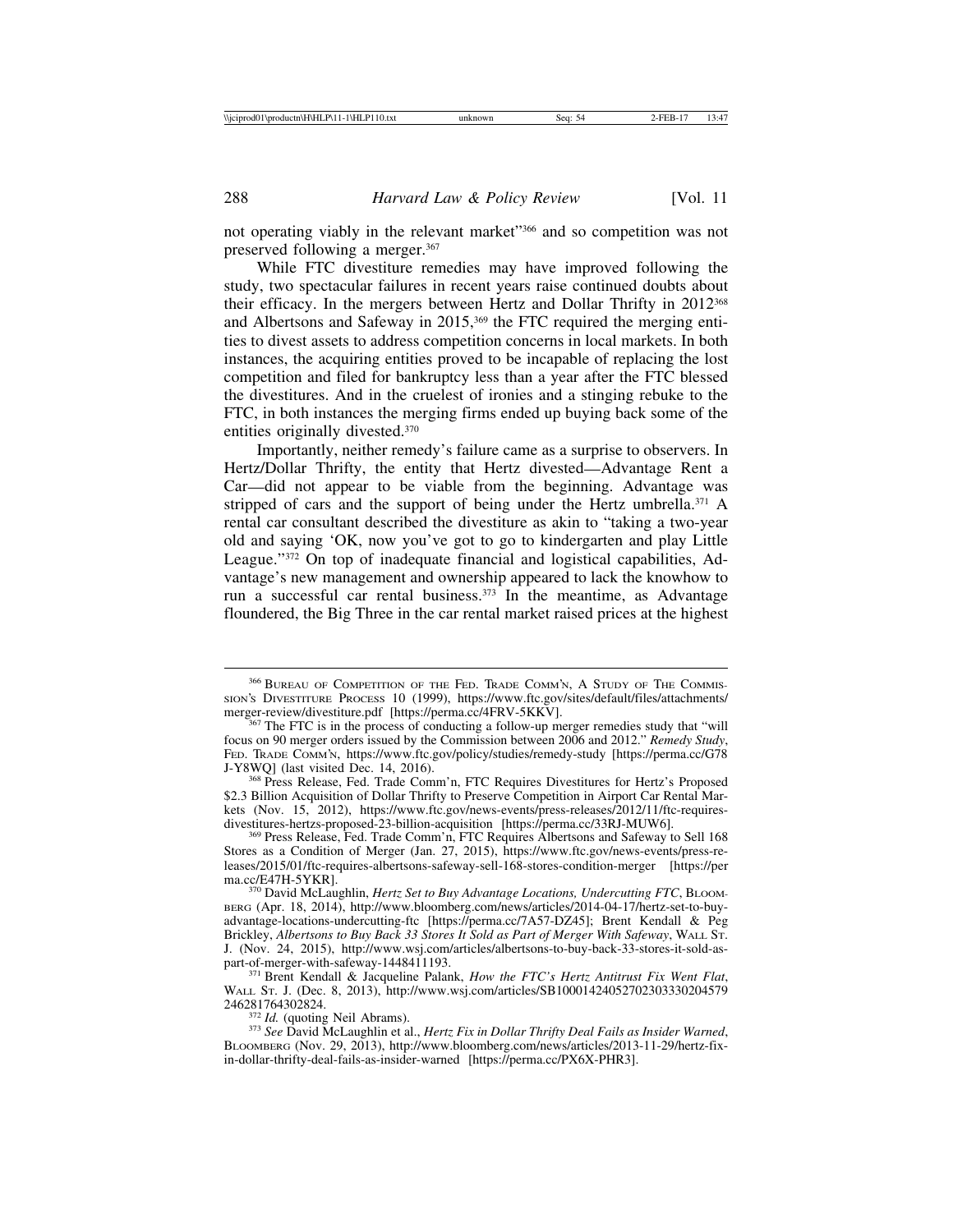not operating viably in the relevant market"[366] and so competition was not preserved following a merger.[367]

While FTC divestiture remedies may have improved following the study, two spectacular failures in recent years raise continued doubts about their efficacy. In the mergers between Hertz and Dollar Thrifty in 2012[368] and Albertsons and Safeway in 2015,[369] the FTC required the merging entities to divest assets to address competition concerns in local markets. In both instances, the acquiring entities proved to be incapable of replacing the lost competition and filed for bankruptcy less than a year after the FTC blessed the divestitures. And in the cruelest of ironies and a stinging rebuke to the FTC, in both instances the merging firms ended up buying back some of the entities originally divested.[370]

Importantly, neither remedy's failure came as a surprise to observers. In Hertz/Dollar Thrifty, the entity that Hertz divested—Advantage Rent a Car—did not appear to be viable from the beginning. Advantage was stripped of cars and the support of being under the Hertz umbrella.[371] A rental car consultant described the divestiture as akin to "taking a two-year old and saying 'OK, now you've got to go to kindergarten and play Little League.'"[372] On top of inadequate financial and logistical capabilities, Advantage's new management and ownership appeared to lack the knowhow to run a successful car rental business.[373] In the meantime, as Advantage floundered, the Big Three in the car rental market raised prices at the highest

---

[366] Bureau of Competition of the Fed. Trade Comm'n, A Study of The Commission's Divestiture Process 10 (1999), https://www.ftc.gov/sites/default/files/attachments/merger-review/divestiture.pdf [https://perma.cc/4FRV-5KKV].

[367] The FTC is in the process of conducting a follow-up merger remedies study that "will focus on 90 merger orders issued by the Commission between 2006 and 2012." *Remedy Study*, Fed. Trade Comm'n, https://www.ftc.gov/policy/studies/remedy-study [https://perma.cc/G78J-Y8WQ] (last visited Dec. 14, 2016).

[368] Press Release, Fed. Trade Comm'n, FTC Requires Divestitures for Hertz's Proposed $2.3 Billion Acquisition of Dollar Thrifty to Preserve Competition in Airport Car Rental Markets (Nov. 15, 2012), https://www.ftc.gov/news-events/press-releases/2012/11/ftc-requires-divestitures-hertzs-proposed-23-billion-acquisition [https://perma.cc/33RJ-MUW6].

[369] Press Release, Fed. Trade Comm'n, FTC Requires Albertsons and Safeway to Sell 168 Stores as a Condition of Merger (Jan. 27, 2015), https://www.ftc.gov/news-events/press-releases/2015/01/ftc-requires-albertsons-safeway-sell-168-stores-condition-merger [https://perma.cc/E47H-5YKR].

[370] David McLaughlin, *Hertz Set to Buy Advantage Locations, Undercutting FTC*, Bloomberg (Apr. 18, 2014), http://www.bloomberg.com/news/articles/2014-04-17/hertz-set-to-buy-advantage-locations-undercutting-ftc [https://perma.cc/7A57-DZ45]; Brent Kendall & Peg Brickley, *Albertsons to Buy Back 33 Stores It Sold as Part of Merger With Safeway*, Wall St. J. (Nov. 24, 2015), http://www.wsj.com/articles/albertsons-to-buy-back-33-stores-it-sold-as-part-of-merger-with-safeway-1448411193.

[371] Brent Kendall & Jacqueline Palank, *How the FTC's Hertz Antitrust Fix Went Flat*, Wall St. J. (Dec. 8, 2013), http://www.wsj.com/articles/SB10001424052702303330204579246281764302824.

[372] *Id.* (quoting Neil Abrams).

[373] *See* David McLaughlin et al., *Hertz Fix in Dollar Thrifty Deal Fails as Insider Warned*, Bloomberg (Nov. 29, 2013), http://www.bloomberg.com/news/articles/2013-11-29/hertz-fix-in-dollar-thrifty-deal-fails-as-insider-warned [https://perma.cc/PX6X-PHR3].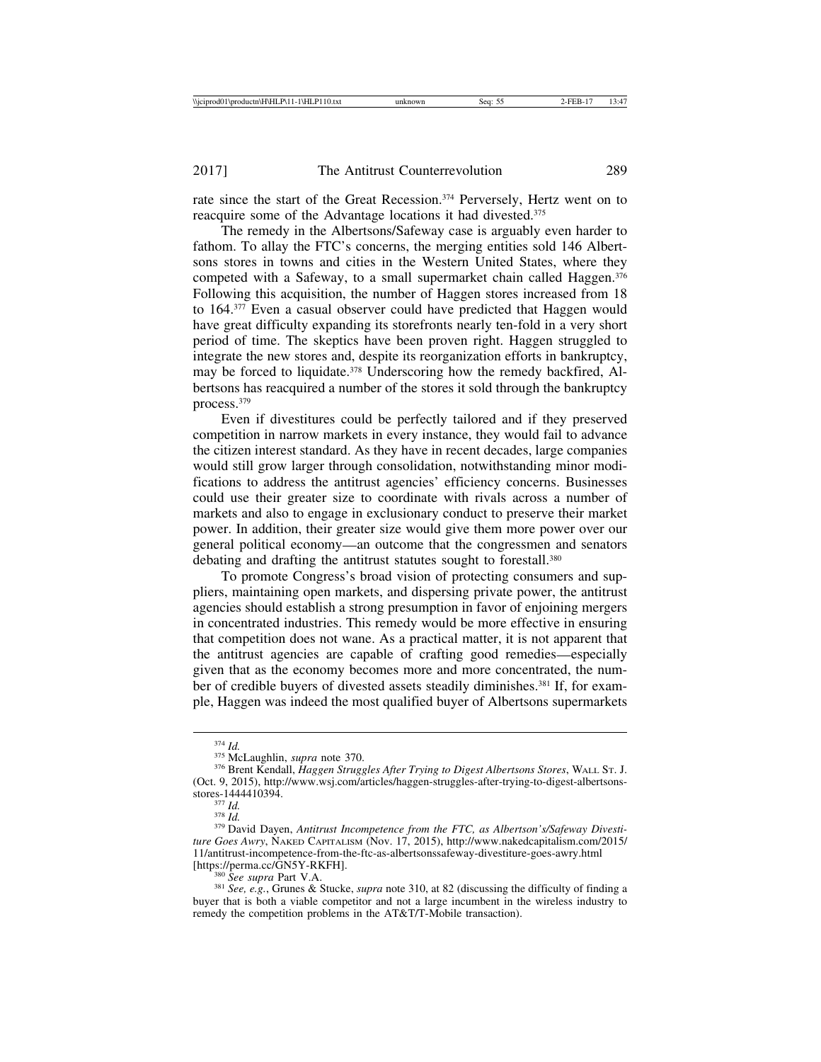rate since the start of the Great Recession.[374] Perversely, Hertz went on to reacquire some of the Advantage locations it had divested.[375]

The remedy in the Albertsons/Safeway case is arguably even harder to fathom. To allay the FTC's concerns, the merging entities sold 146 Albertsons stores in towns and cities in the Western United States, where they competed with a Safeway, to a small supermarket chain called Haggen.[376] Following this acquisition, the number of Haggen stores increased from 18 to 164.[377] Even a casual observer could have predicted that Haggen would have great difficulty expanding its storefronts nearly ten-fold in a very short period of time. The skeptics have been proven right. Haggen struggled to integrate the new stores and, despite its reorganization efforts in bankruptcy, may be forced to liquidate.[378] Underscoring how the remedy backfired, Albertsons has reacquired a number of the stores it sold through the bankruptcy process.[379]

Even if divestitures could be perfectly tailored and if they preserved competition in narrow markets in every instance, they would fail to advance the citizen interest standard. As they have in recent decades, large companies would still grow larger through consolidation, notwithstanding minor modifications to address the antitrust agencies' efficiency concerns. Businesses could use their greater size to coordinate with rivals across a number of markets and also to engage in exclusionary conduct to preserve their market power. In addition, their greater size would give them more power over our general political economy—an outcome that the congressmen and senators debating and drafting the antitrust statutes sought to forestall.[380]

To promote Congress's broad vision of protecting consumers and suppliers, maintaining open markets, and dispersing private power, the antitrust agencies should establish a strong presumption in favor of enjoining mergers in concentrated industries. This remedy would be more effective in ensuring that competition does not wane. As a practical matter, it is not apparent that the antitrust agencies are capable of crafting good remedies—especially given that as the economy becomes more and more concentrated, the number of credible buyers of divested assets steadily diminishes.[381] If, for example, Haggen was indeed the most qualified buyer of Albertsons supermarkets

---

[374] *Id.*

[375] McLaughlin, *supra* note 370.

[376] Brent Kendall, *Haggen Struggles After Trying to Digest Albertsons Stores*, WALL ST. J. (Oct. 9, 2015), http://www.wsj.com/articles/haggen-struggles-after-trying-to-digest-albertsons-stores-1444410394.

[377] *Id.*

[378] *Id.*

[379] David Dayen, *Antitrust Incompetence from the FTC, as Albertson's/Safeway Divestiture Goes Awry*, NAKED CAPITALISM (Nov. 17, 2015), http://www.nakedcapitalism.com/2015/11/antitrust-incompetence-from-the-ftc-as-albertsonssafeway-divestiture-goes-awry.html [https://perma.cc/GN5Y-RKFH].

[380] *See supra* Part V.A.

[381] *See, e.g.*, Grunes & Stucke, *supra* note 310, at 82 (discussing the difficulty of finding a buyer that is both a viable competitor and not a large incumbent in the wireless industry to remedy the competition problems in the AT&T/T-Mobile transaction).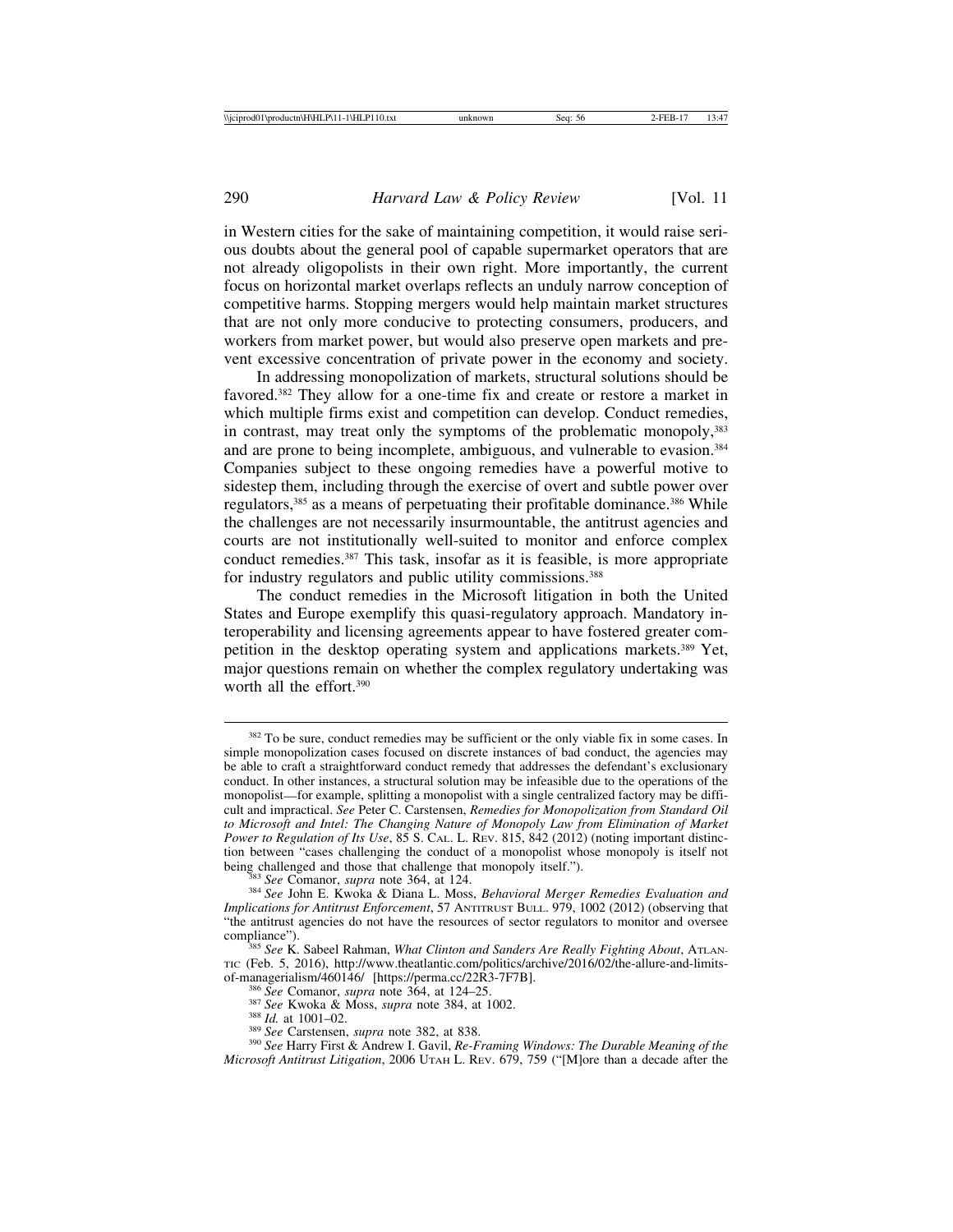in Western cities for the sake of maintaining competition, it would raise serious doubts about the general pool of capable supermarket operators that are not already oligopolists in their own right. More importantly, the current focus on horizontal market overlaps reflects an unduly narrow conception of competitive harms. Stopping mergers would help maintain market structures that are not only more conducive to protecting consumers, producers, and workers from market power, but would also preserve open markets and prevent excessive concentration of private power in the economy and society.

In addressing monopolization of markets, structural solutions should be favored.[382] They allow for a one-time fix and create or restore a market in which multiple firms exist and competition can develop. Conduct remedies, in contrast, may treat only the symptoms of the problematic monopoly,[383] and are prone to being incomplete, ambiguous, and vulnerable to evasion.[384] Companies subject to these ongoing remedies have a powerful motive to sidestep them, including through the exercise of overt and subtle power over regulators,[385] as a means of perpetuating their profitable dominance.[386] While the challenges are not necessarily insurmountable, the antitrust agencies and courts are not institutionally well-suited to monitor and enforce complex conduct remedies.[387] This task, insofar as it is feasible, is more appropriate for industry regulators and public utility commissions.[388]

The conduct remedies in the Microsoft litigation in both the United States and Europe exemplify this quasi-regulatory approach. Mandatory interoperability and licensing agreements appear to have fostered greater competition in the desktop operating system and applications markets.[389] Yet, major questions remain on whether the complex regulatory undertaking was worth all the effort.[390]

---

[382] To be sure, conduct remedies may be sufficient or the only viable fix in some cases. In simple monopolization cases focused on discrete instances of bad conduct, the agencies may be able to craft a straightforward conduct remedy that addresses the defendant's exclusionary conduct. In other instances, a structural solution may be infeasible due to the operations of the monopolist—for example, splitting a monopolist with a single centralized factory may be difficult and impractical. *See* Peter C. Carstensen, *Remedies for Monopolization from Standard Oil to Microsoft and Intel: The Changing Nature of Monopoly Law from Elimination of Market Power to Regulation of Its Use*, 85 S. CAL. L. REV. 815, 842 (2012) (noting important distinction between "cases challenging the conduct of a monopolist whose monopoly is itself not being challenged and those that challenge that monopoly itself.").

[383] *See* Comanor, *supra* note 364, at 124.

[384] *See* John E. Kwoka & Diana L. Moss, *Behavioral Merger Remedies Evaluation and Implications for Antitrust Enforcement*, 57 ANTITRUST BULL. 979, 1002 (2012) (observing that "the antitrust agencies do not have the resources of sector regulators to monitor and oversee compliance").

[385] *See* K. Sabeel Rahman, *What Clinton and Sanders Are Really Fighting About*, ATLANTIC (Feb. 5, 2016), http://www.theatlantic.com/politics/archive/2016/02/the-allure-and-limits-of-managerialism/460146/ [https://perma.cc/22R3-7F7B].

[386] *See* Comanor, *supra* note 364, at 124–25.

[387] *See* Kwoka & Moss, *supra* note 384, at 1002.

[388] *Id.* at 1001–02.

[389] *See* Carstensen, *supra* note 382, at 838.

[390] *See* Harry First & Andrew I. Gavil, *Re-Framing Windows: The Durable Meaning of the Microsoft Antitrust Litigation*, 2006 UTAH L. REV. 679, 759 ("[M]ore than a decade after the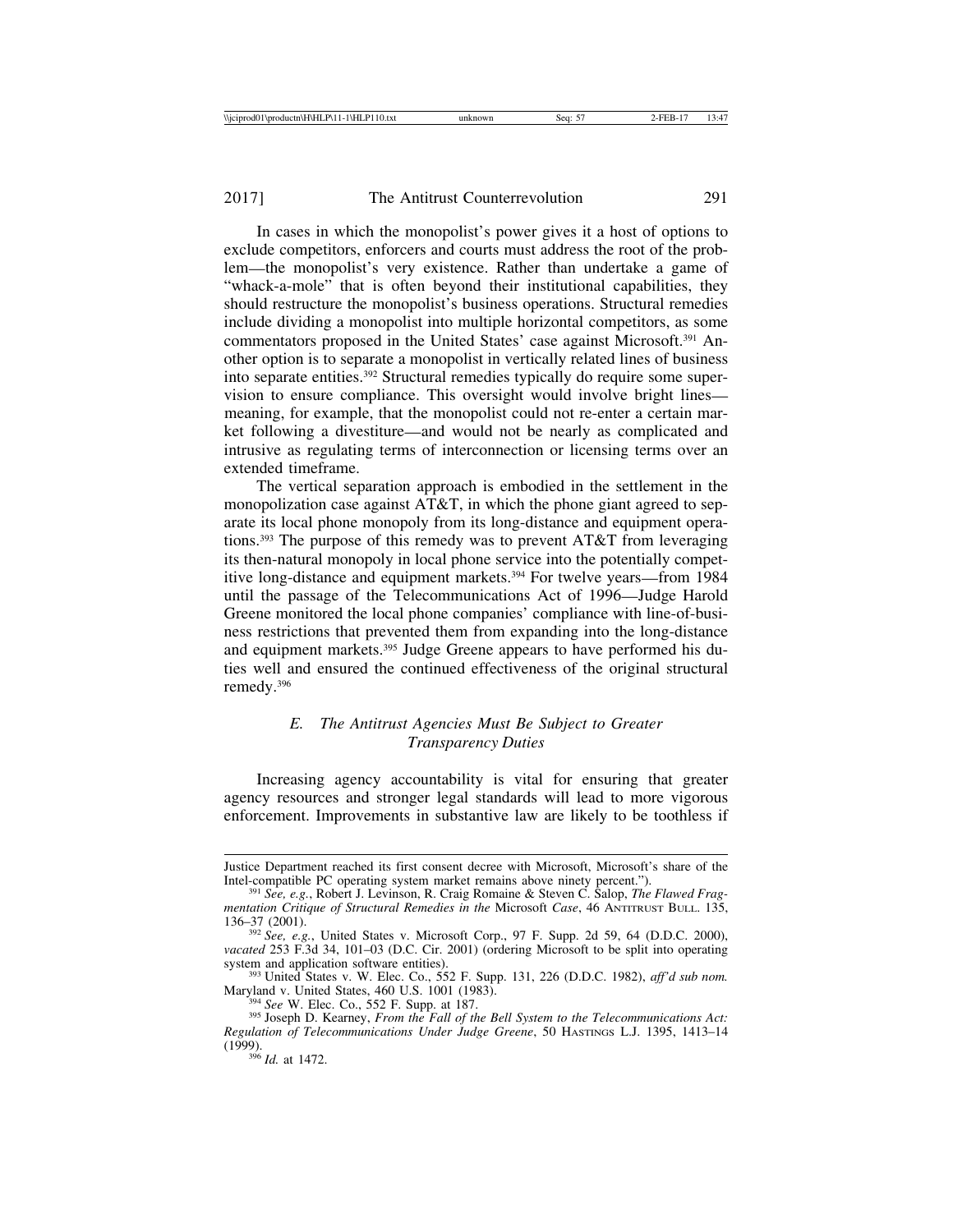In cases in which the monopolist's power gives it a host of options to exclude competitors, enforcers and courts must address the root of the problem—the monopolist's very existence. Rather than undertake a game of "whack-a-mole" that is often beyond their institutional capabilities, they should restructure the monopolist's business operations. Structural remedies include dividing a monopolist into multiple horizontal competitors, as some commentators proposed in the United States' case against Microsoft.[391] Another option is to separate a monopolist in vertically related lines of business into separate entities.[392] Structural remedies typically do require some supervision to ensure compliance. This oversight would involve bright lines—meaning, for example, that the monopolist could not re-enter a certain market following a divestiture—and would not be nearly as complicated and intrusive as regulating terms of interconnection or licensing terms over an extended timeframe.

The vertical separation approach is embodied in the settlement in the monopolization case against AT&T, in which the phone giant agreed to separate its local phone monopoly from its long-distance and equipment operations.[393] The purpose of this remedy was to prevent AT&T from leveraging its then-natural monopoly in local phone service into the potentially competitive long-distance and equipment markets.[394] For twelve years—from 1984 until the passage of the Telecommunications Act of 1996—Judge Harold Greene monitored the local phone companies' compliance with line-of-business restrictions that prevented them from expanding into the long-distance and equipment markets.[395] Judge Greene appears to have performed his duties well and ensured the continued effectiveness of the original structural remedy.[396]

### *E. The Antitrust Agencies Must Be Subject to Greater Transparency Duties*

Increasing agency accountability is vital for ensuring that greater agency resources and stronger legal standards will lead to more vigorous enforcement. Improvements in substantive law are likely to be toothless if

---

Justice Department reached its first consent decree with Microsoft, Microsoft's share of the Intel-compatible PC operating system market remains above ninety percent.").

[391] *See, e.g.*, Robert J. Levinson, R. Craig Romaine & Steven C. Salop, *The Flawed Fragmentation Critique of Structural Remedies in the* Microsoft *Case*, 46 ANTITRUST BULL. 135, 136–37 (2001).

[392] *See, e.g.*, United States v. Microsoft Corp., 97 F. Supp. 2d 59, 64 (D.D.C. 2000), *vacated* 253 F.3d 34, 101–03 (D.C. Cir. 2001) (ordering Microsoft to be split into operating system and application software entities).

[393] United States v. W. Elec. Co., 552 F. Supp. 131, 226 (D.D.C. 1982), *aff'd sub nom.* Maryland v. United States, 460 U.S. 1001 (1983).

[394] *See* W. Elec. Co., 552 F. Supp. at 187.

[395] Joseph D. Kearney, *From the Fall of the Bell System to the Telecommunications Act: Regulation of Telecommunications Under Judge Greene*, 50 HASTINGS L.J. 1395, 1413–14 (1999).

[396] *Id.* at 1472.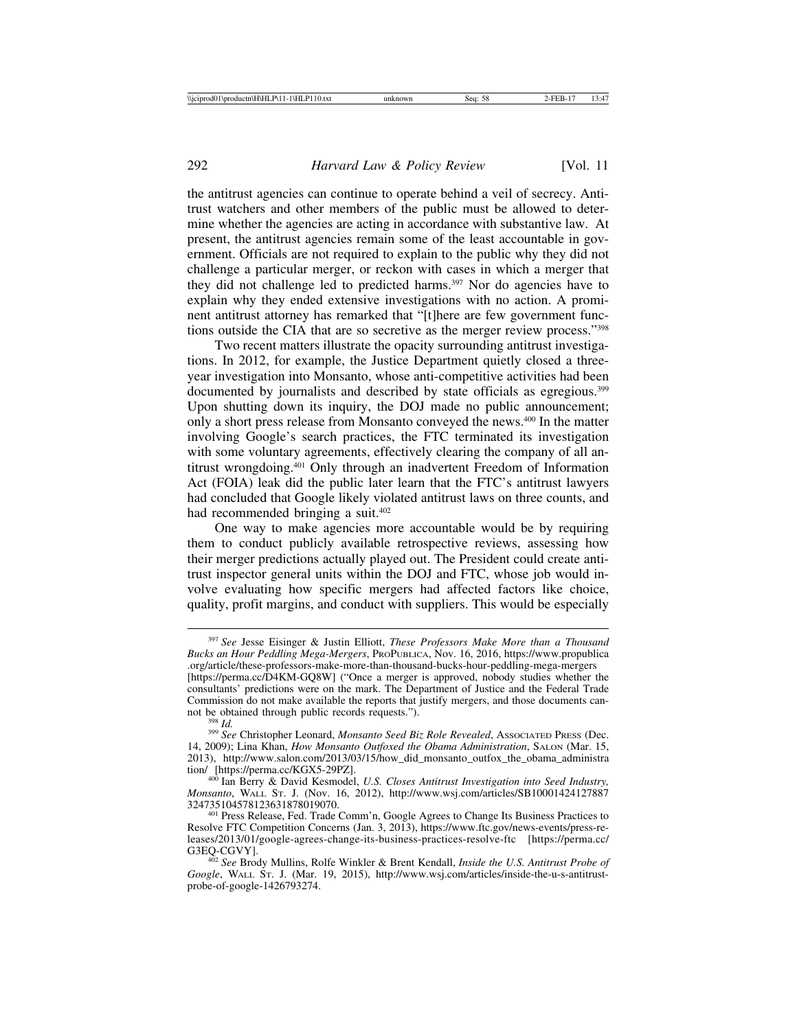the antitrust agencies can continue to operate behind a veil of secrecy. Antitrust watchers and other members of the public must be allowed to determine whether the agencies are acting in accordance with substantive law. At present, the antitrust agencies remain some of the least accountable in government. Officials are not required to explain to the public why they did not challenge a particular merger, or reckon with cases in which a merger that they did not challenge led to predicted harms.[397] Nor do agencies have to explain why they ended extensive investigations with no action. A prominent antitrust attorney has remarked that "[t]here are few government functions outside the CIA that are so secretive as the merger review process."[398]

Two recent matters illustrate the opacity surrounding antitrust investigations. In 2012, for example, the Justice Department quietly closed a three-year investigation into Monsanto, whose anti-competitive activities had been documented by journalists and described by state officials as egregious.[399] Upon shutting down its inquiry, the DOJ made no public announcement; only a short press release from Monsanto conveyed the news.[400] In the matter involving Google's search practices, the FTC terminated its investigation with some voluntary agreements, effectively clearing the company of all antitrust wrongdoing.[401] Only through an inadvertent Freedom of Information Act (FOIA) leak did the public later learn that the FTC's antitrust lawyers had concluded that Google likely violated antitrust laws on three counts, and had recommended bringing a suit.[402]

One way to make agencies more accountable would be by requiring them to conduct publicly available retrospective reviews, assessing how their merger predictions actually played out. The President could create antitrust inspector general units within the DOJ and FTC, whose job would involve evaluating how specific mergers had affected factors like choice, quality, profit margins, and conduct with suppliers. This would be especially

---

[397] *See* Jesse Eisinger & Justin Elliott, *These Professors Make More than a Thousand Bucks an Hour Peddling Mega-Mergers*, ProPublica, Nov. 16, 2016, https://www.propublica.org/article/these-professors-make-more-than-thousand-bucks-hour-peddling-mega-mergers [https://perma.cc/D4KM-GQ8W] ("Once a merger is approved, nobody studies whether the consultants' predictions were on the mark. The Department of Justice and the Federal Trade Commission do not make available the reports that justify mergers, and those documents cannot be obtained through public records requests.").

[398] *Id.*

[399] *See* Christopher Leonard, *Monsanto Seed Biz Role Revealed*, Associated Press (Dec. 14, 2009); Lina Khan, *How Monsanto Outfoxed the Obama Administration*, Salon (Mar. 15, 2013), http://www.salon.com/2013/03/15/how_did_monsanto_outfox_the_obama_administration/ [https://perma.cc/KGX5-29PZ].

[400] Ian Berry & David Kesmodel, *U.S. Closes Antitrust Investigation into Seed Industry, Monsanto*, Wall St. J. (Nov. 16, 2012), http://www.wsj.com/articles/SB10001424127887324735104578123631878019070.

[401] Press Release, Fed. Trade Comm'n, Google Agrees to Change Its Business Practices to Resolve FTC Competition Concerns (Jan. 3, 2013), https://www.ftc.gov/news-events/press-releases/2013/01/google-agrees-change-its-business-practices-resolve-ftc [https://perma.cc/G3EQ-CGVY].

[402] *See* Brody Mullins, Rolfe Winkler & Brent Kendall, *Inside the U.S. Antitrust Probe of Google*, Wall St. J. (Mar. 19, 2015), http://www.wsj.com/articles/inside-the-u-s-antitrust-probe-of-google-1426793274.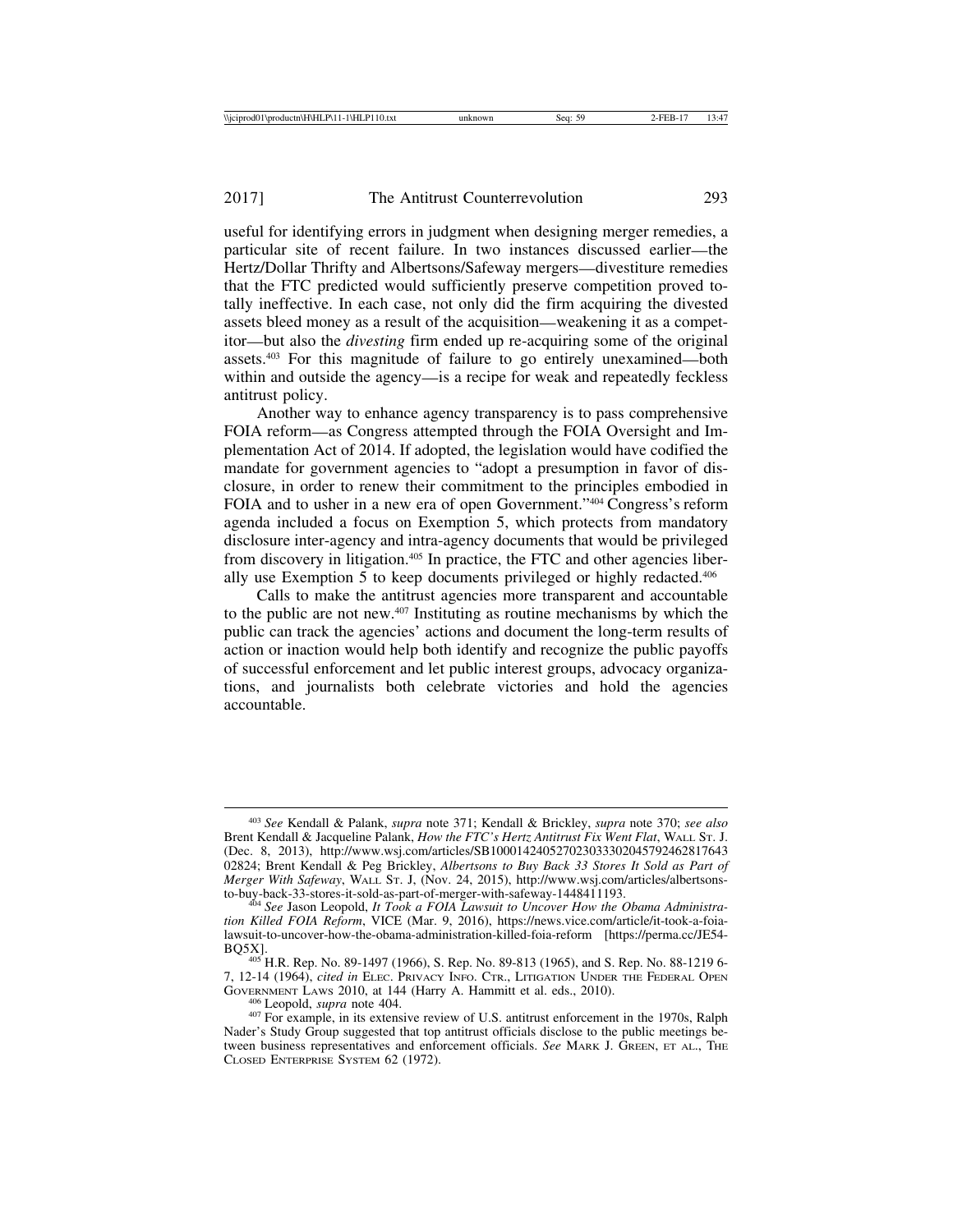useful for identifying errors in judgment when designing merger remedies, a particular site of recent failure. In two instances discussed earlier—the Hertz/Dollar Thrifty and Albertsons/Safeway mergers—divestiture remedies that the FTC predicted would sufficiently preserve competition proved totally ineffective. In each case, not only did the firm acquiring the divested assets bleed money as a result of the acquisition—weakening it as a competitor—but also the *divesting* firm ended up re-acquiring some of the original assets.[403] For this magnitude of failure to go entirely unexamined—both within and outside the agency—is a recipe for weak and repeatedly feckless antitrust policy.

Another way to enhance agency transparency is to pass comprehensive FOIA reform—as Congress attempted through the FOIA Oversight and Implementation Act of 2014. If adopted, the legislation would have codified the mandate for government agencies to "adopt a presumption in favor of disclosure, in order to renew their commitment to the principles embodied in FOIA and to usher in a new era of open Government."[404] Congress's reform agenda included a focus on Exemption 5, which protects from mandatory disclosure inter-agency and intra-agency documents that would be privileged from discovery in litigation.[405] In practice, the FTC and other agencies liberally use Exemption 5 to keep documents privileged or highly redacted.[406]

Calls to make the antitrust agencies more transparent and accountable to the public are not new.[407] Instituting as routine mechanisms by which the public can track the agencies' actions and document the long-term results of action or inaction would help both identify and recognize the public payoffs of successful enforcement and let public interest groups, advocacy organizations, and journalists both celebrate victories and hold the agencies accountable.

---

[403] *See* Kendall & Palank, *supra* note 371; Kendall & Brickley, *supra* note 370; *see also* Brent Kendall & Jacqueline Palank, *How the FTC's Hertz Antitrust Fix Went Flat*, WALL ST. J. (Dec. 8, 2013), http://www.wsj.com/articles/SB10001424052702303330204579246281764302824; Brent Kendall & Peg Brickley, *Albertsons to Buy Back 33 Stores It Sold as Part of Merger With Safeway*, WALL ST. J, (Nov. 24, 2015), http://www.wsj.com/articles/albertsons-to-buy-back-33-stores-it-sold-as-part-of-merger-with-safeway-1448411193.

[404] *See* Jason Leopold, *It Took a FOIA Lawsuit to Uncover How the Obama Administration Killed FOIA Reform*, VICE (Mar. 9, 2016), https://news.vice.com/article/it-took-a-foia-lawsuit-to-uncover-how-the-obama-administration-killed-foia-reform [https://perma.cc/JE54-BQ5X].

[405] H.R. Rep. No. 89-1497 (1966), S. Rep. No. 89-813 (1965), and S. Rep. No. 88-1219 6-7, 12-14 (1964), *cited in* ELEC. PRIVACY INFO. CTR., LITIGATION UNDER THE FEDERAL OPEN GOVERNMENT LAWS 2010, at 144 (Harry A. Hammitt et al. eds., 2010).

[406] Leopold, *supra* note 404.

[407] For example, in its extensive review of U.S. antitrust enforcement in the 1970s, Ralph Nader's Study Group suggested that top antitrust officials disclose to the public meetings between business representatives and enforcement officials. *See* MARK J. GREEN, ET AL., THE CLOSED ENTERPRISE SYSTEM 62 (1972).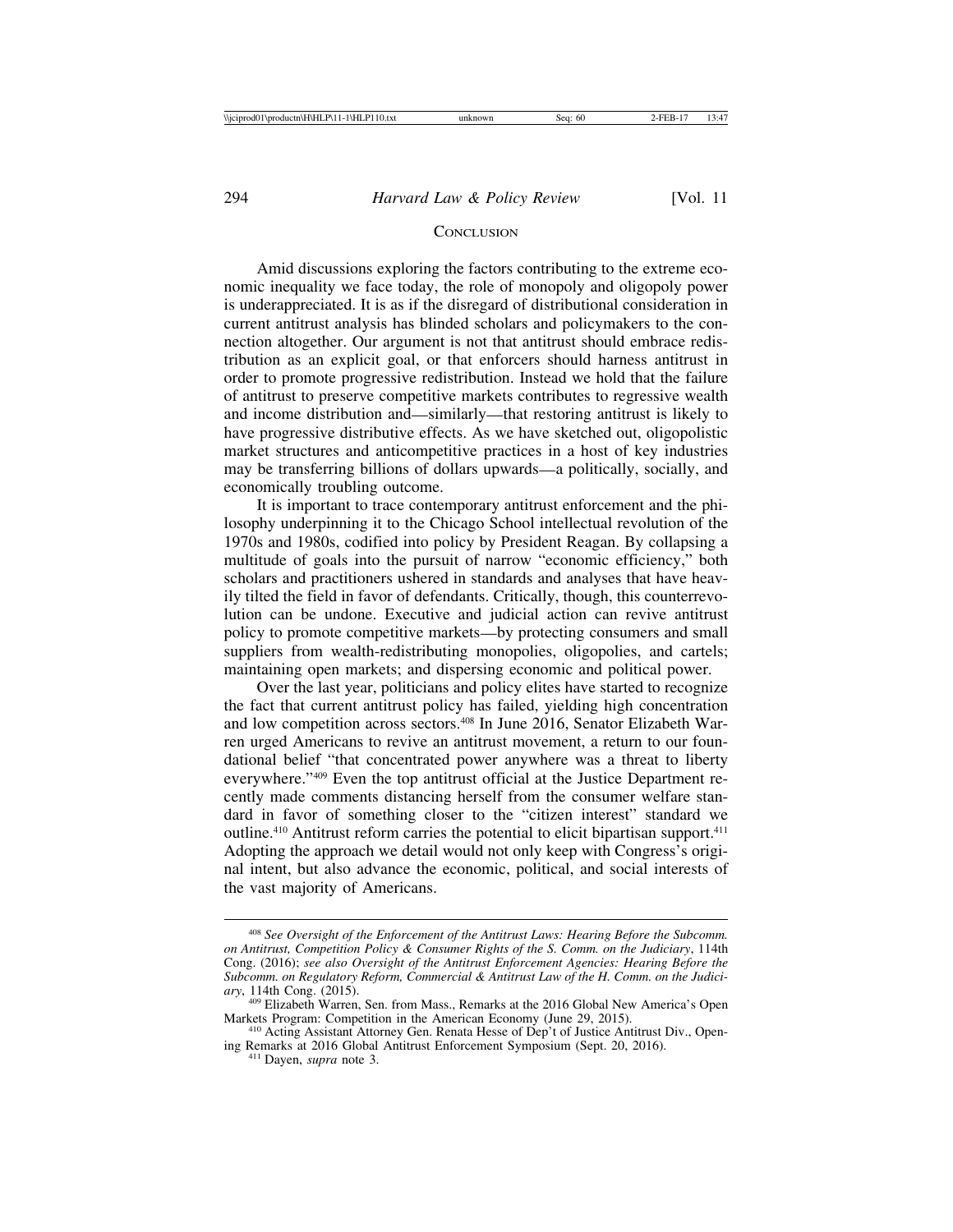## CONCLUSION

Amid discussions exploring the factors contributing to the extreme economic inequality we face today, the role of monopoly and oligopoly power is underappreciated. It is as if the disregard of distributional consideration in current antitrust analysis has blinded scholars and policymakers to the connection altogether. Our argument is not that antitrust should embrace redistribution as an explicit goal, or that enforcers should harness antitrust in order to promote progressive redistribution. Instead we hold that the failure of antitrust to preserve competitive markets contributes to regressive wealth and income distribution and—similarly—that restoring antitrust is likely to have progressive distributive effects. As we have sketched out, oligopolistic market structures and anticompetitive practices in a host of key industries may be transferring billions of dollars upwards—a politically, socially, and economically troubling outcome.

It is important to trace contemporary antitrust enforcement and the philosophy underpinning it to the Chicago School intellectual revolution of the 1970s and 1980s, codified into policy by President Reagan. By collapsing a multitude of goals into the pursuit of narrow "economic efficiency," both scholars and practitioners ushered in standards and analyses that have heavily tilted the field in favor of defendants. Critically, though, this counterrevolution can be undone. Executive and judicial action can revive antitrust policy to promote competitive markets—by protecting consumers and small suppliers from wealth-redistributing monopolies, oligopolies, and cartels; maintaining open markets; and dispersing economic and political power.

Over the last year, politicians and policy elites have started to recognize the fact that current antitrust policy has failed, yielding high concentration and low competition across sectors.[408] In June 2016, Senator Elizabeth Warren urged Americans to revive an antitrust movement, a return to our foundational belief "that concentrated power anywhere was a threat to liberty everywhere."[409] Even the top antitrust official at the Justice Department recently made comments distancing herself from the consumer welfare standard in favor of something closer to the "citizen interest" standard we outline.[410] Antitrust reform carries the potential to elicit bipartisan support.[411] Adopting the approach we detail would not only keep with Congress's original intent, but also advance the economic, political, and social interests of the vast majority of Americans.

---

[408] *See Oversight of the Enforcement of the Antitrust Laws: Hearing Before the Subcomm. on Antitrust, Competition Policy & Consumer Rights of the S. Comm. on the Judiciary*, 114th Cong. (2016); *see also Oversight of the Antitrust Enforcement Agencies: Hearing Before the Subcomm. on Regulatory Reform, Commercial & Antitrust Law of the H. Comm. on the Judiciary*, 114th Cong. (2015).

[409] Elizabeth Warren, Sen. from Mass., Remarks at the 2016 Global New America's Open Markets Program: Competition in the American Economy (June 29, 2015).

[410] Acting Assistant Attorney Gen. Renata Hesse of Dep't of Justice Antitrust Div., Opening Remarks at 2016 Global Antitrust Enforcement Symposium (Sept. 20, 2016).

[411] Dayen, *supra* note 3.